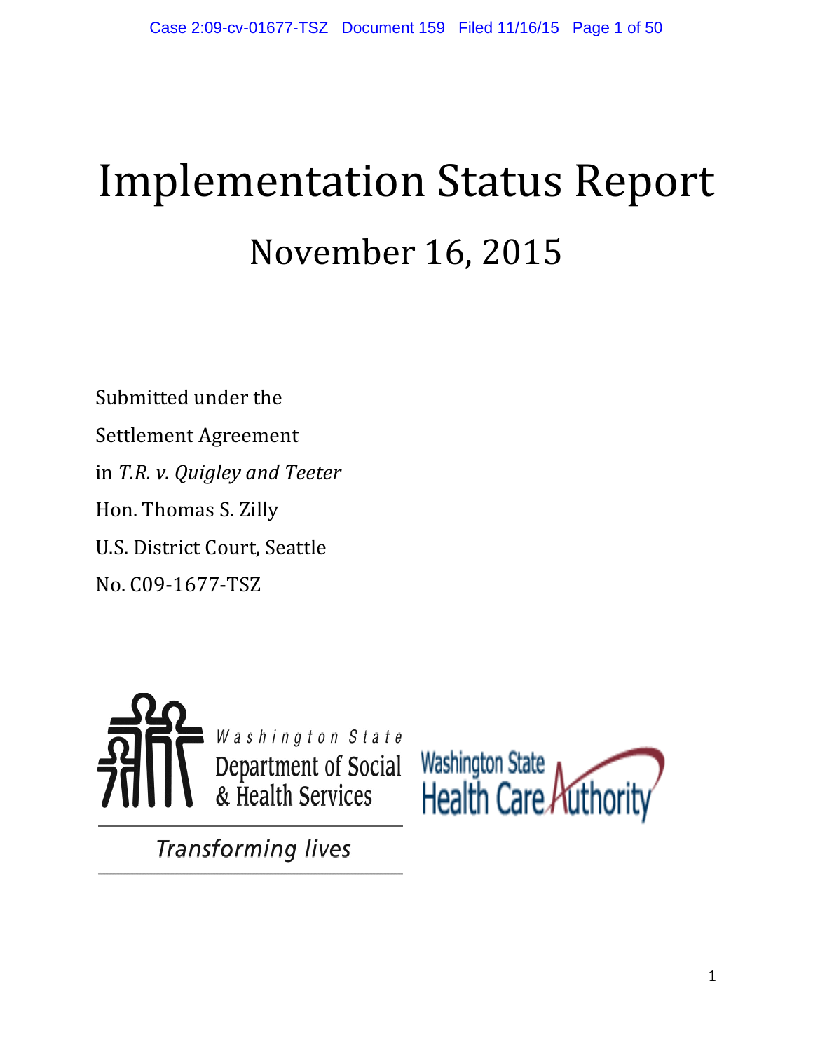# Implementation Status Report

## November 16, 2015

Submitted under the

Settlement Agreement

in *T.R. v. Quigley and Teeter*

Hon. Thomas S. Zilly

U.S. District Court, Seattle

No. C09-1677-TSZ

Washington State Department of Social & Health Services

*Transforming lives*

Washington State Health Care Authority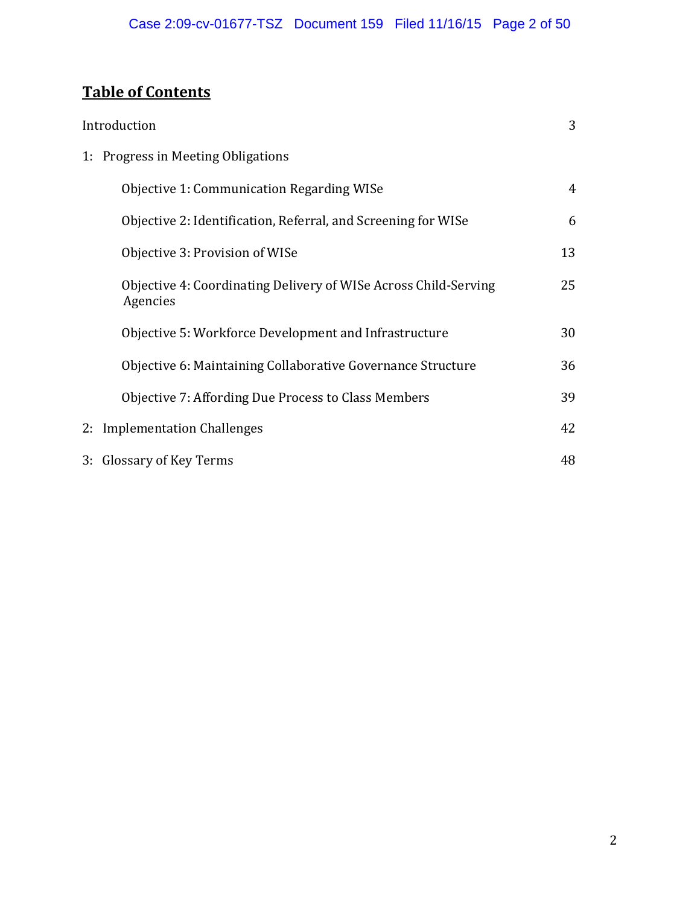## Table of Contents

| | |
|---|---|
| Introduction | 3 |
| 1: Progress in Meeting Obligations | |
| Objective 1: Communication Regarding WISe | 4 |
| Objective 2: Identification, Referral, and Screening for WISe | 6 |
| Objective 3: Provision of WISe | 13 |
| Objective 4: Coordinating Delivery of WISe Across Child-Serving Agencies | 25 |
| Objective 5: Workforce Development and Infrastructure | 30 |
| Objective 6: Maintaining Collaborative Governance Structure | 36 |
| Objective 7: Affording Due Process to Class Members | 39 |
| 2: Implementation Challenges | 42 |
| 3: Glossary of Key Terms | 48 |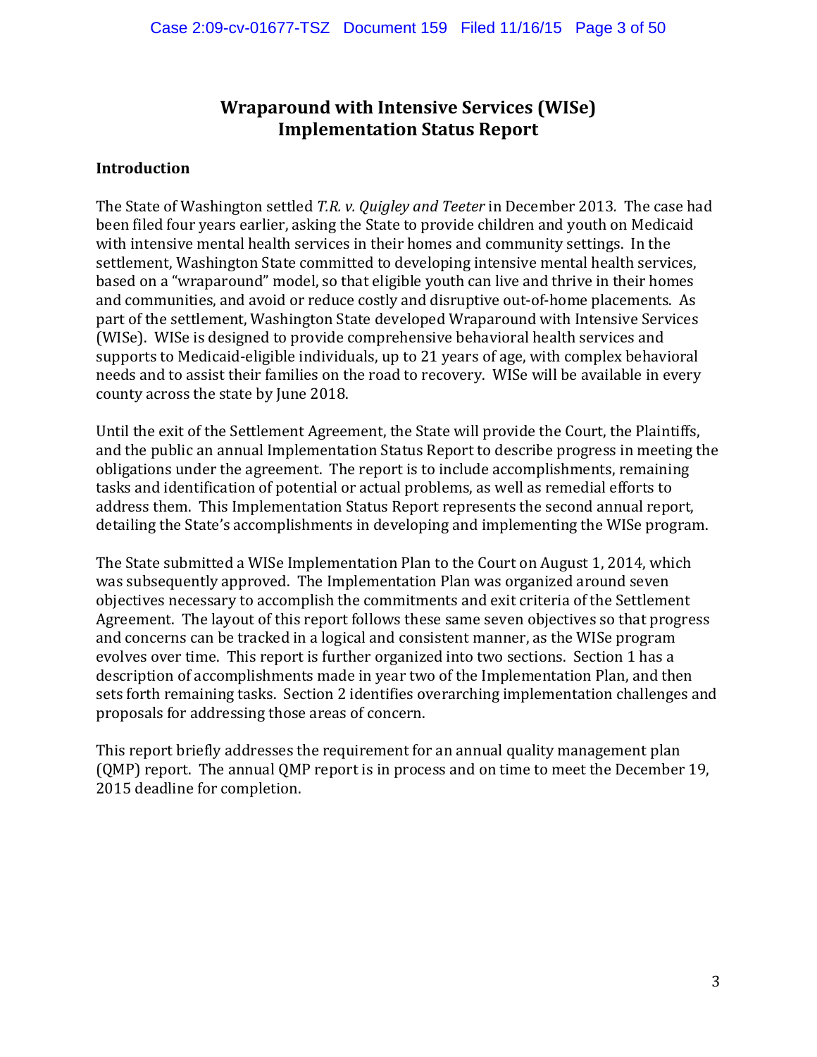# Wraparound with Intensive Services (WISe)
# Implementation Status Report

## Introduction

The State of Washington settled *T.R. v. Quigley and Teeter* in December 2013. The case had been filed four years earlier, asking the State to provide children and youth on Medicaid with intensive mental health services in their homes and community settings. In the settlement, Washington State committed to developing intensive mental health services, based on a "wraparound" model, so that eligible youth can live and thrive in their homes and communities, and avoid or reduce costly and disruptive out-of-home placements. As part of the settlement, Washington State developed Wraparound with Intensive Services (WISe). WISe is designed to provide comprehensive behavioral health services and supports to Medicaid-eligible individuals, up to 21 years of age, with complex behavioral needs and to assist their families on the road to recovery. WISe will be available in every county across the state by June 2018.

Until the exit of the Settlement Agreement, the State will provide the Court, the Plaintiffs, and the public an annual Implementation Status Report to describe progress in meeting the obligations under the agreement. The report is to include accomplishments, remaining tasks and identification of potential or actual problems, as well as remedial efforts to address them. This Implementation Status Report represents the second annual report, detailing the State's accomplishments in developing and implementing the WISe program.

The State submitted a WISe Implementation Plan to the Court on August 1, 2014, which was subsequently approved. The Implementation Plan was organized around seven objectives necessary to accomplish the commitments and exit criteria of the Settlement Agreement. The layout of this report follows these same seven objectives so that progress and concerns can be tracked in a logical and consistent manner, as the WISe program evolves over time. This report is further organized into two sections. Section 1 has a description of accomplishments made in year two of the Implementation Plan, and then sets forth remaining tasks. Section 2 identifies overarching implementation challenges and proposals for addressing those areas of concern.

This report briefly addresses the requirement for an annual quality management plan (QMP) report. The annual QMP report is in process and on time to meet the December 19, 2015 deadline for completion.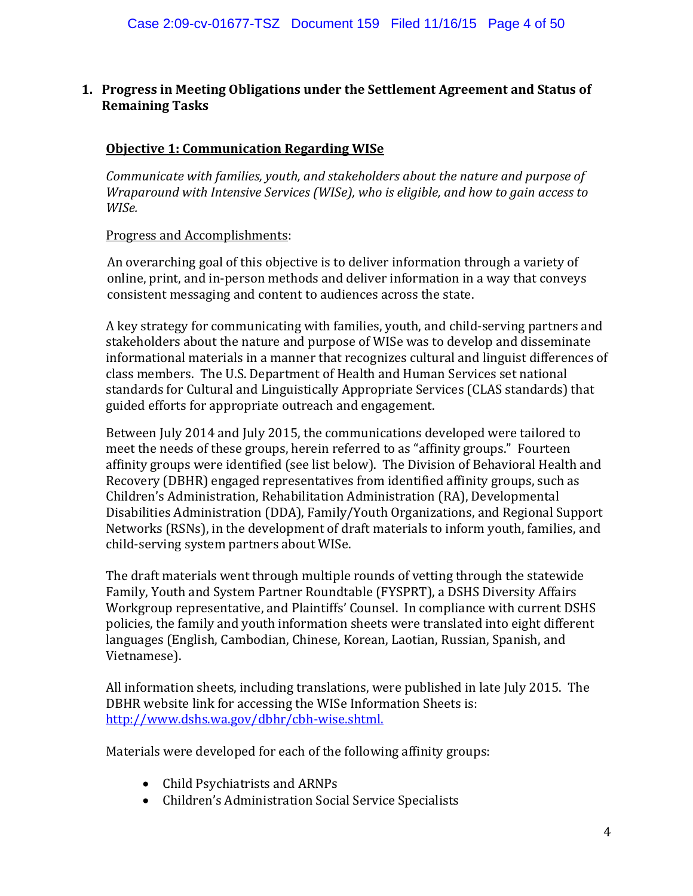## 1. Progress in Meeting Obligations under the Settlement Agreement and Status of Remaining Tasks

### Objective 1: Communication Regarding WISe

*Communicate with families, youth, and stakeholders about the nature and purpose of Wraparound with Intensive Services (WISe), who is eligible, and how to gain access to WISe.*

Progress and Accomplishments:

An overarching goal of this objective is to deliver information through a variety of online, print, and in-person methods and deliver information in a way that conveys consistent messaging and content to audiences across the state.

A key strategy for communicating with families, youth, and child-serving partners and stakeholders about the nature and purpose of WISe was to develop and disseminate informational materials in a manner that recognizes cultural and linguist differences of class members. The U.S. Department of Health and Human Services set national standards for Cultural and Linguistically Appropriate Services (CLAS standards) that guided efforts for appropriate outreach and engagement.

Between July 2014 and July 2015, the communications developed were tailored to meet the needs of these groups, herein referred to as "affinity groups." Fourteen affinity groups were identified (see list below). The Division of Behavioral Health and Recovery (DBHR) engaged representatives from identified affinity groups, such as Children's Administration, Rehabilitation Administration (RA), Developmental Disabilities Administration (DDA), Family/Youth Organizations, and Regional Support Networks (RSNs), in the development of draft materials to inform youth, families, and child-serving system partners about WISe.

The draft materials went through multiple rounds of vetting through the statewide Family, Youth and System Partner Roundtable (FYSPRT), a DSHS Diversity Affairs Workgroup representative, and Plaintiffs' Counsel. In compliance with current DSHS policies, the family and youth information sheets were translated into eight different languages (English, Cambodian, Chinese, Korean, Laotian, Russian, Spanish, and Vietnamese).

All information sheets, including translations, were published in late July 2015. The DBHR website link for accessing the WISe Information Sheets is: [http://www.dshs.wa.gov/dbhr/cbh-wise.shtml.](http://www.dshs.wa.gov/dbhr/cbh-wise.shtml)

Materials were developed for each of the following affinity groups:

- Child Psychiatrists and ARNPs
- Children's Administration Social Service Specialists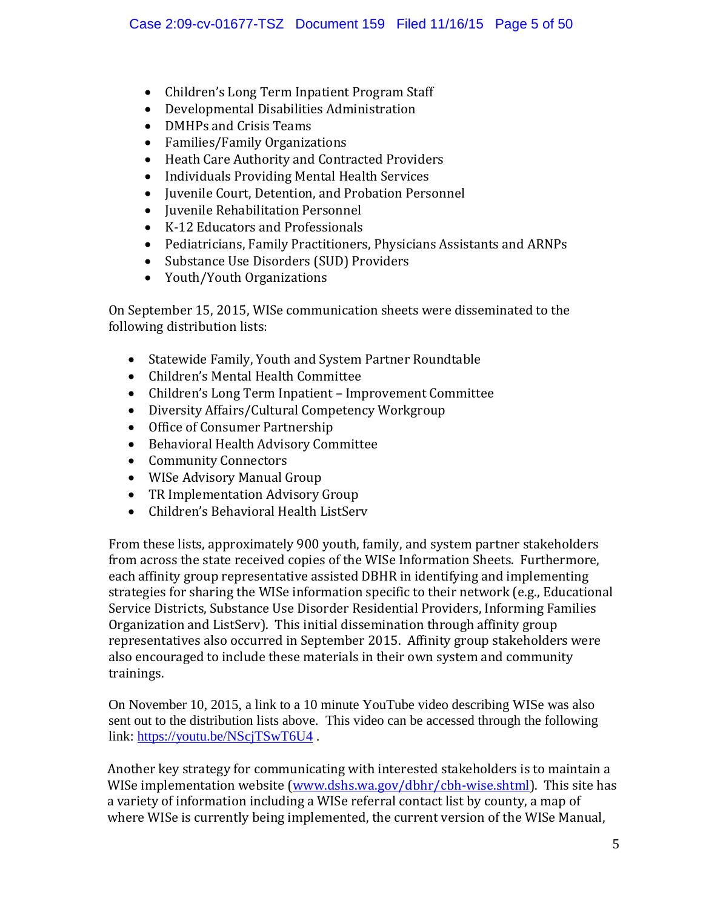- Children's Long Term Inpatient Program Staff
- Developmental Disabilities Administration
- DMHPs and Crisis Teams
- Families/Family Organizations
- Heath Care Authority and Contracted Providers
- Individuals Providing Mental Health Services
- Juvenile Court, Detention, and Probation Personnel
- Juvenile Rehabilitation Personnel
- K-12 Educators and Professionals
- Pediatricians, Family Practitioners, Physicians Assistants and ARNPs
- Substance Use Disorders (SUD) Providers
- Youth/Youth Organizations

On September 15, 2015, WISe communication sheets were disseminated to the following distribution lists:

- Statewide Family, Youth and System Partner Roundtable
- Children's Mental Health Committee
- Children's Long Term Inpatient – Improvement Committee
- Diversity Affairs/Cultural Competency Workgroup
- Office of Consumer Partnership
- Behavioral Health Advisory Committee
- Community Connectors
- WISe Advisory Manual Group
- TR Implementation Advisory Group
- Children's Behavioral Health ListServ

From these lists, approximately 900 youth, family, and system partner stakeholders from across the state received copies of the WISe Information Sheets. Furthermore, each affinity group representative assisted DBHR in identifying and implementing strategies for sharing the WISe information specific to their network (e.g., Educational Service Districts, Substance Use Disorder Residential Providers, Informing Families Organization and ListServ). This initial dissemination through affinity group representatives also occurred in September 2015. Affinity group stakeholders were also encouraged to include these materials in their own system and community trainings.

On November 10, 2015, a link to a 10 minute YouTube video describing WISe was also sent out to the distribution lists above. This video can be accessed through the following link: https://youtu.be/NScjTSwT6U4 .

Another key strategy for communicating with interested stakeholders is to maintain a WISe implementation website (www.dshs.wa.gov/dbhr/cbh-wise.shtml). This site has a variety of information including a WISe referral contact list by county, a map of where WISe is currently being implemented, the current version of the WISe Manual,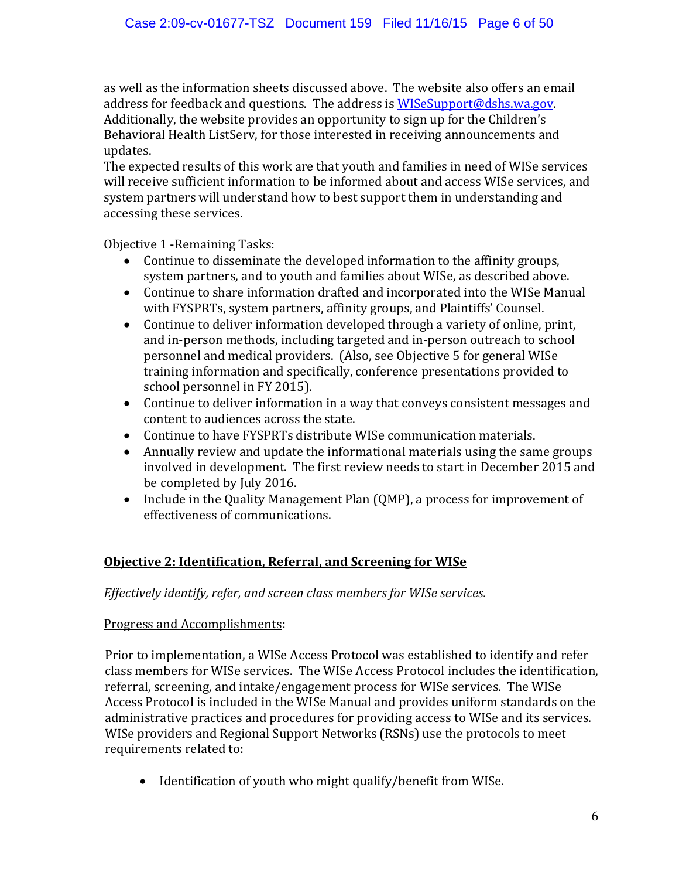as well as the information sheets discussed above. The website also offers an email address for feedback and questions. The address is WISeSupport@dshs.wa.gov. Additionally, the website provides an opportunity to sign up for the Children's Behavioral Health ListServ, for those interested in receiving announcements and updates.

The expected results of this work are that youth and families in need of WISe services will receive sufficient information to be informed about and access WISe services, and system partners will understand how to best support them in understanding and accessing these services.

Objective 1 -Remaining Tasks:

- Continue to disseminate the developed information to the affinity groups, system partners, and to youth and families about WISe, as described above.
- Continue to share information drafted and incorporated into the WISe Manual with FYSPRTs, system partners, affinity groups, and Plaintiffs' Counsel.
- Continue to deliver information developed through a variety of online, print, and in-person methods, including targeted and in-person outreach to school personnel and medical providers. (Also, see Objective 5 for general WISe training information and specifically, conference presentations provided to school personnel in FY 2015).
- Continue to deliver information in a way that conveys consistent messages and content to audiences across the state.
- Continue to have FYSPRTs distribute WISe communication materials.
- Annually review and update the informational materials using the same groups involved in development. The first review needs to start in December 2015 and be completed by July 2016.
- Include in the Quality Management Plan (QMP), a process for improvement of effectiveness of communications.

## Objective 2: Identification, Referral, and Screening for WISe

*Effectively identify, refer, and screen class members for WISe services.*

Progress and Accomplishments:

Prior to implementation, a WISe Access Protocol was established to identify and refer class members for WISe services. The WISe Access Protocol includes the identification, referral, screening, and intake/engagement process for WISe services. The WISe Access Protocol is included in the WISe Manual and provides uniform standards on the administrative practices and procedures for providing access to WISe and its services. WISe providers and Regional Support Networks (RSNs) use the protocols to meet requirements related to:

- Identification of youth who might qualify/benefit from WISe.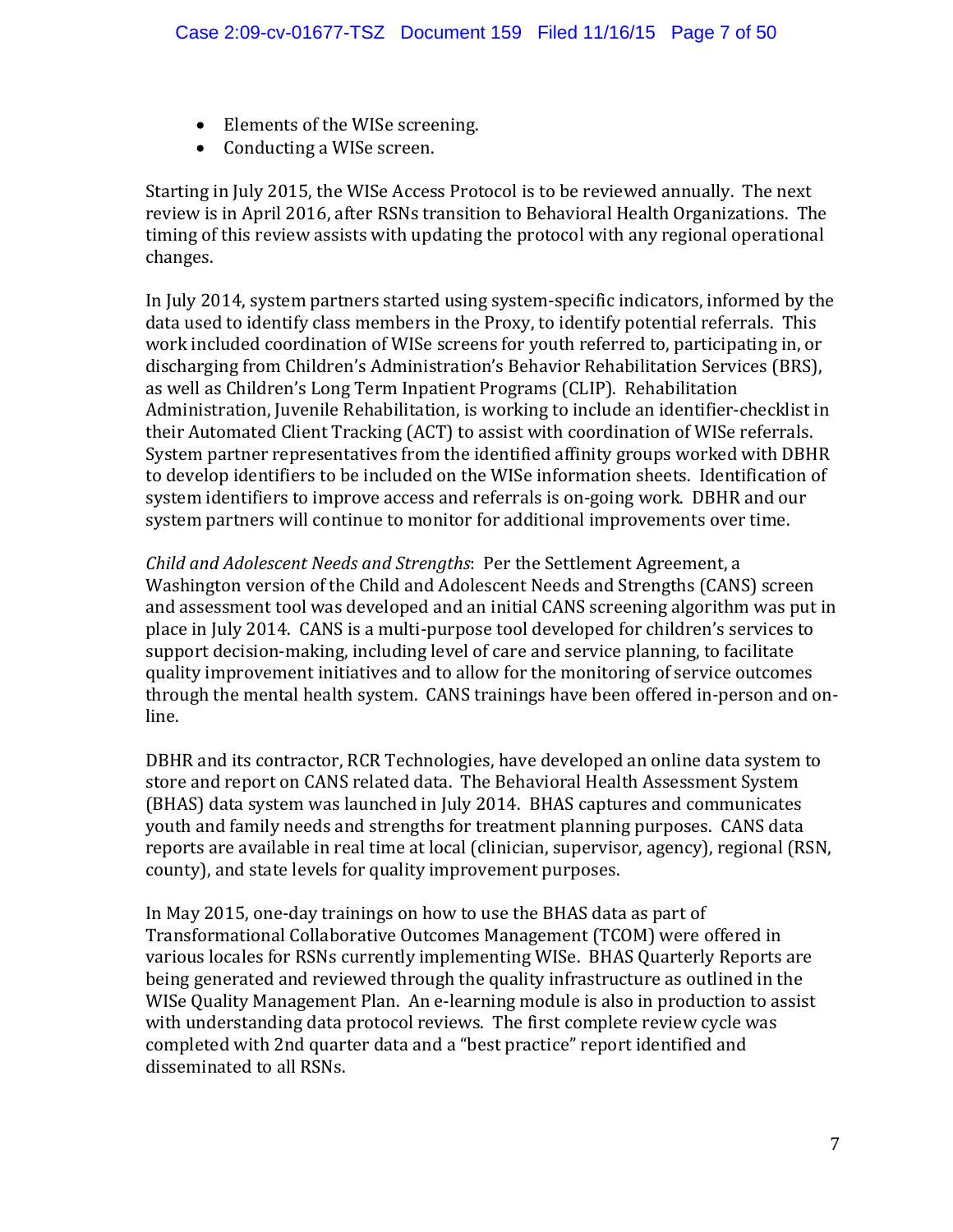- Elements of the WISe screening.
- Conducting a WISe screen.

Starting in July 2015, the WISe Access Protocol is to be reviewed annually. The next review is in April 2016, after RSNs transition to Behavioral Health Organizations. The timing of this review assists with updating the protocol with any regional operational changes.

In July 2014, system partners started using system-specific indicators, informed by the data used to identify class members in the Proxy, to identify potential referrals. This work included coordination of WISe screens for youth referred to, participating in, or discharging from Children's Administration's Behavior Rehabilitation Services (BRS), as well as Children's Long Term Inpatient Programs (CLIP). Rehabilitation Administration, Juvenile Rehabilitation, is working to include an identifier-checklist in their Automated Client Tracking (ACT) to assist with coordination of WISe referrals. System partner representatives from the identified affinity groups worked with DBHR to develop identifiers to be included on the WISe information sheets. Identification of system identifiers to improve access and referrals is on-going work. DBHR and our system partners will continue to monitor for additional improvements over time.

*Child and Adolescent Needs and Strengths*: Per the Settlement Agreement, a Washington version of the Child and Adolescent Needs and Strengths (CANS) screen and assessment tool was developed and an initial CANS screening algorithm was put in place in July 2014. CANS is a multi-purpose tool developed for children's services to support decision-making, including level of care and service planning, to facilitate quality improvement initiatives and to allow for the monitoring of service outcomes through the mental health system. CANS trainings have been offered in-person and on-line.

DBHR and its contractor, RCR Technologies, have developed an online data system to store and report on CANS related data. The Behavioral Health Assessment System (BHAS) data system was launched in July 2014. BHAS captures and communicates youth and family needs and strengths for treatment planning purposes. CANS data reports are available in real time at local (clinician, supervisor, agency), regional (RSN, county), and state levels for quality improvement purposes.

In May 2015, one-day trainings on how to use the BHAS data as part of Transformational Collaborative Outcomes Management (TCOM) were offered in various locales for RSNs currently implementing WISe. BHAS Quarterly Reports are being generated and reviewed through the quality infrastructure as outlined in the WISe Quality Management Plan. An e-learning module is also in production to assist with understanding data protocol reviews. The first complete review cycle was completed with 2nd quarter data and a "best practice" report identified and disseminated to all RSNs.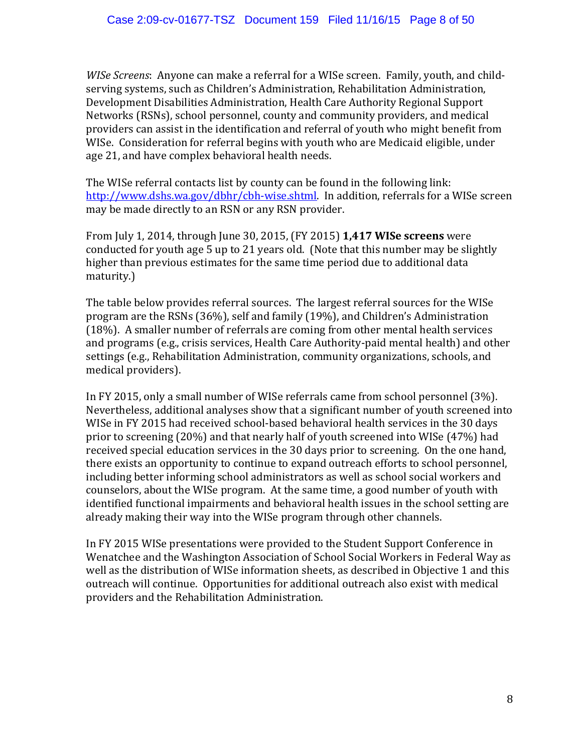*WISe Screens*: Anyone can make a referral for a WISe screen. Family, youth, and child-serving systems, such as Children's Administration, Rehabilitation Administration, Development Disabilities Administration, Health Care Authority Regional Support Networks (RSNs), school personnel, county and community providers, and medical providers can assist in the identification and referral of youth who might benefit from WISe. Consideration for referral begins with youth who are Medicaid eligible, under age 21, and have complex behavioral health needs.

The WISe referral contacts list by county can be found in the following link: [http://www.dshs.wa.gov/dbhr/cbh-wise.shtml](http://www.dshs.wa.gov/dbhr/cbh-wise.shtml). In addition, referrals for a WISe screen may be made directly to an RSN or any RSN provider.

From July 1, 2014, through June 30, 2015, (FY 2015) **1,417 WISe screens** were conducted for youth age 5 up to 21 years old. (Note that this number may be slightly higher than previous estimates for the same time period due to additional data maturity.)

The table below provides referral sources. The largest referral sources for the WISe program are the RSNs (36%), self and family (19%), and Children's Administration (18%). A smaller number of referrals are coming from other mental health services and programs (e.g., crisis services, Health Care Authority-paid mental health) and other settings (e.g., Rehabilitation Administration, community organizations, schools, and medical providers).

In FY 2015, only a small number of WISe referrals came from school personnel (3%). Nevertheless, additional analyses show that a significant number of youth screened into WISe in FY 2015 had received school-based behavioral health services in the 30 days prior to screening (20%) and that nearly half of youth screened into WISe (47%) had received special education services in the 30 days prior to screening. On the one hand, there exists an opportunity to continue to expand outreach efforts to school personnel, including better informing school administrators as well as school social workers and counselors, about the WISe program. At the same time, a good number of youth with identified functional impairments and behavioral health issues in the school setting are already making their way into the WISe program through other channels.

In FY 2015 WISe presentations were provided to the Student Support Conference in Wenatchee and the Washington Association of School Social Workers in Federal Way as well as the distribution of WISe information sheets, as described in Objective 1 and this outreach will continue. Opportunities for additional outreach also exist with medical providers and the Rehabilitation Administration.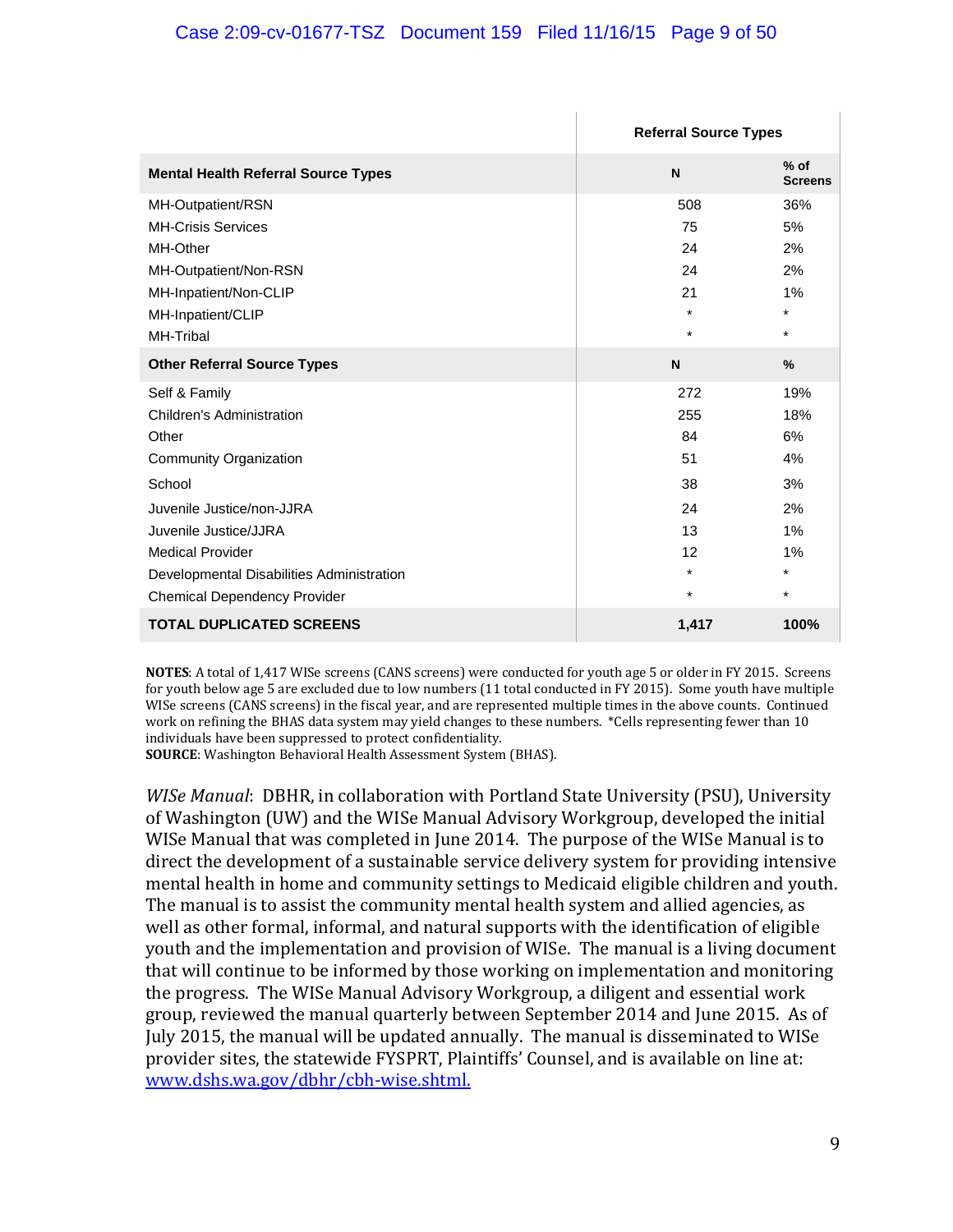| | Referral Source Types | |
|---|---|---|
| **Mental Health Referral Source Types** | **N** | **% of Screens** |
| MH-Outpatient/RSN | 508 | 36% |
| MH-Crisis Services | 75 | 5% |
| MH-Other | 24 | 2% |
| MH-Outpatient/Non-RSN | 24 | 2% |
| MH-Inpatient/Non-CLIP | 21 | 1% |
| MH-Inpatient/CLIP | * | * |
| MH-Tribal | * | * |
| **Other Referral Source Types** | **N** | **%** |
| Self & Family | 272 | 19% |
| Children's Administration | 255 | 18% |
| Other | 84 | 6% |
| Community Organization | 51 | 4% |
| School | 38 | 3% |
| Juvenile Justice/non-JJRA | 24 | 2% |
| Juvenile Justice/JJRA | 13 | 1% |
| Medical Provider | 12 | 1% |
| Developmental Disabilities Administration | * | * |
| Chemical Dependency Provider | * | * |
| **TOTAL DUPLICATED SCREENS** | **1,417** | **100%** |

**NOTES**: A total of 1,417 WISe screens (CANS screens) were conducted for youth age 5 or older in FY 2015. Screens for youth below age 5 are excluded due to low numbers (11 total conducted in FY 2015). Some youth have multiple WISe screens (CANS screens) in the fiscal year, and are represented multiple times in the above counts. Continued work on refining the BHAS data system may yield changes to these numbers. *Cells representing fewer than 10 individuals have been suppressed to protect confidentiality.
**SOURCE**: Washington Behavioral Health Assessment System (BHAS).

*WISe Manual*: DBHR, in collaboration with Portland State University (PSU), University of Washington (UW) and the WISe Manual Advisory Workgroup, developed the initial WISe Manual that was completed in June 2014. The purpose of the WISe Manual is to direct the development of a sustainable service delivery system for providing intensive mental health in home and community settings to Medicaid eligible children and youth. The manual is to assist the community mental health system and allied agencies, as well as other formal, informal, and natural supports with the identification of eligible youth and the implementation and provision of WISe. The manual is a living document that will continue to be informed by those working on implementation and monitoring the progress. The WISe Manual Advisory Workgroup, a diligent and essential work group, reviewed the manual quarterly between September 2014 and June 2015. As of July 2015, the manual will be updated annually. The manual is disseminated to WISe provider sites, the statewide FYSPRT, Plaintiffs' Counsel, and is available on line at: www.dshs.wa.gov/dbhr/cbh-wise.shtml.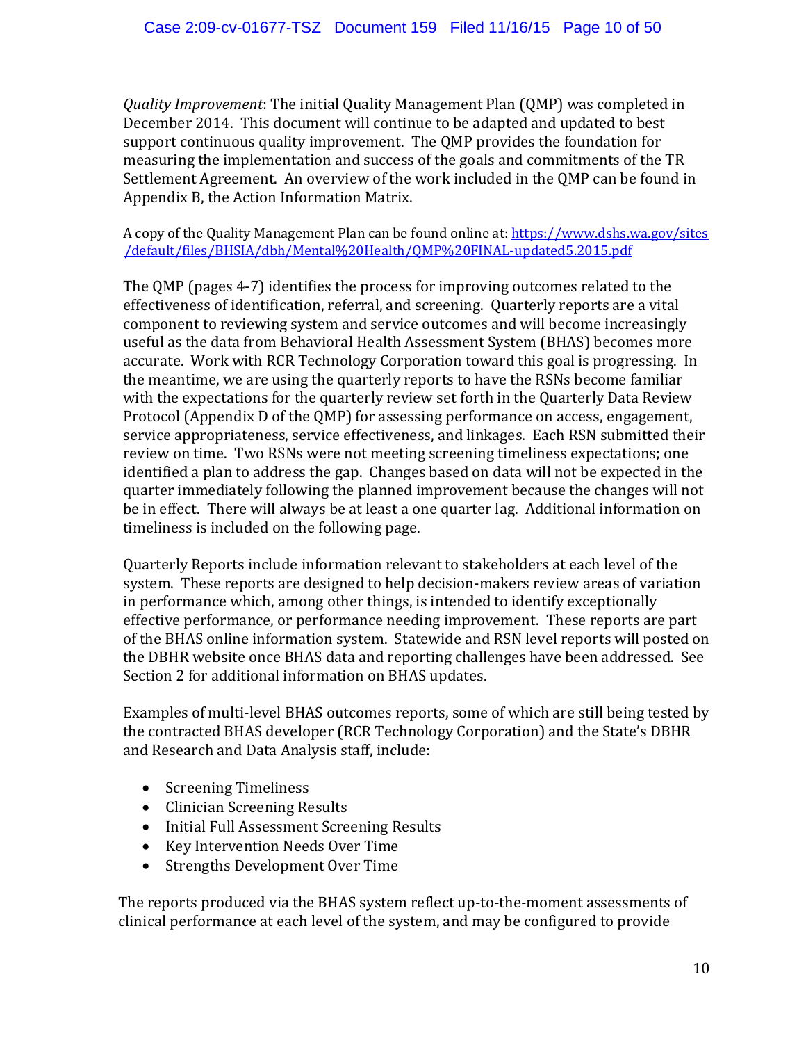*Quality Improvement*: The initial Quality Management Plan (QMP) was completed in December 2014. This document will continue to be adapted and updated to best support continuous quality improvement. The QMP provides the foundation for measuring the implementation and success of the goals and commitments of the TR Settlement Agreement. An overview of the work included in the QMP can be found in Appendix B, the Action Information Matrix.

A copy of the Quality Management Plan can be found online at: [https://www.dshs.wa.gov/sites/default/files/BHSIA/dbh/Mental%20Health/QMP%20FINAL-updated5.2015.pdf](https://www.dshs.wa.gov/sites/default/files/BHSIA/dbh/Mental%20Health/QMP%20FINAL-updated5.2015.pdf)

The QMP (pages 4-7) identifies the process for improving outcomes related to the effectiveness of identification, referral, and screening. Quarterly reports are a vital component to reviewing system and service outcomes and will become increasingly useful as the data from Behavioral Health Assessment System (BHAS) becomes more accurate. Work with RCR Technology Corporation toward this goal is progressing. In the meantime, we are using the quarterly reports to have the RSNs become familiar with the expectations for the quarterly review set forth in the Quarterly Data Review Protocol (Appendix D of the QMP) for assessing performance on access, engagement, service appropriateness, service effectiveness, and linkages. Each RSN submitted their review on time. Two RSNs were not meeting screening timeliness expectations; one identified a plan to address the gap. Changes based on data will not be expected in the quarter immediately following the planned improvement because the changes will not be in effect. There will always be at least a one quarter lag. Additional information on timeliness is included on the following page.

Quarterly Reports include information relevant to stakeholders at each level of the system. These reports are designed to help decision-makers review areas of variation in performance which, among other things, is intended to identify exceptionally effective performance, or performance needing improvement. These reports are part of the BHAS online information system. Statewide and RSN level reports will posted on the DBHR website once BHAS data and reporting challenges have been addressed. See Section 2 for additional information on BHAS updates.

Examples of multi-level BHAS outcomes reports, some of which are still being tested by the contracted BHAS developer (RCR Technology Corporation) and the State's DBHR and Research and Data Analysis staff, include:

- Screening Timeliness
- Clinician Screening Results
- Initial Full Assessment Screening Results
- Key Intervention Needs Over Time
- Strengths Development Over Time

The reports produced via the BHAS system reflect up-to-the-moment assessments of clinical performance at each level of the system, and may be configured to provide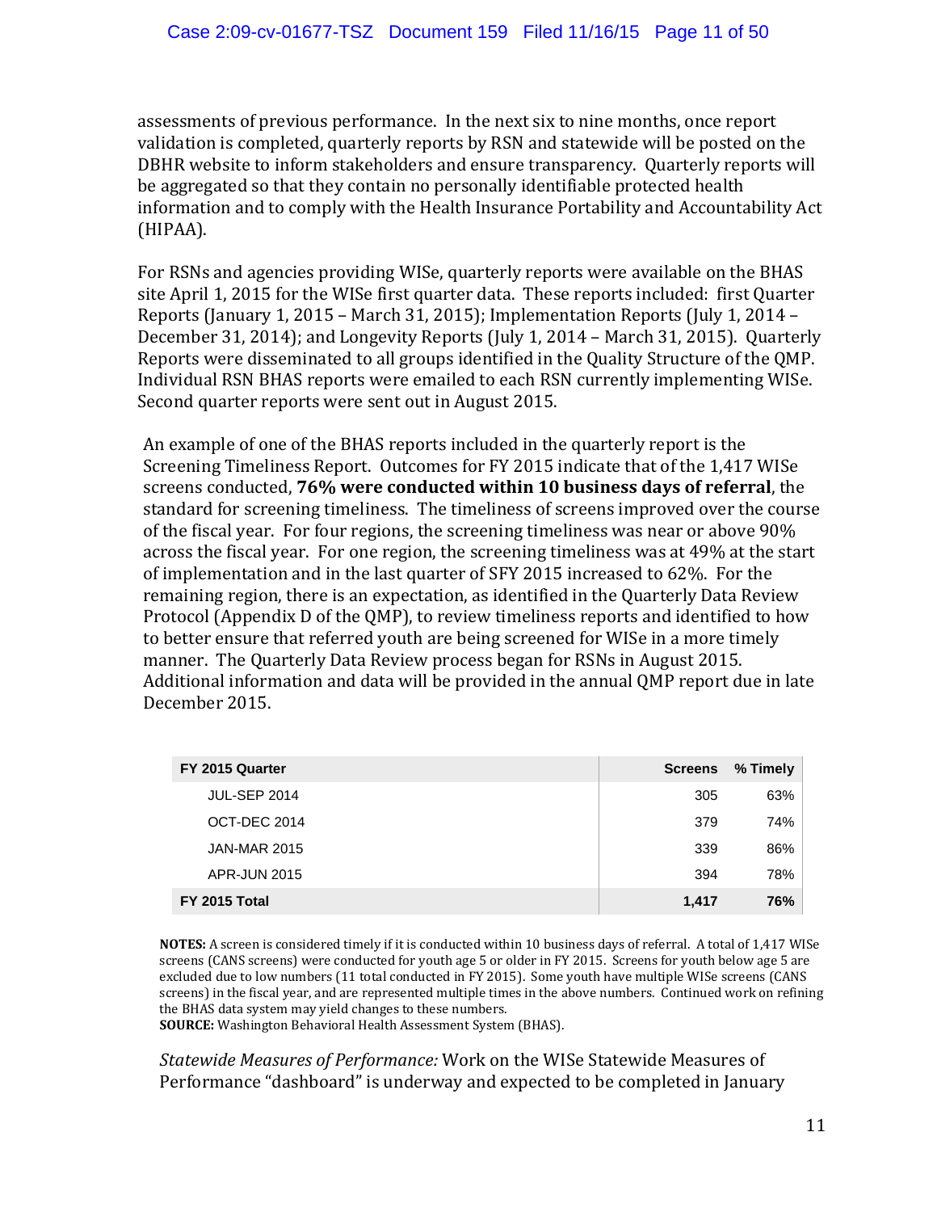assessments of previous performance. In the next six to nine months, once report validation is completed, quarterly reports by RSN and statewide will be posted on the DBHR website to inform stakeholders and ensure transparency. Quarterly reports will be aggregated so that they contain no personally identifiable protected health information and to comply with the Health Insurance Portability and Accountability Act (HIPAA).

For RSNs and agencies providing WISe, quarterly reports were available on the BHAS site April 1, 2015 for the WISe first quarter data. These reports included: first Quarter Reports (January 1, 2015 – March 31, 2015); Implementation Reports (July 1, 2014 – December 31, 2014); and Longevity Reports (July 1, 2014 – March 31, 2015). Quarterly Reports were disseminated to all groups identified in the Quality Structure of the QMP. Individual RSN BHAS reports were emailed to each RSN currently implementing WISe. Second quarter reports were sent out in August 2015.

An example of one of the BHAS reports included in the quarterly report is the Screening Timeliness Report. Outcomes for FY 2015 indicate that of the 1,417 WISe screens conducted, **76% were conducted within 10 business days of referral**, the standard for screening timeliness. The timeliness of screens improved over the course of the fiscal year. For four regions, the screening timeliness was near or above 90% across the fiscal year. For one region, the screening timeliness was at 49% at the start of implementation and in the last quarter of SFY 2015 increased to 62%. For the remaining region, there is an expectation, as identified in the Quarterly Data Review Protocol (Appendix D of the QMP), to review timeliness reports and identified to how to better ensure that referred youth are being screened for WISe in a more timely manner. The Quarterly Data Review process began for RSNs in August 2015. Additional information and data will be provided in the annual QMP report due in late December 2015.

| FY 2015 Quarter | Screens | % Timely |
|---|---|---|
| JUL-SEP 2014 | 305 | 63% |
| OCT-DEC 2014 | 379 | 74% |
| JAN-MAR 2015 | 339 | 86% |
| APR-JUN 2015 | 394 | 78% |
| **FY 2015 Total** | **1,417** | **76%** |

**NOTES:** A screen is considered timely if it is conducted within 10 business days of referral. A total of 1,417 WISe screens (CANS screens) were conducted for youth age 5 or older in FY 2015. Screens for youth below age 5 are excluded due to low numbers (11 total conducted in FY 2015). Some youth have multiple WISe screens (CANS screens) in the fiscal year, and are represented multiple times in the above numbers. Continued work on refining the BHAS data system may yield changes to these numbers.
**SOURCE:** Washington Behavioral Health Assessment System (BHAS).

*Statewide Measures of Performance:* Work on the WISe Statewide Measures of Performance "dashboard" is underway and expected to be completed in January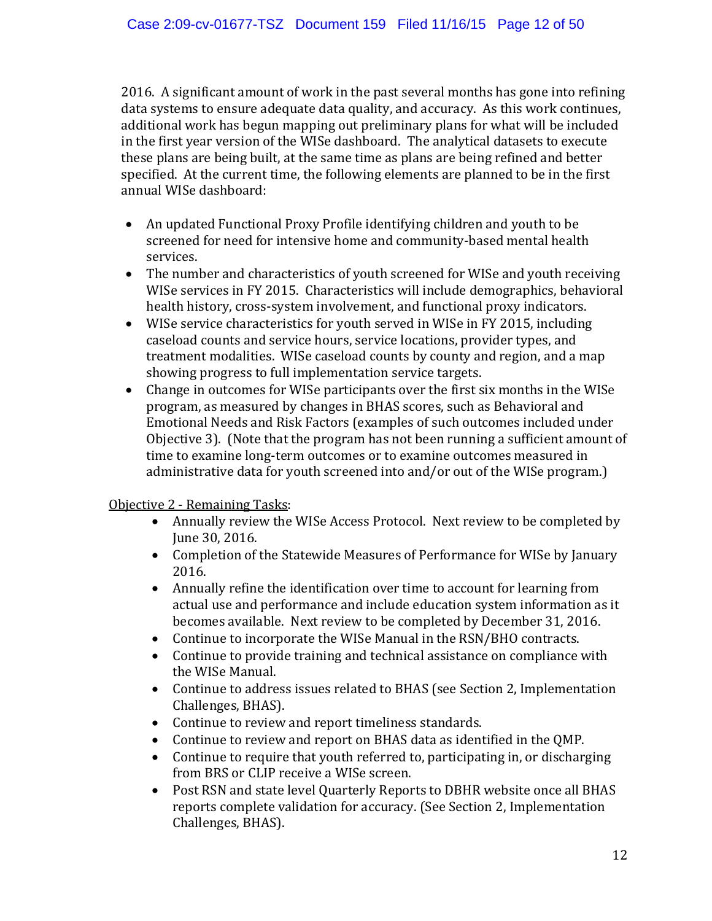2016. A significant amount of work in the past several months has gone into refining data systems to ensure adequate data quality, and accuracy. As this work continues, additional work has begun mapping out preliminary plans for what will be included in the first year version of the WISe dashboard. The analytical datasets to execute these plans are being built, at the same time as plans are being refined and better specified. At the current time, the following elements are planned to be in the first annual WISe dashboard:

- An updated Functional Proxy Profile identifying children and youth to be screened for need for intensive home and community-based mental health services.
- The number and characteristics of youth screened for WISe and youth receiving WISe services in FY 2015. Characteristics will include demographics, behavioral health history, cross-system involvement, and functional proxy indicators.
- WISe service characteristics for youth served in WISe in FY 2015, including caseload counts and service hours, service locations, provider types, and treatment modalities. WISe caseload counts by county and region, and a map showing progress to full implementation service targets.
- Change in outcomes for WISe participants over the first six months in the WISe program, as measured by changes in BHAS scores, such as Behavioral and Emotional Needs and Risk Factors (examples of such outcomes included under Objective 3). (Note that the program has not been running a sufficient amount of time to examine long-term outcomes or to examine outcomes measured in administrative data for youth screened into and/or out of the WISe program.)

<u>Objective 2 - Remaining Tasks</u>:

- Annually review the WISe Access Protocol. Next review to be completed by June 30, 2016.
- Completion of the Statewide Measures of Performance for WISe by January 2016.
- Annually refine the identification over time to account for learning from actual use and performance and include education system information as it becomes available. Next review to be completed by December 31, 2016.
- Continue to incorporate the WISe Manual in the RSN/BHO contracts.
- Continue to provide training and technical assistance on compliance with the WISe Manual.
- Continue to address issues related to BHAS (see Section 2, Implementation Challenges, BHAS).
- Continue to review and report timeliness standards.
- Continue to review and report on BHAS data as identified in the QMP.
- Continue to require that youth referred to, participating in, or discharging from BRS or CLIP receive a WISe screen.
- Post RSN and state level Quarterly Reports to DBHR website once all BHAS reports complete validation for accuracy. (See Section 2, Implementation Challenges, BHAS).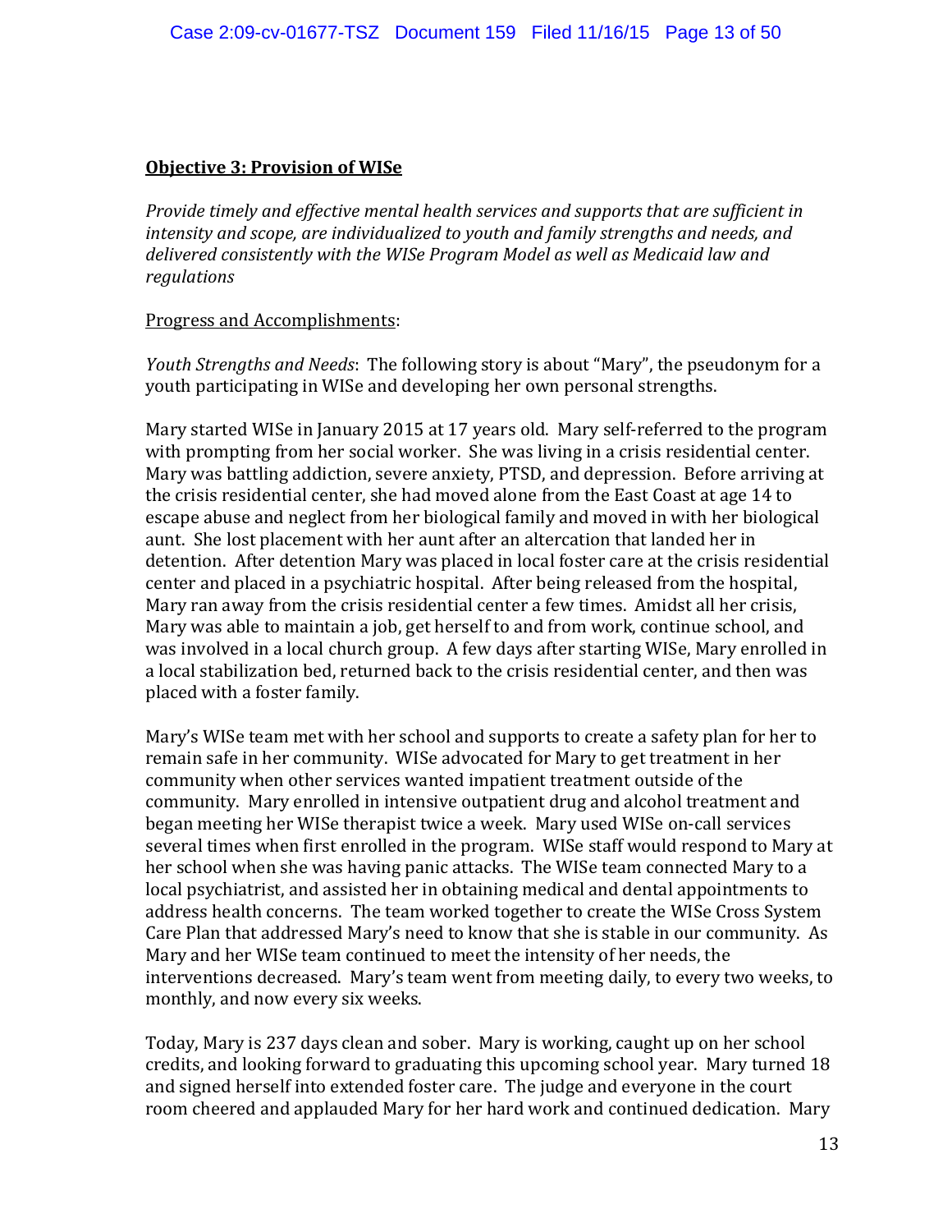**Objective 3: Provision of WISe**

*Provide timely and effective mental health services and supports that are sufficient in intensity and scope, are individualized to youth and family strengths and needs, and delivered consistently with the WISe Program Model as well as Medicaid law and regulations*

Progress and Accomplishments:

*Youth Strengths and Needs*: The following story is about "Mary", the pseudonym for a youth participating in WISe and developing her own personal strengths.

Mary started WISe in January 2015 at 17 years old. Mary self-referred to the program with prompting from her social worker. She was living in a crisis residential center. Mary was battling addiction, severe anxiety, PTSD, and depression. Before arriving at the crisis residential center, she had moved alone from the East Coast at age 14 to escape abuse and neglect from her biological family and moved in with her biological aunt. She lost placement with her aunt after an altercation that landed her in detention. After detention Mary was placed in local foster care at the crisis residential center and placed in a psychiatric hospital. After being released from the hospital, Mary ran away from the crisis residential center a few times. Amidst all her crisis, Mary was able to maintain a job, get herself to and from work, continue school, and was involved in a local church group. A few days after starting WISe, Mary enrolled in a local stabilization bed, returned back to the crisis residential center, and then was placed with a foster family.

Mary's WISe team met with her school and supports to create a safety plan for her to remain safe in her community. WISe advocated for Mary to get treatment in her community when other services wanted impatient treatment outside of the community. Mary enrolled in intensive outpatient drug and alcohol treatment and began meeting her WISe therapist twice a week. Mary used WISe on-call services several times when first enrolled in the program. WISe staff would respond to Mary at her school when she was having panic attacks. The WISe team connected Mary to a local psychiatrist, and assisted her in obtaining medical and dental appointments to address health concerns. The team worked together to create the WISe Cross System Care Plan that addressed Mary's need to know that she is stable in our community. As Mary and her WISe team continued to meet the intensity of her needs, the interventions decreased. Mary's team went from meeting daily, to every two weeks, to monthly, and now every six weeks.

Today, Mary is 237 days clean and sober. Mary is working, caught up on her school credits, and looking forward to graduating this upcoming school year. Mary turned 18 and signed herself into extended foster care. The judge and everyone in the court room cheered and applauded Mary for her hard work and continued dedication. Mary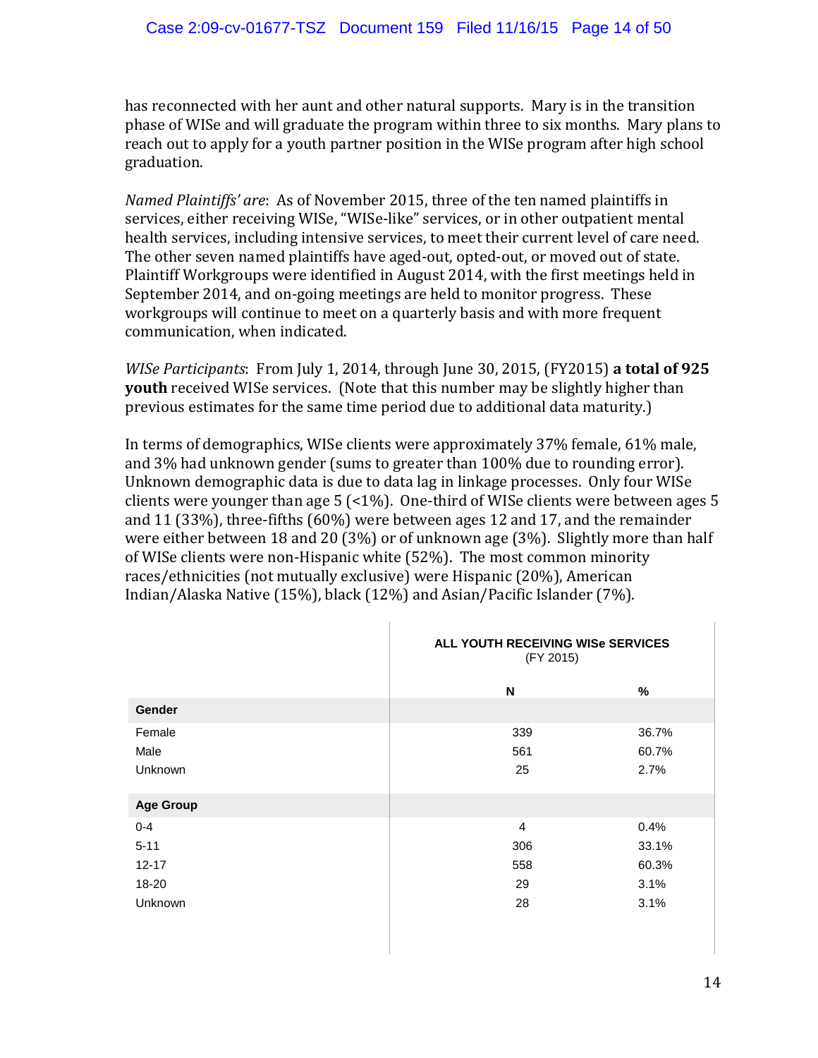has reconnected with her aunt and other natural supports. Mary is in the transition phase of WISe and will graduate the program within three to six months. Mary plans to reach out to apply for a youth partner position in the WISe program after high school graduation.

*Named Plaintiffs' are*: As of November 2015, three of the ten named plaintiffs in services, either receiving WISe, "WISe-like" services, or in other outpatient mental health services, including intensive services, to meet their current level of care need. The other seven named plaintiffs have aged-out, opted-out, or moved out of state. Plaintiff Workgroups were identified in August 2014, with the first meetings held in September 2014, and on-going meetings are held to monitor progress. These workgroups will continue to meet on a quarterly basis and with more frequent communication, when indicated.

*WISe Participants*: From July 1, 2014, through June 30, 2015, (FY2015) **a total of 925 youth** received WISe services. (Note that this number may be slightly higher than previous estimates for the same time period due to additional data maturity.)

In terms of demographics, WISe clients were approximately 37% female, 61% male, and 3% had unknown gender (sums to greater than 100% due to rounding error). Unknown demographic data is due to data lag in linkage processes. Only four WISe clients were younger than age 5 (<1%). One-third of WISe clients were between ages 5 and 11 (33%), three-fifths (60%) were between ages 12 and 17, and the remainder were either between 18 and 20 (3%) or of unknown age (3%). Slightly more than half of WISe clients were non-Hispanic white (52%). The most common minority races/ethnicities (not mutually exclusive) were Hispanic (20%), American Indian/Alaska Native (15%), black (12%) and Asian/Pacific Islander (7%).

| | **ALL YOUTH RECEIVING WISe SERVICES** (FY 2015) | |
|---|---|---|
| | **N** | **%** |
| **Gender** | | |
| Female | 339 | 36.7% |
| Male | 561 | 60.7% |
| Unknown | 25 | 2.7% |
| **Age Group** | | |
| 0-4 | 4 | 0.4% |
| 5-11 | 306 | 33.1% |
| 12-17 | 558 | 60.3% |
| 18-20 | 29 | 3.1% |
| Unknown | 28 | 3.1% |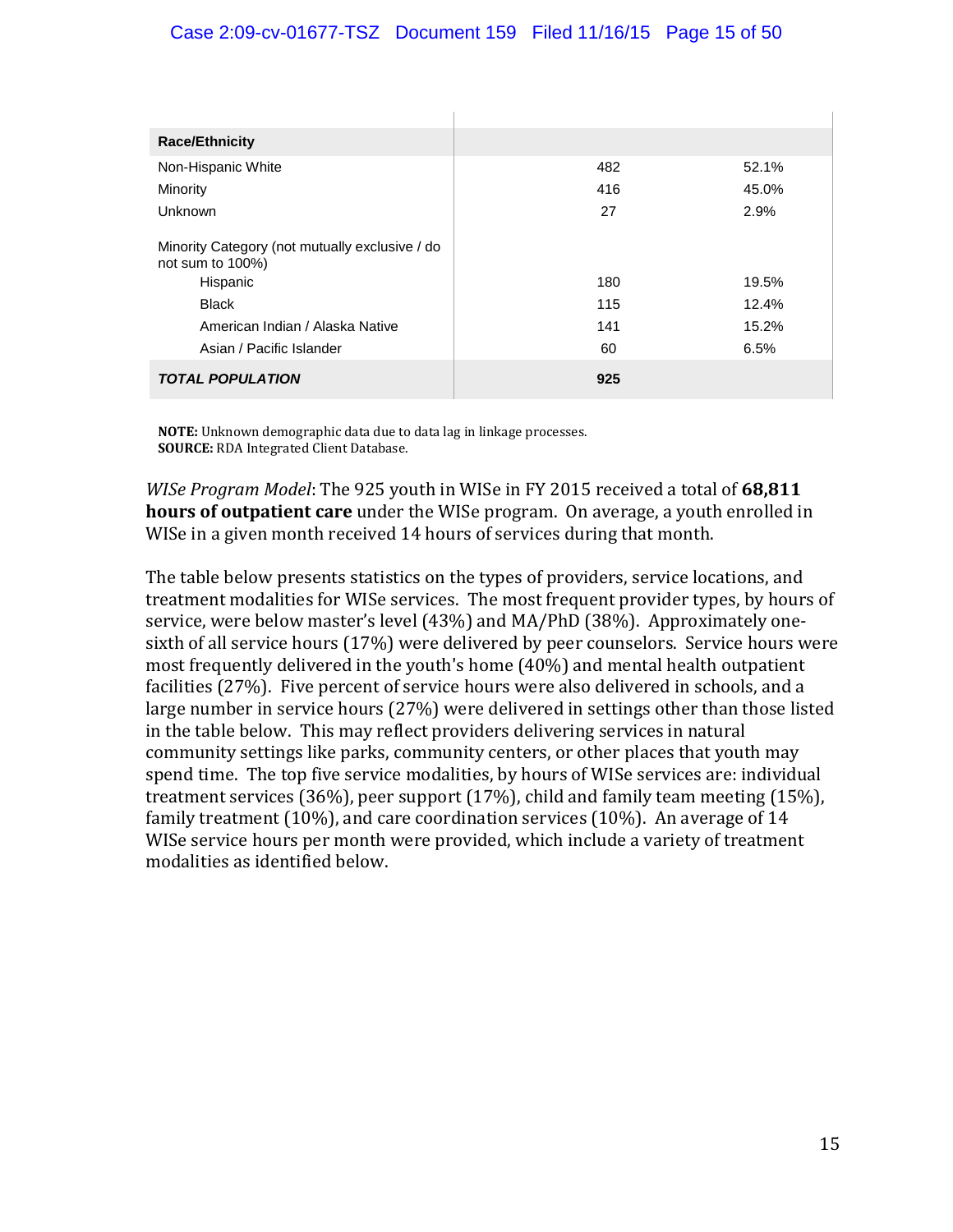| Race/Ethnicity | | |
|---|---|---|
| Non-Hispanic White | 482 | 52.1% |
| Minority | 416 | 45.0% |
| Unknown | 27 | 2.9% |
| Minority Category (not mutually exclusive / do not sum to 100%) | | |
| Hispanic | 180 | 19.5% |
| Black | 115 | 12.4% |
| American Indian / Alaska Native | 141 | 15.2% |
| Asian / Pacific Islander | 60 | 6.5% |
| ***TOTAL POPULATION*** | **925** | |

**NOTE:** Unknown demographic data due to data lag in linkage processes.
**SOURCE:** RDA Integrated Client Database.

*WISe Program Model*: The 925 youth in WISe in FY 2015 received a total of **68,811 hours of outpatient care** under the WISe program. On average, a youth enrolled in WISe in a given month received 14 hours of services during that month.

The table below presents statistics on the types of providers, service locations, and treatment modalities for WISe services. The most frequent provider types, by hours of service, were below master's level (43%) and MA/PhD (38%). Approximately one-sixth of all service hours (17%) were delivered by peer counselors. Service hours were most frequently delivered in the youth's home (40%) and mental health outpatient facilities (27%). Five percent of service hours were also delivered in schools, and a large number in service hours (27%) were delivered in settings other than those listed in the table below. This may reflect providers delivering services in natural community settings like parks, community centers, or other places that youth may spend time. The top five service modalities, by hours of WISe services are: individual treatment services (36%), peer support (17%), child and family team meeting (15%), family treatment (10%), and care coordination services (10%). An average of 14 WISe service hours per month were provided, which include a variety of treatment modalities as identified below.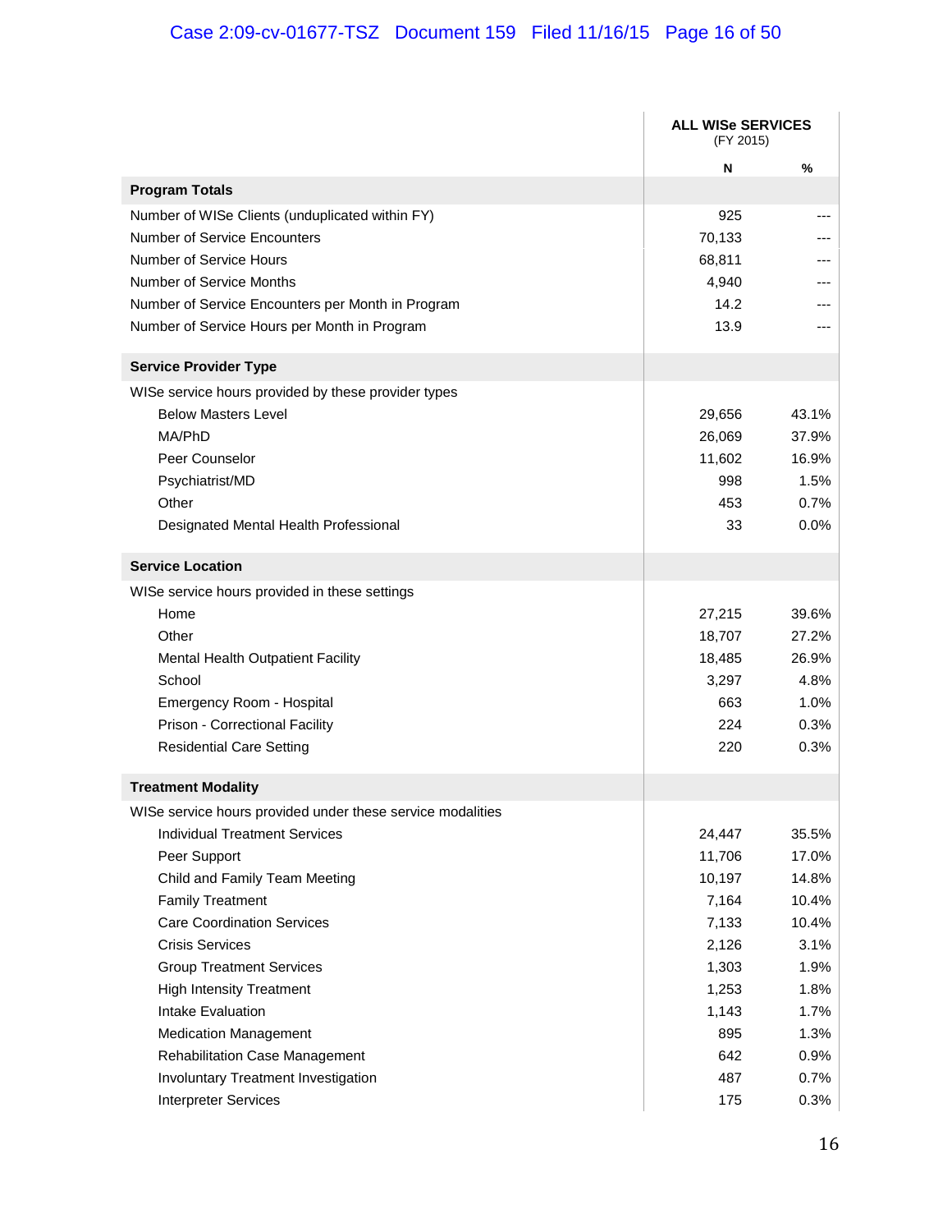| | ALL WISe SERVICES (FY 2015) | |
|---|---|---|
| | **N** | **%** |
| **Program Totals** | | |
| Number of WISe Clients (unduplicated within FY) | 925 | --- |
| Number of Service Encounters | 70,133 | --- |
| Number of Service Hours | 68,811 | --- |
| Number of Service Months | 4,940 | --- |
| Number of Service Encounters per Month in Program | 14.2 | --- |
| Number of Service Hours per Month in Program | 13.9 | --- |
| **Service Provider Type** | | |
| WISe service hours provided by these provider types | | |
| Below Masters Level | 29,656 | 43.1% |
| MA/PhD | 26,069 | 37.9% |
| Peer Counselor | 11,602 | 16.9% |
| Psychiatrist/MD | 998 | 1.5% |
| Other | 453 | 0.7% |
| Designated Mental Health Professional | 33 | 0.0% |
| **Service Location** | | |
| WISe service hours provided in these settings | | |
| Home | 27,215 | 39.6% |
| Other | 18,707 | 27.2% |
| Mental Health Outpatient Facility | 18,485 | 26.9% |
| School | 3,297 | 4.8% |
| Emergency Room - Hospital | 663 | 1.0% |
| Prison - Correctional Facility | 224 | 0.3% |
| Residential Care Setting | 220 | 0.3% |
| **Treatment Modality** | | |
| WISe service hours provided under these service modalities | | |
| Individual Treatment Services | 24,447 | 35.5% |
| Peer Support | 11,706 | 17.0% |
| Child and Family Team Meeting | 10,197 | 14.8% |
| Family Treatment | 7,164 | 10.4% |
| Care Coordination Services | 7,133 | 10.4% |
| Crisis Services | 2,126 | 3.1% |
| Group Treatment Services | 1,303 | 1.9% |
| High Intensity Treatment | 1,253 | 1.8% |
| Intake Evaluation | 1,143 | 1.7% |
| Medication Management | 895 | 1.3% |
| Rehabilitation Case Management | 642 | 0.9% |
| Involuntary Treatment Investigation | 487 | 0.7% |
| Interpreter Services | 175 | 0.3% |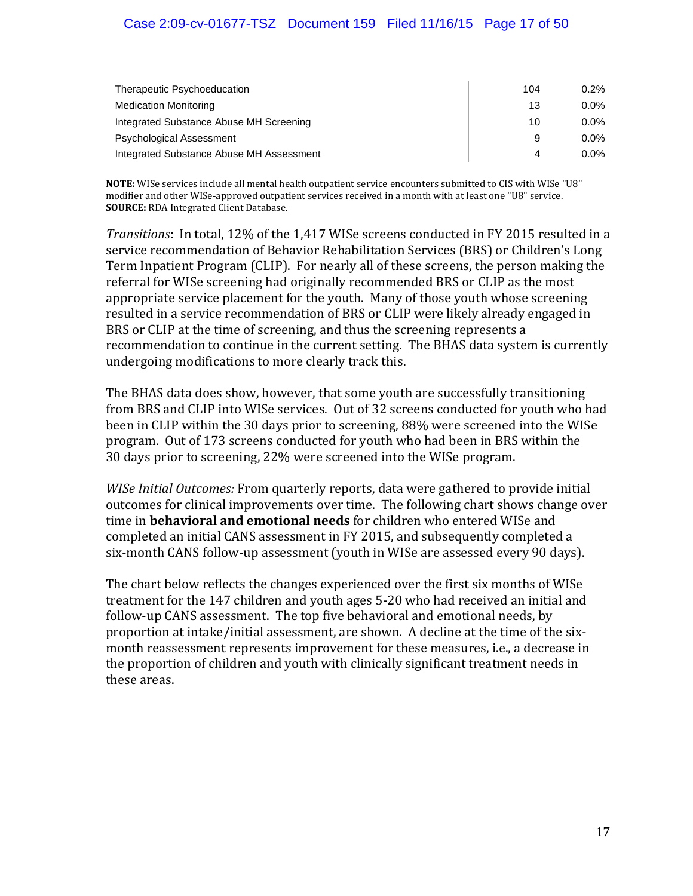| | | |
|---|---|---|
| Therapeutic Psychoeducation | 104 | 0.2% |
| Medication Monitoring | 13 | 0.0% |
| Integrated Substance Abuse MH Screening | 10 | 0.0% |
| Psychological Assessment | 9 | 0.0% |
| Integrated Substance Abuse MH Assessment | 4 | 0.0% |

**NOTE:** WISe services include all mental health outpatient service encounters submitted to CIS with WISe "U8" modifier and other WISe-approved outpatient services received in a month with at least one "U8" service.
**SOURCE:** RDA Integrated Client Database.

*Transitions*: In total, 12% of the 1,417 WISe screens conducted in FY 2015 resulted in a service recommendation of Behavior Rehabilitation Services (BRS) or Children's Long Term Inpatient Program (CLIP). For nearly all of these screens, the person making the referral for WISe screening had originally recommended BRS or CLIP as the most appropriate service placement for the youth. Many of those youth whose screening resulted in a service recommendation of BRS or CLIP were likely already engaged in BRS or CLIP at the time of screening, and thus the screening represents a recommendation to continue in the current setting. The BHAS data system is currently undergoing modifications to more clearly track this.

The BHAS data does show, however, that some youth are successfully transitioning from BRS and CLIP into WISe services. Out of 32 screens conducted for youth who had been in CLIP within the 30 days prior to screening, 88% were screened into the WISe program. Out of 173 screens conducted for youth who had been in BRS within the 30 days prior to screening, 22% were screened into the WISe program.

*WISe Initial Outcomes:* From quarterly reports, data were gathered to provide initial outcomes for clinical improvements over time. The following chart shows change over time in **behavioral and emotional needs** for children who entered WISe and completed an initial CANS assessment in FY 2015, and subsequently completed a six-month CANS follow-up assessment (youth in WISe are assessed every 90 days).

The chart below reflects the changes experienced over the first six months of WISe treatment for the 147 children and youth ages 5-20 who had received an initial and follow-up CANS assessment. The top five behavioral and emotional needs, by proportion at intake/initial assessment, are shown. A decline at the time of the six-month reassessment represents improvement for these measures, i.e., a decrease in the proportion of children and youth with clinically significant treatment needs in these areas.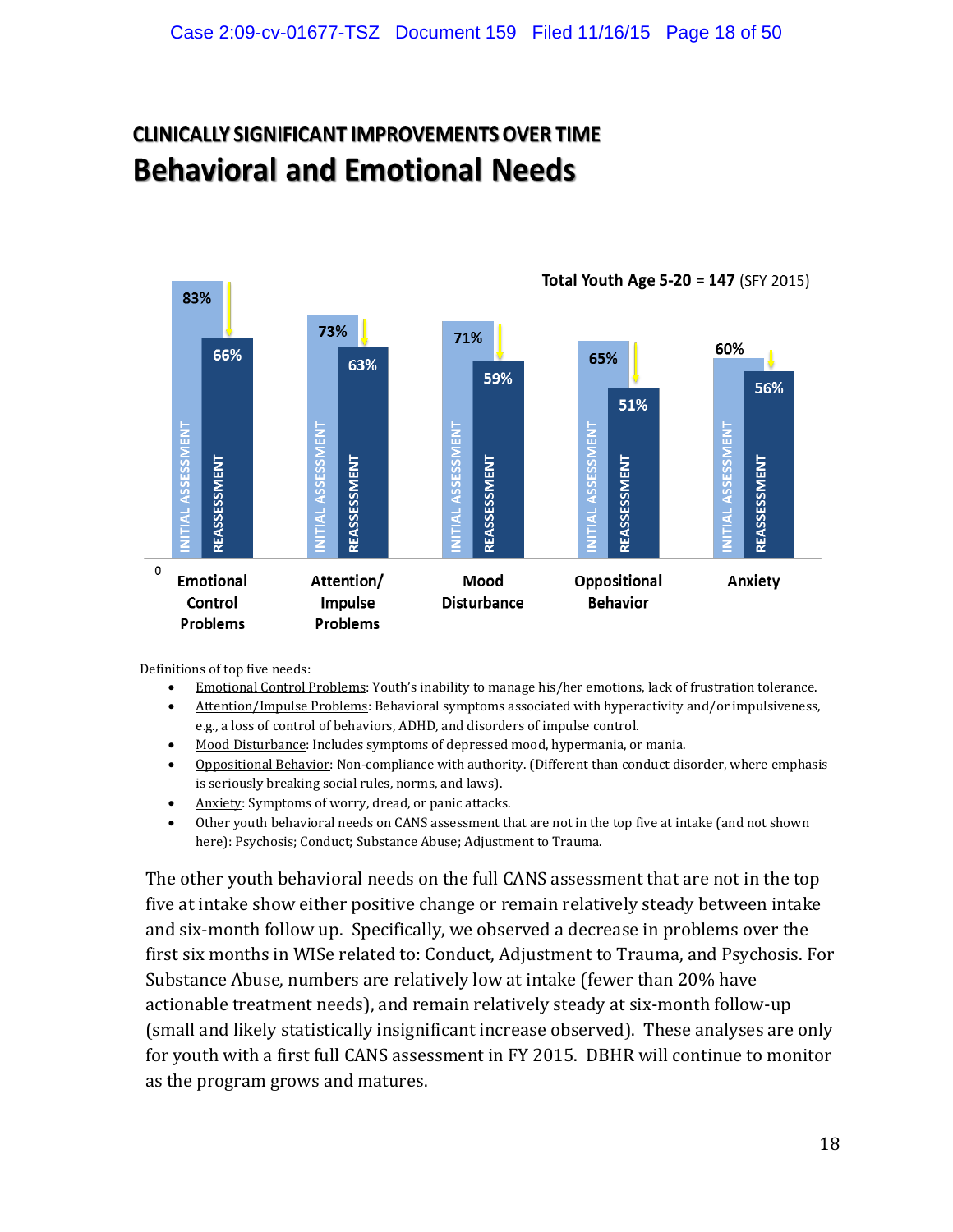## CLINICALLY SIGNIFICANT IMPROVEMENTS OVER TIME

# Behavioral and Emotional Needs

**Total Youth Age 5-20 = 147** (SFY 2015)

| | Initial Assessment | Reassessment |
|---|---|---|
| Emotional Control Problems | 83% | 66% |
| Attention/ Impulse Problems | 73% | 63% |
| Mood Disturbance | 71% | 59% |
| Oppositional Behavior | 65% | 51% |
| Anxiety | 60% | 56% |

Definitions of top five needs:

- Emotional Control Problems: Youth's inability to manage his/her emotions, lack of frustration tolerance.
- Attention/Impulse Problems: Behavioral symptoms associated with hyperactivity and/or impulsiveness, e.g., a loss of control of behaviors, ADHD, and disorders of impulse control.
- Mood Disturbance: Includes symptoms of depressed mood, hypermania, or mania.
- Oppositional Behavior: Non-compliance with authority. (Different than conduct disorder, where emphasis is seriously breaking social rules, norms, and laws).
- Anxiety: Symptoms of worry, dread, or panic attacks.
- Other youth behavioral needs on CANS assessment that are not in the top five at intake (and not shown here): Psychosis; Conduct; Substance Abuse; Adjustment to Trauma.

The other youth behavioral needs on the full CANS assessment that are not in the top five at intake show either positive change or remain relatively steady between intake and six-month follow up. Specifically, we observed a decrease in problems over the first six months in WISe related to: Conduct, Adjustment to Trauma, and Psychosis. For Substance Abuse, numbers are relatively low at intake (fewer than 20% have actionable treatment needs), and remain relatively steady at six-month follow-up (small and likely statistically insignificant increase observed). These analyses are only for youth with a first full CANS assessment in FY 2015. DBHR will continue to monitor as the program grows and matures.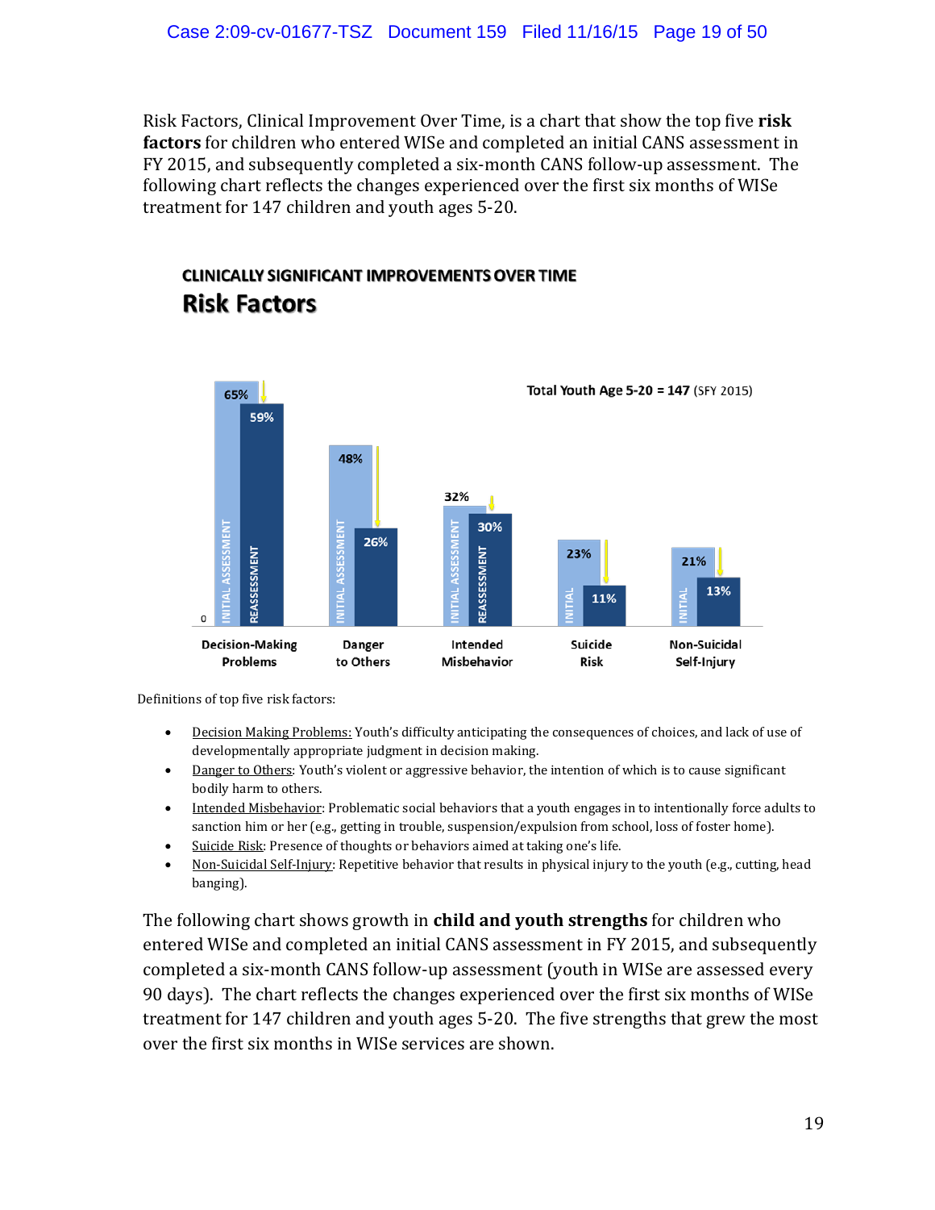Risk Factors, Clinical Improvement Over Time, is a chart that show the top five **risk factors** for children who entered WISe and completed an initial CANS assessment in FY 2015, and subsequently completed a six-month CANS follow-up assessment. The following chart reflects the changes experienced over the first six months of WISe treatment for 147 children and youth ages 5-20.

**CLINICALLY SIGNIFICANT IMPROVEMENTS OVER TIME**

## Risk Factors

Total Youth Age 5-20 = 147 (SFY 2015)

| Risk Factor | Initial Assessment | Reassessment |
|---|---|---|
| Decision-Making Problems | 65% | 59% |
| Danger to Others | 48% | 26% |
| Intended Misbehavior | 32% | 30% |
| Suicide Risk | 23% | 11% |
| Non-Suicidal Self-Injury | 21% | 13% |

Definitions of top five risk factors:

- Decision Making Problems: Youth's difficulty anticipating the consequences of choices, and lack of use of developmentally appropriate judgment in decision making.
- Danger to Others: Youth's violent or aggressive behavior, the intention of which is to cause significant bodily harm to others.
- Intended Misbehavior: Problematic social behaviors that a youth engages in to intentionally force adults to sanction him or her (e.g., getting in trouble, suspension/expulsion from school, loss of foster home).
- Suicide Risk: Presence of thoughts or behaviors aimed at taking one's life.
- Non-Suicidal Self-Injury: Repetitive behavior that results in physical injury to the youth (e.g., cutting, head banging).

The following chart shows growth in **child and youth strengths** for children who entered WISe and completed an initial CANS assessment in FY 2015, and subsequently completed a six-month CANS follow-up assessment (youth in WISe are assessed every 90 days). The chart reflects the changes experienced over the first six months of WISe treatment for 147 children and youth ages 5-20. The five strengths that grew the most over the first six months in WISe services are shown.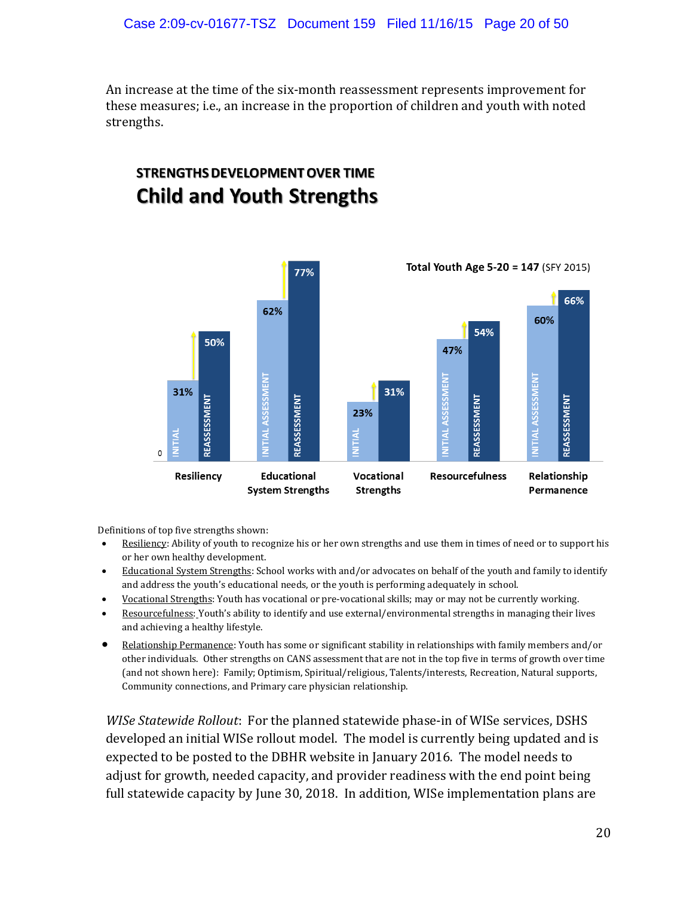An increase at the time of the six-month reassessment represents improvement for these measures; i.e., an increase in the proportion of children and youth with noted strengths.

**STRENGTHS DEVELOPMENT OVER TIME**

## Child and Youth Strengths

**Total Youth Age 5-20 = 147** (SFY 2015)

| Strength | Initial Assessment | Reassessment |
| --- | --- | --- |
| Resiliency | 31% | 50% |
| Educational System Strengths | 62% | 77% |
| Vocational Strengths | 23% | 31% |
| Resourcefulness | 47% | 54% |
| Relationship Permanence | 60% | 66% |

Definitions of top five strengths shown:

- Resiliency: Ability of youth to recognize his or her own strengths and use them in times of need or to support his or her own healthy development.
- Educational System Strengths: School works with and/or advocates on behalf of the youth and family to identify and address the youth's educational needs, or the youth is performing adequately in school.
- Vocational Strengths: Youth has vocational or pre-vocational skills; may or may not be currently working.
- Resourcefulness: Youth's ability to identify and use external/environmental strengths in managing their lives and achieving a healthy lifestyle.
- Relationship Permanence: Youth has some or significant stability in relationships with family members and/or other individuals. Other strengths on CANS assessment that are not in the top five in terms of growth over time (and not shown here): Family; Optimism, Spiritual/religious, Talents/interests, Recreation, Natural supports, Community connections, and Primary care physician relationship.

*WISe Statewide Rollout*: For the planned statewide phase-in of WISe services, DSHS developed an initial WISe rollout model. The model is currently being updated and is expected to be posted to the DBHR website in January 2016. The model needs to adjust for growth, needed capacity, and provider readiness with the end point being full statewide capacity by June 30, 2018. In addition, WISe implementation plans are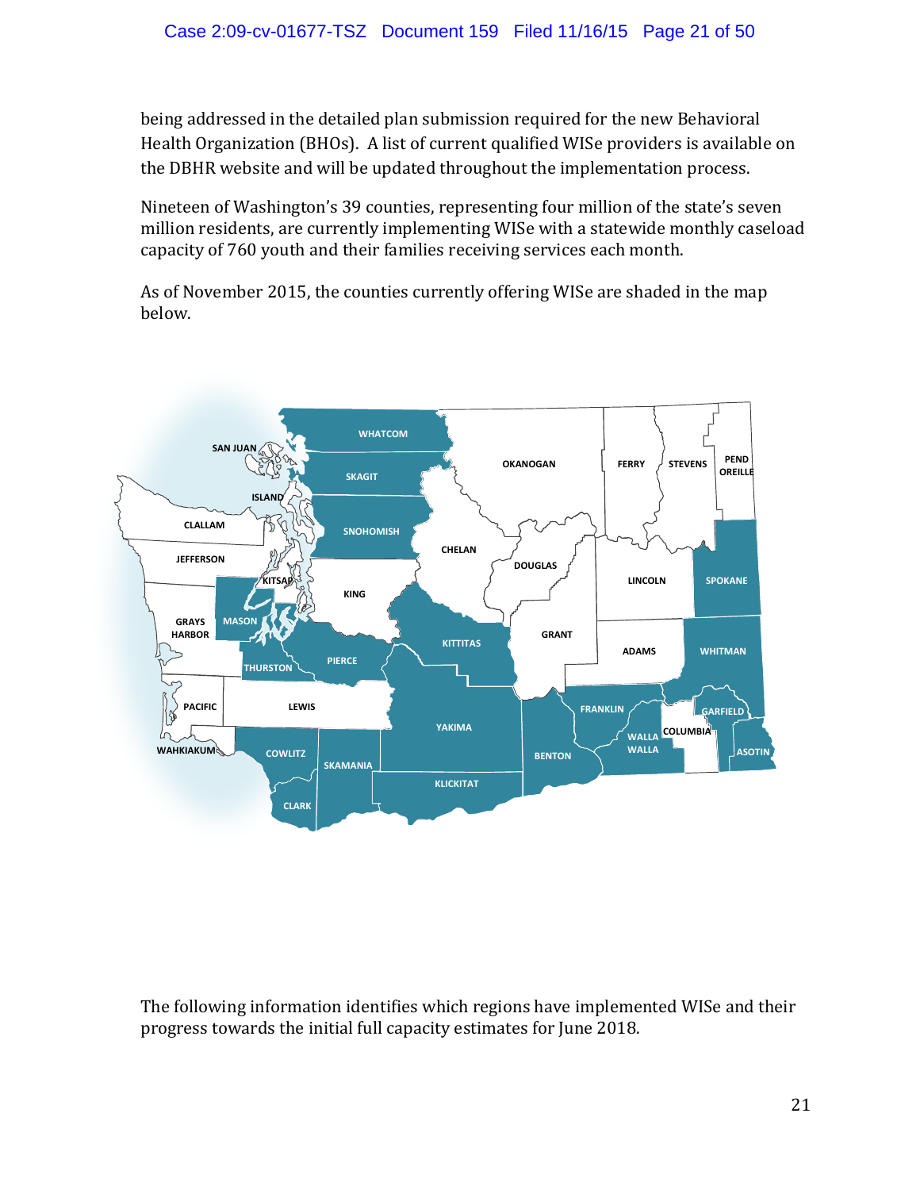being addressed in the detailed plan submission required for the new Behavioral Health Organization (BHOs). A list of current qualified WISe providers is available on the DBHR website and will be updated throughout the implementation process.

Nineteen of Washington's 39 counties, representing four million of the state's seven million residents, are currently implementing WISe with a statewide monthly caseload capacity of 760 youth and their families receiving services each month.

As of November 2015, the counties currently offering WISe are shaded in the map below.

The following information identifies which regions have implemented WISe and their progress towards the initial full capacity estimates for June 2018.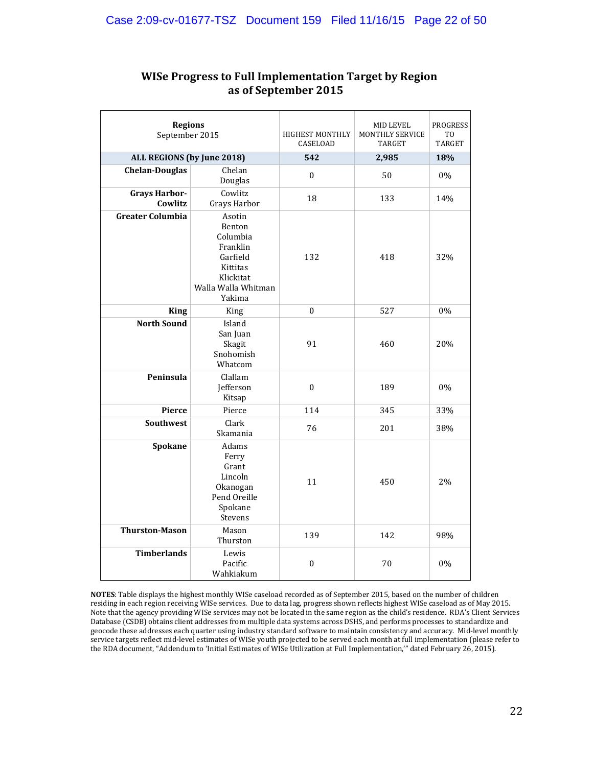## WISe Progress to Full Implementation Target by Region as of September 2015

| Regions September 2015 | | HIGHEST MONTHLY CASELOAD | MID LEVEL MONTHLY SERVICE TARGET | PROGRESS TO TARGET |
|---|---|---|---|---|
| **ALL REGIONS (by June 2018)** | | **542** | **2,985** | **18%** |
| **Chelan-Douglas** | Chelan Douglas | 0 | 50 | 0% |
| **Grays Harbor-Cowlitz** | Cowlitz Grays Harbor | 18 | 133 | 14% |
| **Greater Columbia** | Asotin Benton Columbia Franklin Garfield Kittitas Klickitat Walla Walla Whitman Yakima | 132 | 418 | 32% |
| **King** | King | 0 | 527 | 0% |
| **North Sound** | Island San Juan Skagit Snohomish Whatcom | 91 | 460 | 20% |
| **Peninsula** | Clallam Jefferson Kitsap | 0 | 189 | 0% |
| **Pierce** | Pierce | 114 | 345 | 33% |
| **Southwest** | Clark Skamania | 76 | 201 | 38% |
| **Spokane** | Adams Ferry Grant Lincoln Okanogan Pend Oreille Spokane Stevens | 11 | 450 | 2% |
| **Thurston-Mason** | Mason Thurston | 139 | 142 | 98% |
| **Timberlands** | Lewis Pacific Wahkiakum | 0 | 70 | 0% |

**NOTES**: Table displays the highest monthly WISe caseload recorded as of September 2015, based on the number of children residing in each region receiving WISe services. Due to data lag, progress shown reflects highest WISe caseload as of May 2015. Note that the agency providing WISe services may not be located in the same region as the child's residence. RDA's Client Services Database (CSDB) obtains client addresses from multiple data systems across DSHS, and performs processes to standardize and geocode these addresses each quarter using industry standard software to maintain consistency and accuracy. Mid-level monthly service targets reflect mid-level estimates of WISe youth projected to be served each month at full implementation (please refer to the RDA document, "Addendum to 'Initial Estimates of WISe Utilization at Full Implementation,'" dated February 26, 2015).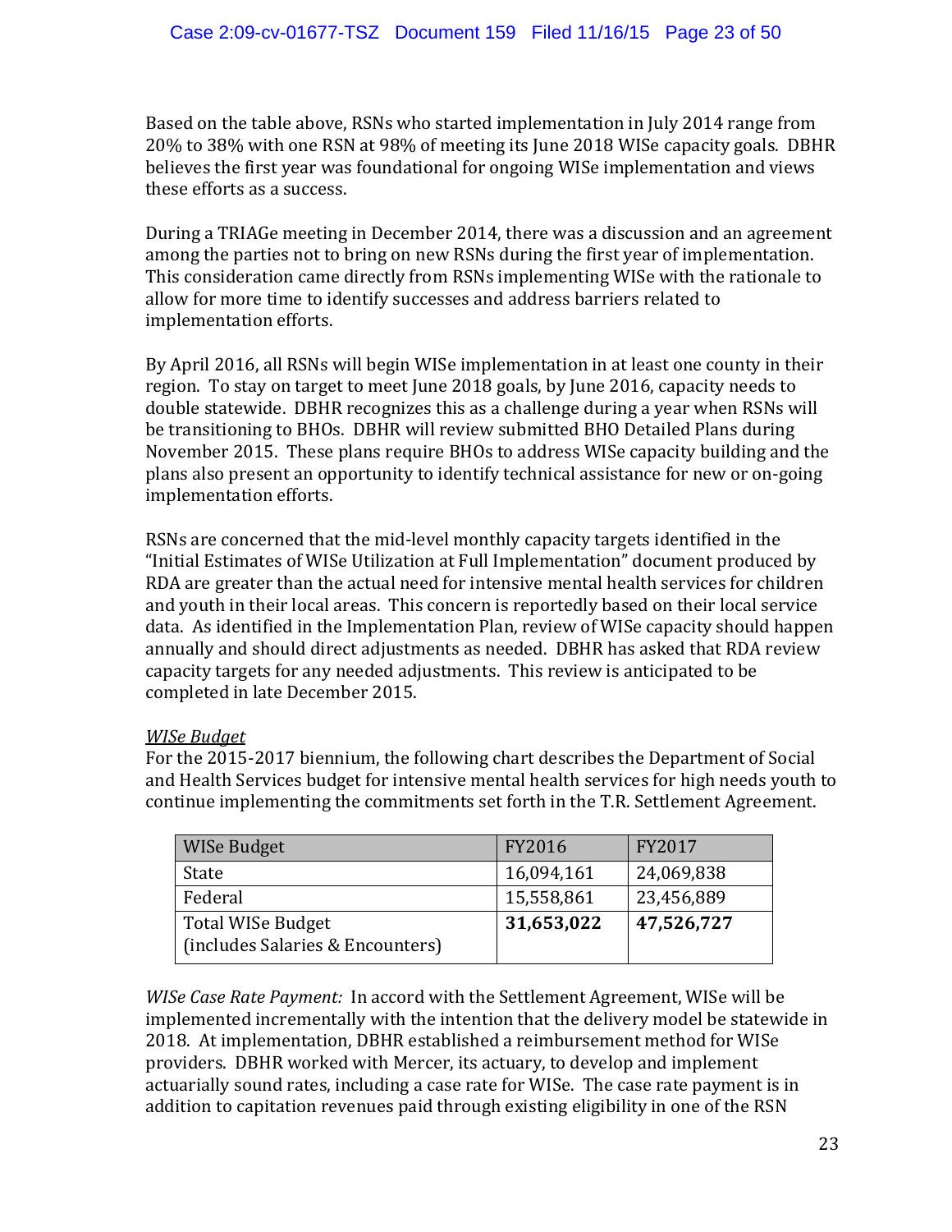Based on the table above, RSNs who started implementation in July 2014 range from 20% to 38% with one RSN at 98% of meeting its June 2018 WISe capacity goals. DBHR believes the first year was foundational for ongoing WISe implementation and views these efforts as a success.

During a TRIAGe meeting in December 2014, there was a discussion and an agreement among the parties not to bring on new RSNs during the first year of implementation. This consideration came directly from RSNs implementing WISe with the rationale to allow for more time to identify successes and address barriers related to implementation efforts.

By April 2016, all RSNs will begin WISe implementation in at least one county in their region. To stay on target to meet June 2018 goals, by June 2016, capacity needs to double statewide. DBHR recognizes this as a challenge during a year when RSNs will be transitioning to BHOs. DBHR will review submitted BHO Detailed Plans during November 2015. These plans require BHOs to address WISe capacity building and the plans also present an opportunity to identify technical assistance for new or on-going implementation efforts.

RSNs are concerned that the mid-level monthly capacity targets identified in the "Initial Estimates of WISe Utilization at Full Implementation" document produced by RDA are greater than the actual need for intensive mental health services for children and youth in their local areas. This concern is reportedly based on their local service data. As identified in the Implementation Plan, review of WISe capacity should happen annually and should direct adjustments as needed. DBHR has asked that RDA review capacity targets for any needed adjustments. This review is anticipated to be completed in late December 2015.

*WISe Budget*

For the 2015-2017 biennium, the following chart describes the Department of Social and Health Services budget for intensive mental health services for high needs youth to continue implementing the commitments set forth in the T.R. Settlement Agreement.

| WISe Budget | FY2016 | FY2017 |
|---|---|---|
| State | 16,094,161 | 24,069,838 |
| Federal | 15,558,861 | 23,456,889 |
| Total WISe Budget (includes Salaries & Encounters) | **31,653,022** | **47,526,727** |

*WISe Case Rate Payment:* In accord with the Settlement Agreement, WISe will be implemented incrementally with the intention that the delivery model be statewide in 2018. At implementation, DBHR established a reimbursement method for WISe providers. DBHR worked with Mercer, its actuary, to develop and implement actuarially sound rates, including a case rate for WISe. The case rate payment is in addition to capitation revenues paid through existing eligibility in one of the RSN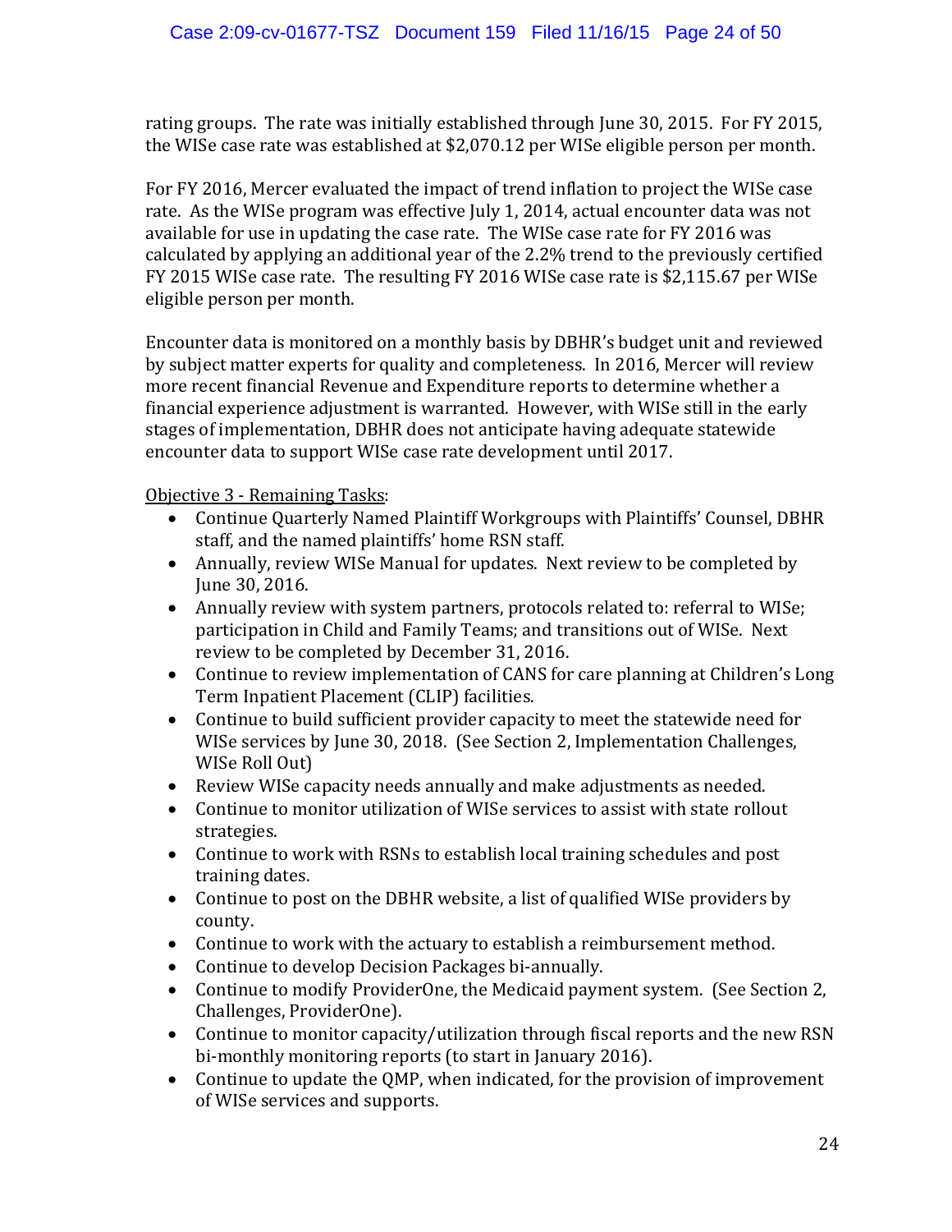rating groups. The rate was initially established through June 30, 2015. For FY 2015, the WISe case rate was established at $2,070.12 per WISe eligible person per month.

For FY 2016, Mercer evaluated the impact of trend inflation to project the WISe case rate. As the WISe program was effective July 1, 2014, actual encounter data was not available for use in updating the case rate. The WISe case rate for FY 2016 was calculated by applying an additional year of the 2.2% trend to the previously certified FY 2015 WISe case rate. The resulting FY 2016 WISe case rate is $2,115.67 per WISe eligible person per month.

Encounter data is monitored on a monthly basis by DBHR's budget unit and reviewed by subject matter experts for quality and completeness. In 2016, Mercer will review more recent financial Revenue and Expenditure reports to determine whether a financial experience adjustment is warranted. However, with WISe still in the early stages of implementation, DBHR does not anticipate having adequate statewide encounter data to support WISe case rate development until 2017.

<u>Objective 3 - Remaining Tasks</u>:

- Continue Quarterly Named Plaintiff Workgroups with Plaintiffs' Counsel, DBHR staff, and the named plaintiffs' home RSN staff.
- Annually, review WISe Manual for updates. Next review to be completed by June 30, 2016.
- Annually review with system partners, protocols related to: referral to WISe; participation in Child and Family Teams; and transitions out of WISe. Next review to be completed by December 31, 2016.
- Continue to review implementation of CANS for care planning at Children's Long Term Inpatient Placement (CLIP) facilities.
- Continue to build sufficient provider capacity to meet the statewide need for WISe services by June 30, 2018. (See Section 2, Implementation Challenges, WISe Roll Out)
- Review WISe capacity needs annually and make adjustments as needed.
- Continue to monitor utilization of WISe services to assist with state rollout strategies.
- Continue to work with RSNs to establish local training schedules and post training dates.
- Continue to post on the DBHR website, a list of qualified WISe providers by county.
- Continue to work with the actuary to establish a reimbursement method.
- Continue to develop Decision Packages bi-annually.
- Continue to modify ProviderOne, the Medicaid payment system. (See Section 2, Challenges, ProviderOne).
- Continue to monitor capacity/utilization through fiscal reports and the new RSN bi-monthly monitoring reports (to start in January 2016).
- Continue to update the QMP, when indicated, for the provision of improvement of WISe services and supports.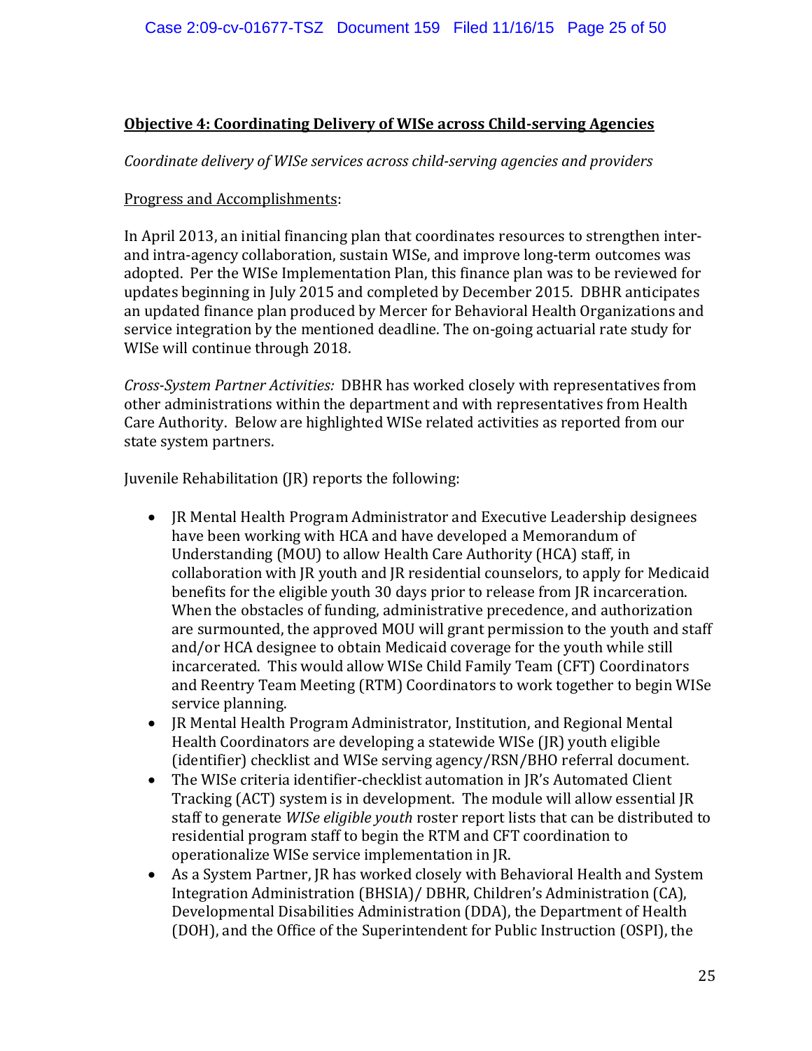**Objective 4: Coordinating Delivery of WISe across Child-serving Agencies**

*Coordinate delivery of WISe services across child-serving agencies and providers*

Progress and Accomplishments:

In April 2013, an initial financing plan that coordinates resources to strengthen inter- and intra-agency collaboration, sustain WISe, and improve long-term outcomes was adopted. Per the WISe Implementation Plan, this finance plan was to be reviewed for updates beginning in July 2015 and completed by December 2015. DBHR anticipates an updated finance plan produced by Mercer for Behavioral Health Organizations and service integration by the mentioned deadline. The on-going actuarial rate study for WISe will continue through 2018.

*Cross-System Partner Activities:* DBHR has worked closely with representatives from other administrations within the department and with representatives from Health Care Authority. Below are highlighted WISe related activities as reported from our state system partners.

Juvenile Rehabilitation (JR) reports the following:

- JR Mental Health Program Administrator and Executive Leadership designees have been working with HCA and have developed a Memorandum of Understanding (MOU) to allow Health Care Authority (HCA) staff, in collaboration with JR youth and JR residential counselors, to apply for Medicaid benefits for the eligible youth 30 days prior to release from JR incarceration. When the obstacles of funding, administrative precedence, and authorization are surmounted, the approved MOU will grant permission to the youth and staff and/or HCA designee to obtain Medicaid coverage for the youth while still incarcerated. This would allow WISe Child Family Team (CFT) Coordinators and Reentry Team Meeting (RTM) Coordinators to work together to begin WISe service planning.
- JR Mental Health Program Administrator, Institution, and Regional Mental Health Coordinators are developing a statewide WISe (JR) youth eligible (identifier) checklist and WISe serving agency/RSN/BHO referral document.
- The WISe criteria identifier-checklist automation in JR's Automated Client Tracking (ACT) system is in development. The module will allow essential JR staff to generate *WISe eligible youth* roster report lists that can be distributed to residential program staff to begin the RTM and CFT coordination to operationalize WISe service implementation in JR.
- As a System Partner, JR has worked closely with Behavioral Health and System Integration Administration (BHSIA)/ DBHR, Children's Administration (CA), Developmental Disabilities Administration (DDA), the Department of Health (DOH), and the Office of the Superintendent for Public Instruction (OSPI), the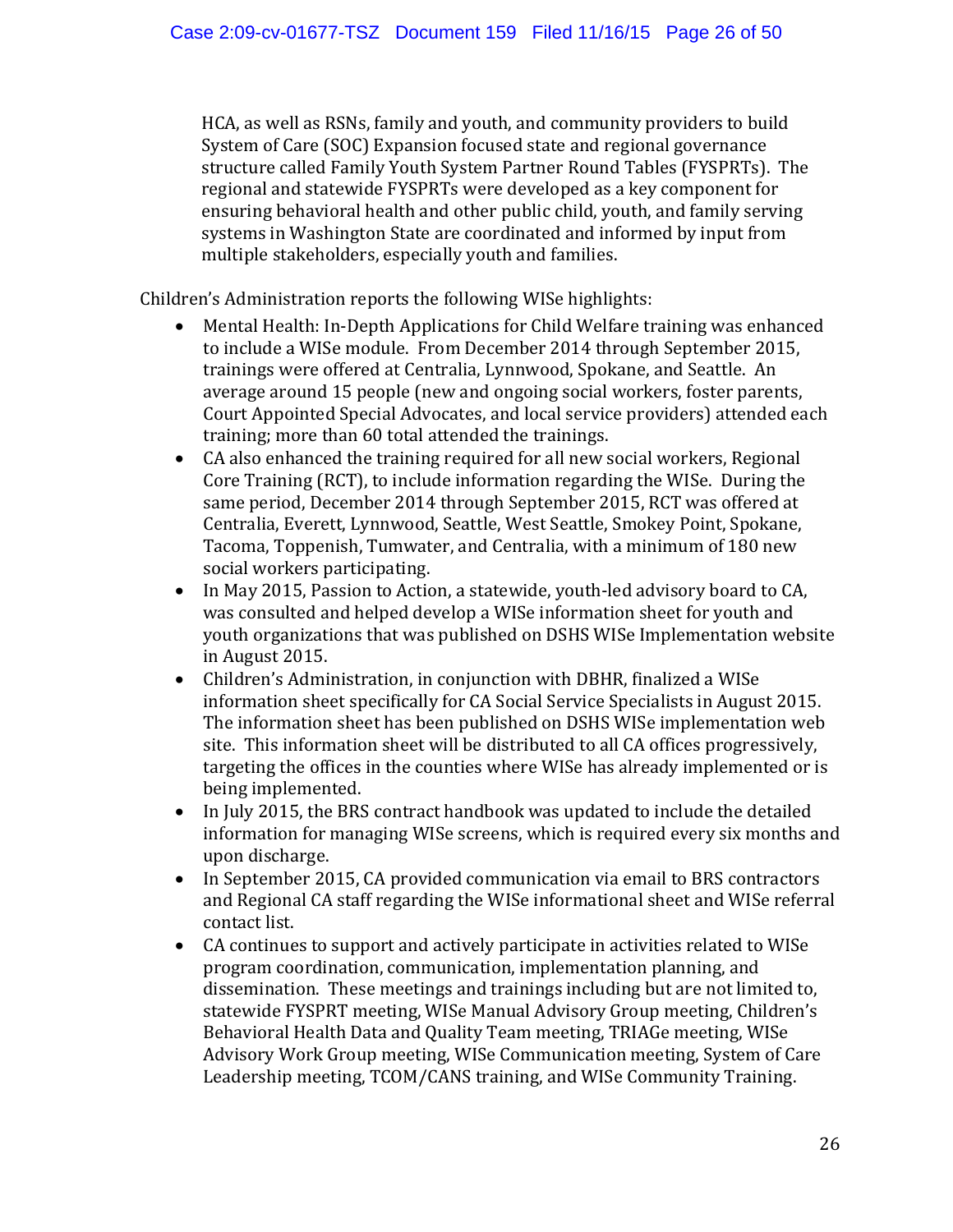HCA, as well as RSNs, family and youth, and community providers to build System of Care (SOC) Expansion focused state and regional governance structure called Family Youth System Partner Round Tables (FYSPRTs). The regional and statewide FYSPRTs were developed as a key component for ensuring behavioral health and other public child, youth, and family serving systems in Washington State are coordinated and informed by input from multiple stakeholders, especially youth and families.

Children's Administration reports the following WISe highlights:

- Mental Health: In-Depth Applications for Child Welfare training was enhanced to include a WISe module. From December 2014 through September 2015, trainings were offered at Centralia, Lynnwood, Spokane, and Seattle. An average around 15 people (new and ongoing social workers, foster parents, Court Appointed Special Advocates, and local service providers) attended each training; more than 60 total attended the trainings.
- CA also enhanced the training required for all new social workers, Regional Core Training (RCT), to include information regarding the WISe. During the same period, December 2014 through September 2015, RCT was offered at Centralia, Everett, Lynnwood, Seattle, West Seattle, Smokey Point, Spokane, Tacoma, Toppenish, Tumwater, and Centralia, with a minimum of 180 new social workers participating.
- In May 2015, Passion to Action, a statewide, youth-led advisory board to CA, was consulted and helped develop a WISe information sheet for youth and youth organizations that was published on DSHS WISe Implementation website in August 2015.
- Children's Administration, in conjunction with DBHR, finalized a WISe information sheet specifically for CA Social Service Specialists in August 2015. The information sheet has been published on DSHS WISe implementation web site. This information sheet will be distributed to all CA offices progressively, targeting the offices in the counties where WISe has already implemented or is being implemented.
- In July 2015, the BRS contract handbook was updated to include the detailed information for managing WISe screens, which is required every six months and upon discharge.
- In September 2015, CA provided communication via email to BRS contractors and Regional CA staff regarding the WISe informational sheet and WISe referral contact list.
- CA continues to support and actively participate in activities related to WISe program coordination, communication, implementation planning, and dissemination. These meetings and trainings including but are not limited to, statewide FYSPRT meeting, WISe Manual Advisory Group meeting, Children's Behavioral Health Data and Quality Team meeting, TRIAGe meeting, WISe Advisory Work Group meeting, WISe Communication meeting, System of Care Leadership meeting, TCOM/CANS training, and WISe Community Training.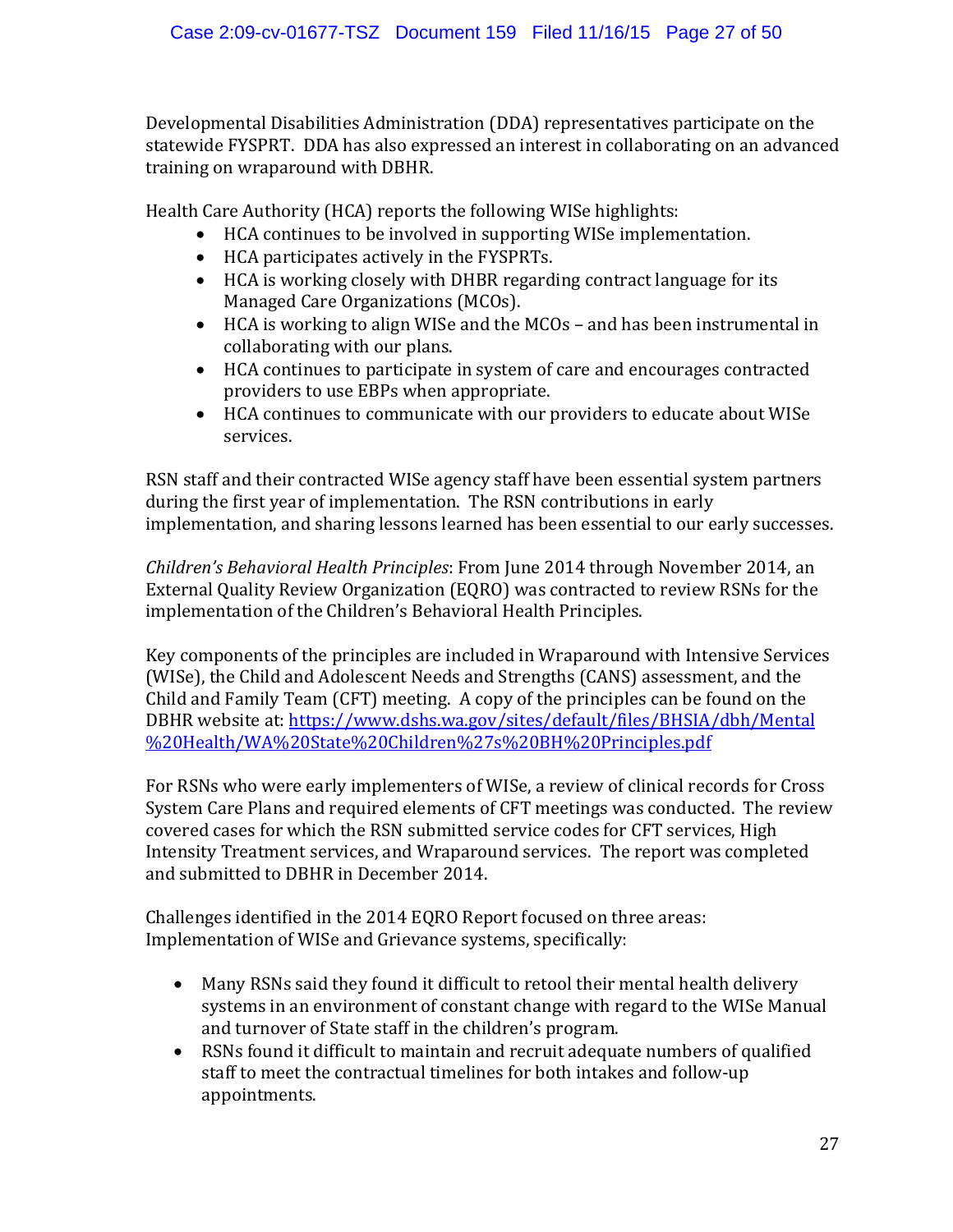Developmental Disabilities Administration (DDA) representatives participate on the statewide FYSPRT. DDA has also expressed an interest in collaborating on an advanced training on wraparound with DBHR.

Health Care Authority (HCA) reports the following WISe highlights:

- HCA continues to be involved in supporting WISe implementation.
- HCA participates actively in the FYSPRTs.
- HCA is working closely with DHBR regarding contract language for its Managed Care Organizations (MCOs).
- HCA is working to align WISe and the MCOs – and has been instrumental in collaborating with our plans.
- HCA continues to participate in system of care and encourages contracted providers to use EBPs when appropriate.
- HCA continues to communicate with our providers to educate about WISe services.

RSN staff and their contracted WISe agency staff have been essential system partners during the first year of implementation. The RSN contributions in early implementation, and sharing lessons learned has been essential to our early successes.

*Children's Behavioral Health Principles*: From June 2014 through November 2014, an External Quality Review Organization (EQRO) was contracted to review RSNs for the implementation of the Children's Behavioral Health Principles.

Key components of the principles are included in Wraparound with Intensive Services (WISe), the Child and Adolescent Needs and Strengths (CANS) assessment, and the Child and Family Team (CFT) meeting. A copy of the principles can be found on the DBHR website at: [https://www.dshs.wa.gov/sites/default/files/BHSIA/dbh/Mental%20Health/WA%20State%20Children%27s%20BH%20Principles.pdf](https://www.dshs.wa.gov/sites/default/files/BHSIA/dbh/Mental%20Health/WA%20State%20Children%27s%20BH%20Principles.pdf)

For RSNs who were early implementers of WISe, a review of clinical records for Cross System Care Plans and required elements of CFT meetings was conducted. The review covered cases for which the RSN submitted service codes for CFT services, High Intensity Treatment services, and Wraparound services. The report was completed and submitted to DBHR in December 2014.

Challenges identified in the 2014 EQRO Report focused on three areas: Implementation of WISe and Grievance systems, specifically:

- Many RSNs said they found it difficult to retool their mental health delivery systems in an environment of constant change with regard to the WISe Manual and turnover of State staff in the children's program.
- RSNs found it difficult to maintain and recruit adequate numbers of qualified staff to meet the contractual timelines for both intakes and follow-up appointments.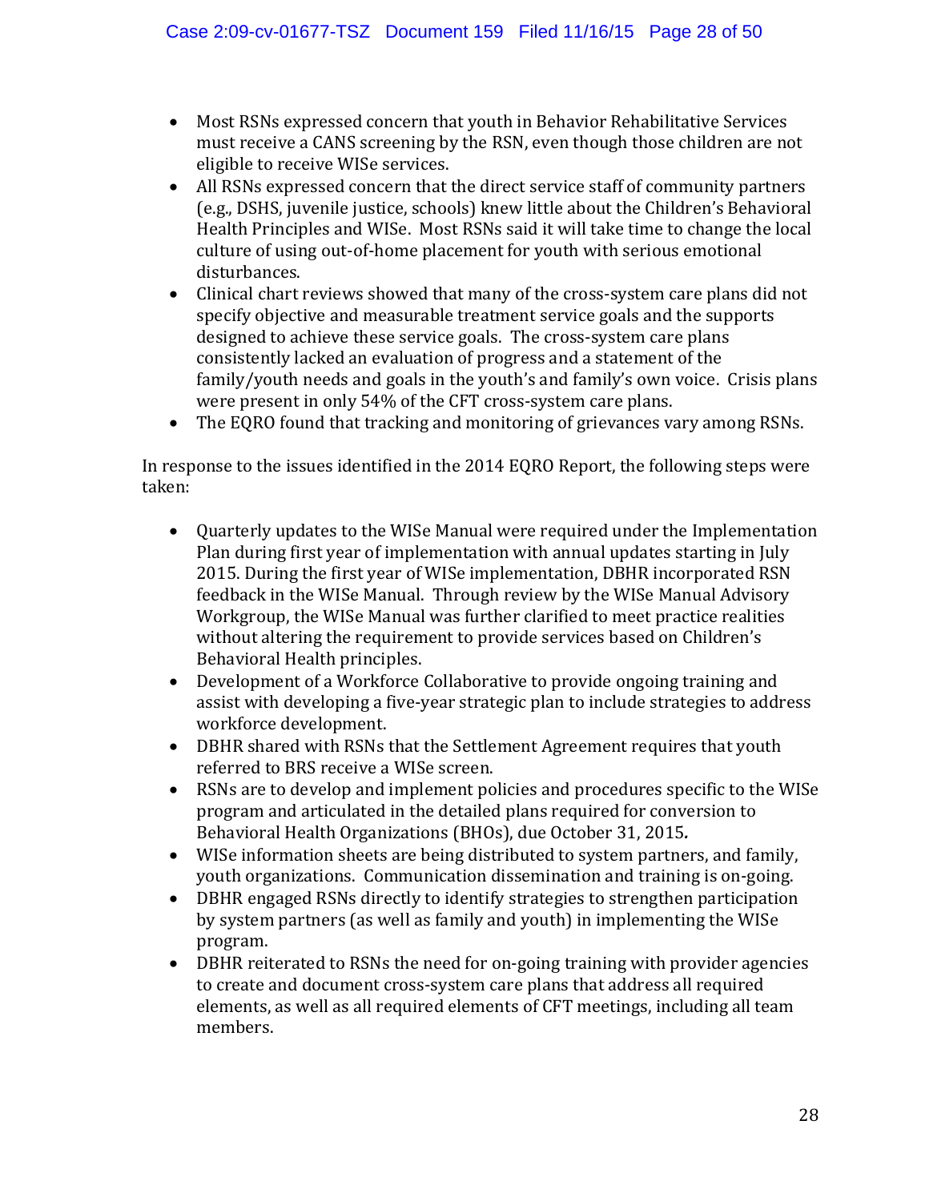- Most RSNs expressed concern that youth in Behavior Rehabilitative Services must receive a CANS screening by the RSN, even though those children are not eligible to receive WISe services.
- All RSNs expressed concern that the direct service staff of community partners (e.g., DSHS, juvenile justice, schools) knew little about the Children's Behavioral Health Principles and WISe. Most RSNs said it will take time to change the local culture of using out-of-home placement for youth with serious emotional disturbances.
- Clinical chart reviews showed that many of the cross-system care plans did not specify objective and measurable treatment service goals and the supports designed to achieve these service goals. The cross-system care plans consistently lacked an evaluation of progress and a statement of the family/youth needs and goals in the youth's and family's own voice. Crisis plans were present in only 54% of the CFT cross-system care plans.
- The EQRO found that tracking and monitoring of grievances vary among RSNs.

In response to the issues identified in the 2014 EQRO Report, the following steps were taken:

- Quarterly updates to the WISe Manual were required under the Implementation Plan during first year of implementation with annual updates starting in July 2015. During the first year of WISe implementation, DBHR incorporated RSN feedback in the WISe Manual. Through review by the WISe Manual Advisory Workgroup, the WISe Manual was further clarified to meet practice realities without altering the requirement to provide services based on Children's Behavioral Health principles.
- Development of a Workforce Collaborative to provide ongoing training and assist with developing a five-year strategic plan to include strategies to address workforce development.
- DBHR shared with RSNs that the Settlement Agreement requires that youth referred to BRS receive a WISe screen.
- RSNs are to develop and implement policies and procedures specific to the WISe program and articulated in the detailed plans required for conversion to Behavioral Health Organizations (BHOs), due October 31, 2015*.*
- WISe information sheets are being distributed to system partners, and family, youth organizations. Communication dissemination and training is on-going.
- DBHR engaged RSNs directly to identify strategies to strengthen participation by system partners (as well as family and youth) in implementing the WISe program.
- DBHR reiterated to RSNs the need for on-going training with provider agencies to create and document cross-system care plans that address all required elements, as well as all required elements of CFT meetings, including all team members.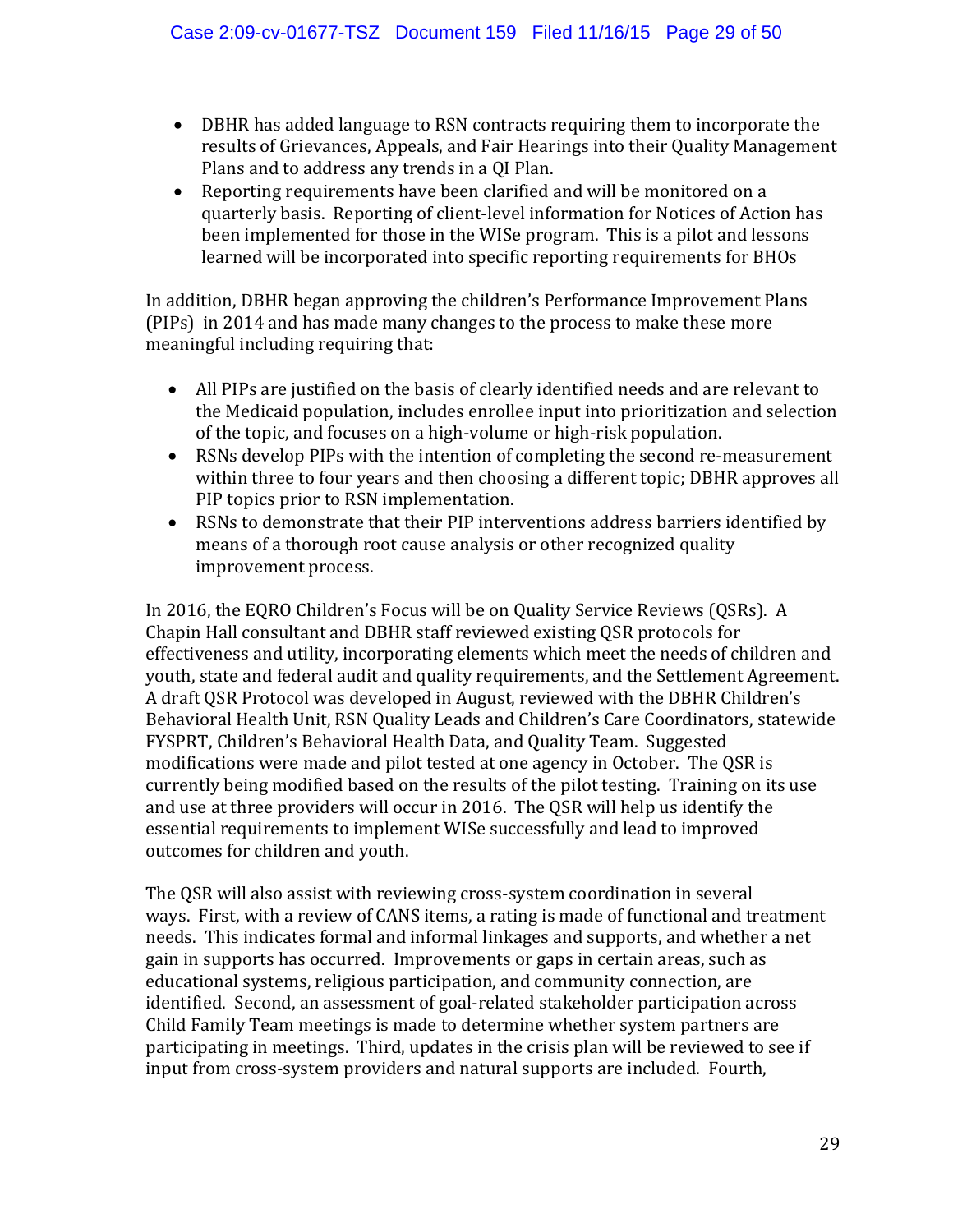- DBHR has added language to RSN contracts requiring them to incorporate the results of Grievances, Appeals, and Fair Hearings into their Quality Management Plans and to address any trends in a QI Plan.
- Reporting requirements have been clarified and will be monitored on a quarterly basis. Reporting of client-level information for Notices of Action has been implemented for those in the WISe program. This is a pilot and lessons learned will be incorporated into specific reporting requirements for BHOs

In addition, DBHR began approving the children's Performance Improvement Plans (PIPs) in 2014 and has made many changes to the process to make these more meaningful including requiring that:

- All PIPs are justified on the basis of clearly identified needs and are relevant to the Medicaid population, includes enrollee input into prioritization and selection of the topic, and focuses on a high-volume or high-risk population.
- RSNs develop PIPs with the intention of completing the second re-measurement within three to four years and then choosing a different topic; DBHR approves all PIP topics prior to RSN implementation.
- RSNs to demonstrate that their PIP interventions address barriers identified by means of a thorough root cause analysis or other recognized quality improvement process.

In 2016, the EQRO Children's Focus will be on Quality Service Reviews (QSRs). A Chapin Hall consultant and DBHR staff reviewed existing QSR protocols for effectiveness and utility, incorporating elements which meet the needs of children and youth, state and federal audit and quality requirements, and the Settlement Agreement. A draft QSR Protocol was developed in August, reviewed with the DBHR Children's Behavioral Health Unit, RSN Quality Leads and Children's Care Coordinators, statewide FYSPRT, Children's Behavioral Health Data, and Quality Team. Suggested modifications were made and pilot tested at one agency in October. The QSR is currently being modified based on the results of the pilot testing. Training on its use and use at three providers will occur in 2016. The QSR will help us identify the essential requirements to implement WISe successfully and lead to improved outcomes for children and youth.

The QSR will also assist with reviewing cross-system coordination in several ways. First, with a review of CANS items, a rating is made of functional and treatment needs. This indicates formal and informal linkages and supports, and whether a net gain in supports has occurred. Improvements or gaps in certain areas, such as educational systems, religious participation, and community connection, are identified. Second, an assessment of goal-related stakeholder participation across Child Family Team meetings is made to determine whether system partners are participating in meetings. Third, updates in the crisis plan will be reviewed to see if input from cross-system providers and natural supports are included. Fourth,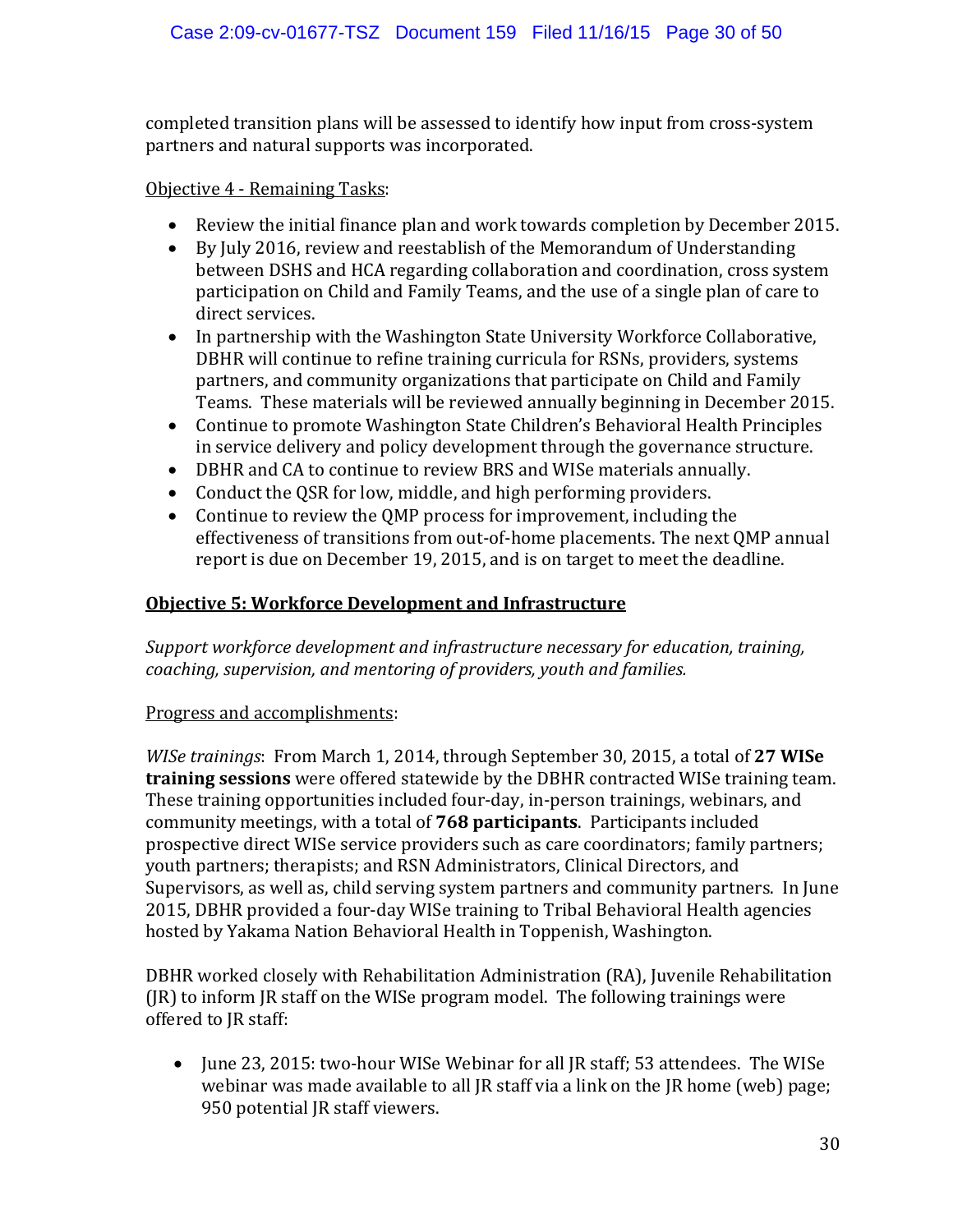completed transition plans will be assessed to identify how input from cross-system partners and natural supports was incorporated.

Objective 4 - Remaining Tasks:

- Review the initial finance plan and work towards completion by December 2015.
- By July 2016, review and reestablish of the Memorandum of Understanding between DSHS and HCA regarding collaboration and coordination, cross system participation on Child and Family Teams, and the use of a single plan of care to direct services.
- In partnership with the Washington State University Workforce Collaborative, DBHR will continue to refine training curricula for RSNs, providers, systems partners, and community organizations that participate on Child and Family Teams. These materials will be reviewed annually beginning in December 2015.
- Continue to promote Washington State Children's Behavioral Health Principles in service delivery and policy development through the governance structure.
- DBHR and CA to continue to review BRS and WISe materials annually.
- Conduct the QSR for low, middle, and high performing providers.
- Continue to review the QMP process for improvement, including the effectiveness of transitions from out-of-home placements. The next QMP annual report is due on December 19, 2015, and is on target to meet the deadline.

## Objective 5: Workforce Development and Infrastructure

*Support workforce development and infrastructure necessary for education, training, coaching, supervision, and mentoring of providers, youth and families.*

Progress and accomplishments:

*WISe trainings*: From March 1, 2014, through September 30, 2015, a total of **27 WISe training sessions** were offered statewide by the DBHR contracted WISe training team. These training opportunities included four-day, in-person trainings, webinars, and community meetings, with a total of **768 participants**. Participants included prospective direct WISe service providers such as care coordinators; family partners; youth partners; therapists; and RSN Administrators, Clinical Directors, and Supervisors, as well as, child serving system partners and community partners. In June 2015, DBHR provided a four-day WISe training to Tribal Behavioral Health agencies hosted by Yakama Nation Behavioral Health in Toppenish, Washington.

DBHR worked closely with Rehabilitation Administration (RA), Juvenile Rehabilitation (JR) to inform JR staff on the WISe program model. The following trainings were offered to JR staff:

- June 23, 2015: two-hour WISe Webinar for all JR staff; 53 attendees. The WISe webinar was made available to all JR staff via a link on the JR home (web) page; 950 potential JR staff viewers.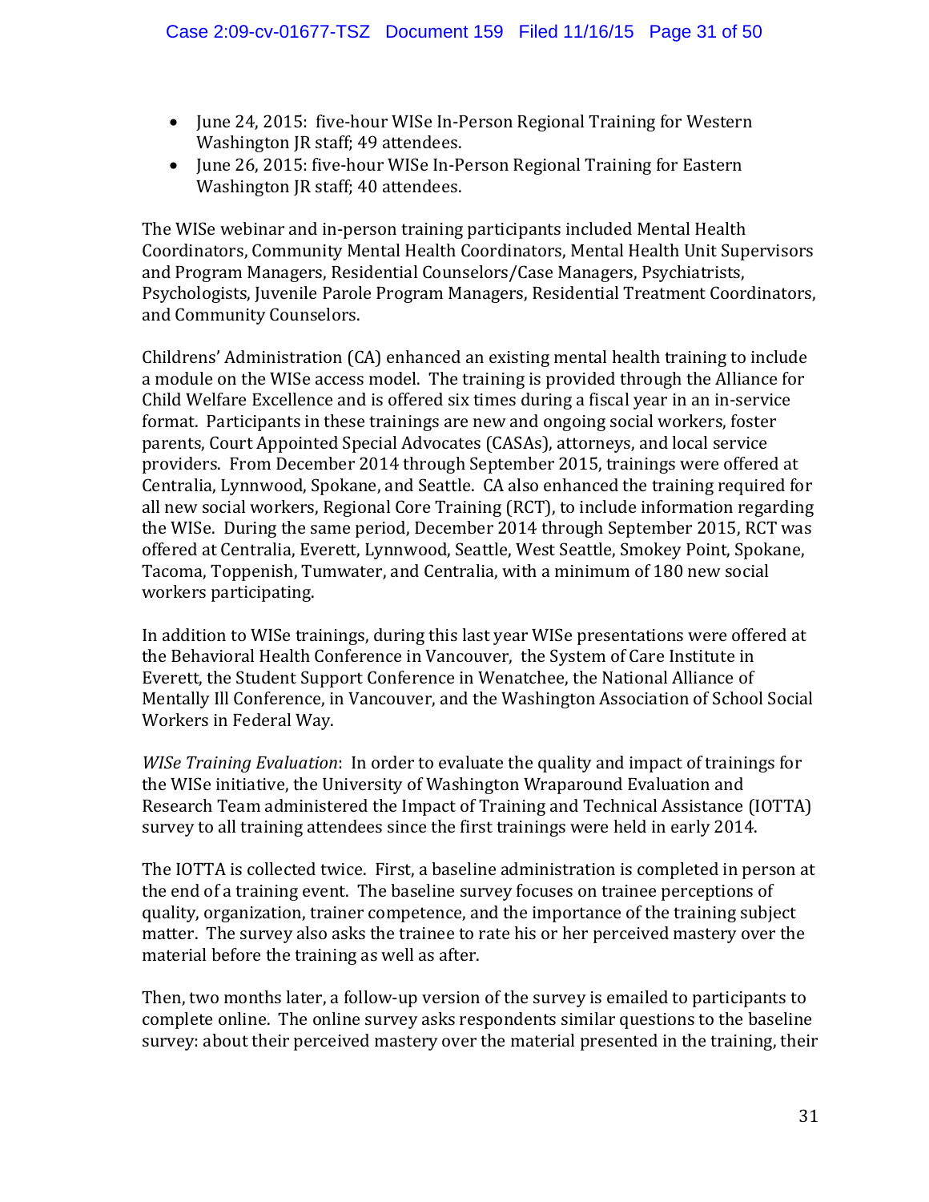- June 24, 2015: five-hour WISe In-Person Regional Training for Western Washington JR staff; 49 attendees.
- June 26, 2015: five-hour WISe In-Person Regional Training for Eastern Washington JR staff; 40 attendees.

The WISe webinar and in-person training participants included Mental Health Coordinators, Community Mental Health Coordinators, Mental Health Unit Supervisors and Program Managers, Residential Counselors/Case Managers, Psychiatrists, Psychologists, Juvenile Parole Program Managers, Residential Treatment Coordinators, and Community Counselors.

Childrens' Administration (CA) enhanced an existing mental health training to include a module on the WISe access model. The training is provided through the Alliance for Child Welfare Excellence and is offered six times during a fiscal year in an in-service format. Participants in these trainings are new and ongoing social workers, foster parents, Court Appointed Special Advocates (CASAs), attorneys, and local service providers. From December 2014 through September 2015, trainings were offered at Centralia, Lynnwood, Spokane, and Seattle. CA also enhanced the training required for all new social workers, Regional Core Training (RCT), to include information regarding the WISe. During the same period, December 2014 through September 2015, RCT was offered at Centralia, Everett, Lynnwood, Seattle, West Seattle, Smokey Point, Spokane, Tacoma, Toppenish, Tumwater, and Centralia, with a minimum of 180 new social workers participating.

In addition to WISe trainings, during this last year WISe presentations were offered at the Behavioral Health Conference in Vancouver, the System of Care Institute in Everett, the Student Support Conference in Wenatchee, the National Alliance of Mentally Ill Conference, in Vancouver, and the Washington Association of School Social Workers in Federal Way.

*WISe Training Evaluation*: In order to evaluate the quality and impact of trainings for the WISe initiative, the University of Washington Wraparound Evaluation and Research Team administered the Impact of Training and Technical Assistance (IOTTA) survey to all training attendees since the first trainings were held in early 2014.

The IOTTA is collected twice. First, a baseline administration is completed in person at the end of a training event. The baseline survey focuses on trainee perceptions of quality, organization, trainer competence, and the importance of the training subject matter. The survey also asks the trainee to rate his or her perceived mastery over the material before the training as well as after.

Then, two months later, a follow-up version of the survey is emailed to participants to complete online. The online survey asks respondents similar questions to the baseline survey: about their perceived mastery over the material presented in the training, their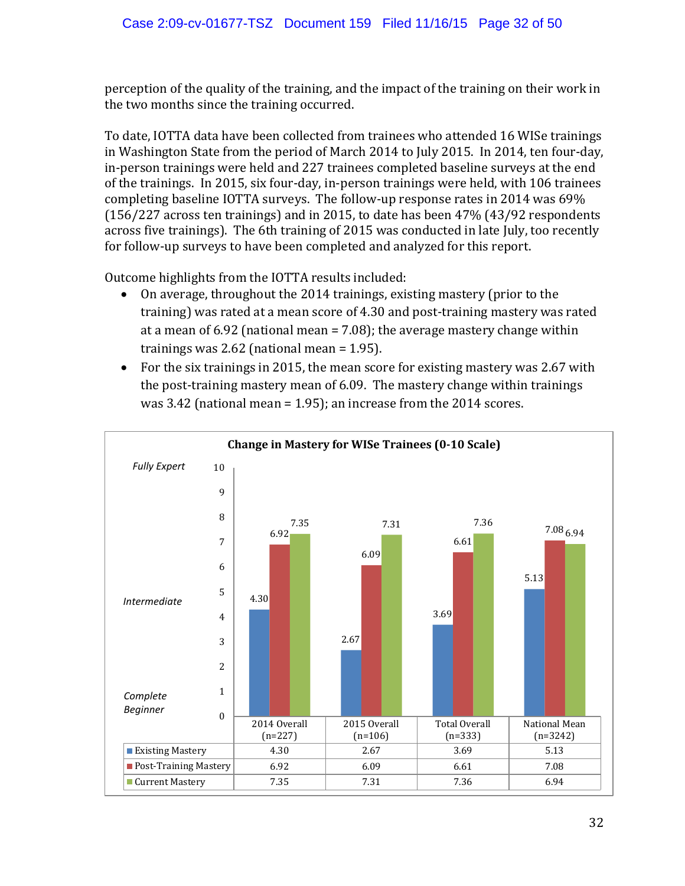perception of the quality of the training, and the impact of the training on their work in the two months since the training occurred.

To date, IOTTA data have been collected from trainees who attended 16 WISe trainings in Washington State from the period of March 2014 to July 2015. In 2014, ten four-day, in-person trainings were held and 227 trainees completed baseline surveys at the end of the trainings. In 2015, six four-day, in-person trainings were held, with 106 trainees completing baseline IOTTA surveys. The follow-up response rates in 2014 was 69% (156/227 across ten trainings) and in 2015, to date has been 47% (43/92 respondents across five trainings). The 6th training of 2015 was conducted in late July, too recently for follow-up surveys to have been completed and analyzed for this report.

Outcome highlights from the IOTTA results included:

- On average, throughout the 2014 trainings, existing mastery (prior to the training) was rated at a mean score of 4.30 and post-training mastery was rated at a mean of 6.92 (national mean = 7.08); the average mastery change within trainings was 2.62 (national mean = 1.95).
- For the six trainings in 2015, the mean score for existing mastery was 2.67 with the post-training mastery mean of 6.09. The mastery change within trainings was 3.42 (national mean = 1.95); an increase from the 2014 scores.

**Change in Mastery for WISe Trainees (0-10 Scale)**

(Scale: 0 = *Complete Beginner*, 5 = *Intermediate*, 10 = *Fully Expert*)

| | 2014 Overall (n=227) | 2015 Overall (n=106) | Total Overall (n=333) | National Mean (n=3242) |
|---|---|---|---|---|
| Existing Mastery | 4.30 | 2.67 | 3.69 | 5.13 |
| Post-Training Mastery | 6.92 | 6.09 | 6.61 | 7.08 |
| Current Mastery | 7.35 | 7.31 | 7.36 | 6.94 |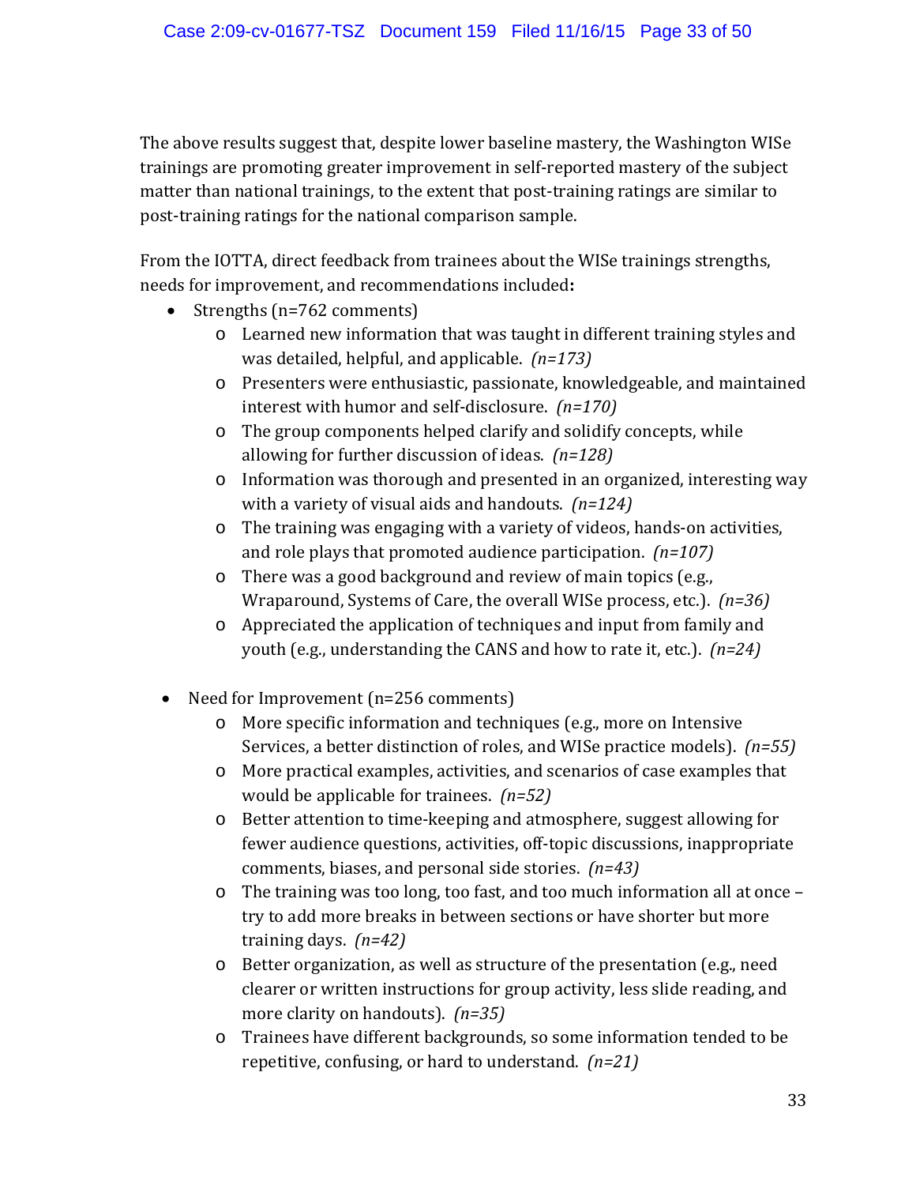The above results suggest that, despite lower baseline mastery, the Washington WISe trainings are promoting greater improvement in self-reported mastery of the subject matter than national trainings, to the extent that post-training ratings are similar to post-training ratings for the national comparison sample.

From the IOTTA, direct feedback from trainees about the WISe trainings strengths, needs for improvement, and recommendations included**:**

- Strengths (n=762 comments)
  - Learned new information that was taught in different training styles and was detailed, helpful, and applicable. *(n=173)*
  - Presenters were enthusiastic, passionate, knowledgeable, and maintained interest with humor and self-disclosure. *(n=170)*
  - The group components helped clarify and solidify concepts, while allowing for further discussion of ideas. *(n=128)*
  - Information was thorough and presented in an organized, interesting way with a variety of visual aids and handouts. *(n=124)*
  - The training was engaging with a variety of videos, hands-on activities, and role plays that promoted audience participation. *(n=107)*
  - There was a good background and review of main topics (e.g., Wraparound, Systems of Care, the overall WISe process, etc.). *(n=36)*
  - Appreciated the application of techniques and input from family and youth (e.g., understanding the CANS and how to rate it, etc.). *(n=24)*

- Need for Improvement (n=256 comments)
  - More specific information and techniques (e.g., more on Intensive Services, a better distinction of roles, and WISe practice models). *(n=55)*
  - More practical examples, activities, and scenarios of case examples that would be applicable for trainees. *(n=52)*
  - Better attention to time-keeping and atmosphere, suggest allowing for fewer audience questions, activities, off-topic discussions, inappropriate comments, biases, and personal side stories. *(n=43)*
  - The training was too long, too fast, and too much information all at once – try to add more breaks in between sections or have shorter but more training days. *(n=42)*
  - Better organization, as well as structure of the presentation (e.g., need clearer or written instructions for group activity, less slide reading, and more clarity on handouts). *(n=35)*
  - Trainees have different backgrounds, so some information tended to be repetitive, confusing, or hard to understand. *(n=21)*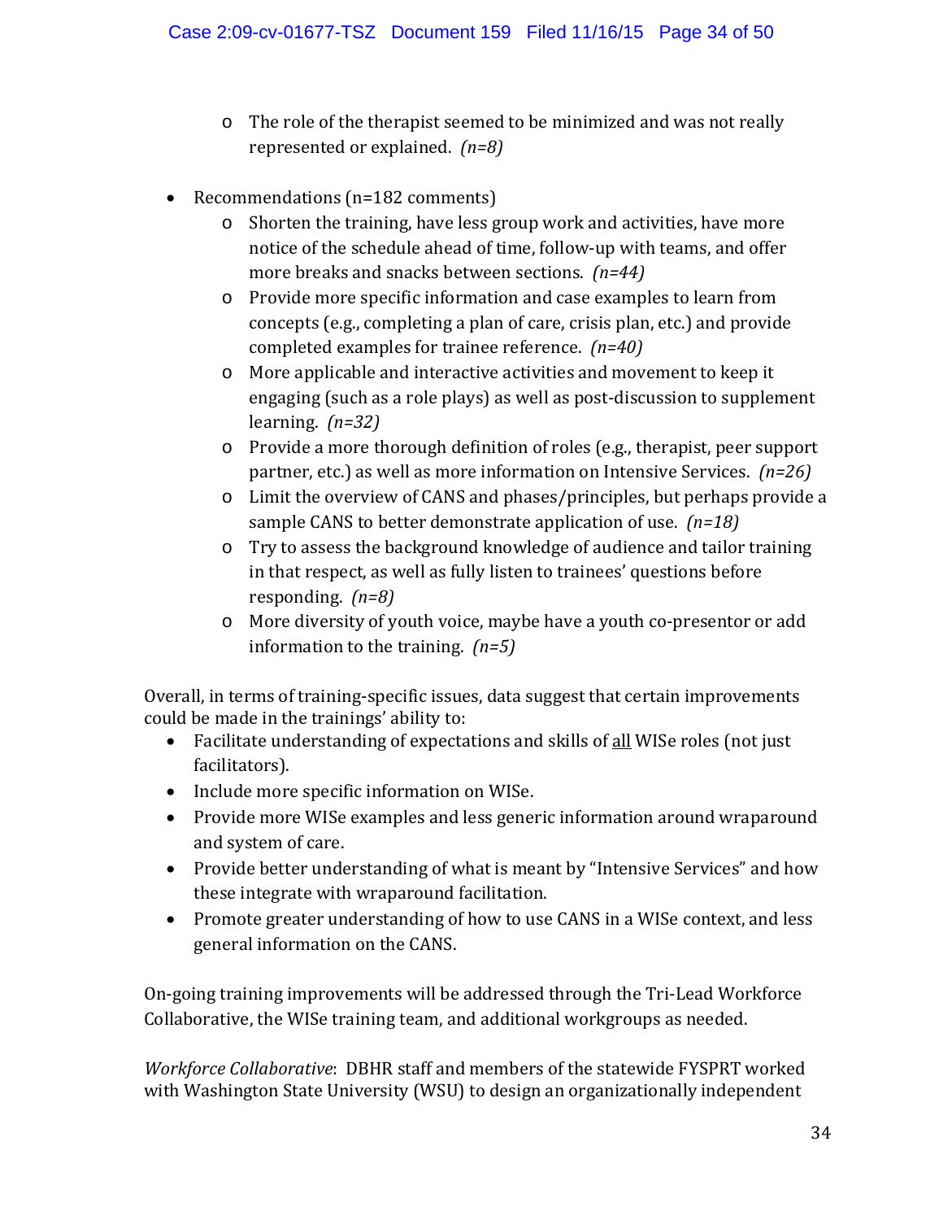- The role of the therapist seemed to be minimized and was not really represented or explained. *(n=8)*

- Recommendations (n=182 comments)
    - Shorten the training, have less group work and activities, have more notice of the schedule ahead of time, follow-up with teams, and offer more breaks and snacks between sections. *(n=44)*
    - Provide more specific information and case examples to learn from concepts (e.g., completing a plan of care, crisis plan, etc.) and provide completed examples for trainee reference. *(n=40)*
    - More applicable and interactive activities and movement to keep it engaging (such as a role plays) as well as post-discussion to supplement learning. *(n=32)*
    - Provide a more thorough definition of roles (e.g., therapist, peer support partner, etc.) as well as more information on Intensive Services. *(n=26)*
    - Limit the overview of CANS and phases/principles, but perhaps provide a sample CANS to better demonstrate application of use. *(n=18)*
    - Try to assess the background knowledge of audience and tailor training in that respect, as well as fully listen to trainees' questions before responding. *(n=8)*
    - More diversity of youth voice, maybe have a youth co-presentor or add information to the training. *(n=5)*

Overall, in terms of training-specific issues, data suggest that certain improvements could be made in the trainings' ability to:

- Facilitate understanding of expectations and skills of <u>all</u> WISe roles (not just facilitators).
- Include more specific information on WISe.
- Provide more WISe examples and less generic information around wraparound and system of care.
- Provide better understanding of what is meant by "Intensive Services" and how these integrate with wraparound facilitation.
- Promote greater understanding of how to use CANS in a WISe context, and less general information on the CANS.

On-going training improvements will be addressed through the Tri-Lead Workforce Collaborative, the WISe training team, and additional workgroups as needed.

*Workforce Collaborative*: DBHR staff and members of the statewide FYSPRT worked with Washington State University (WSU) to design an organizationally independent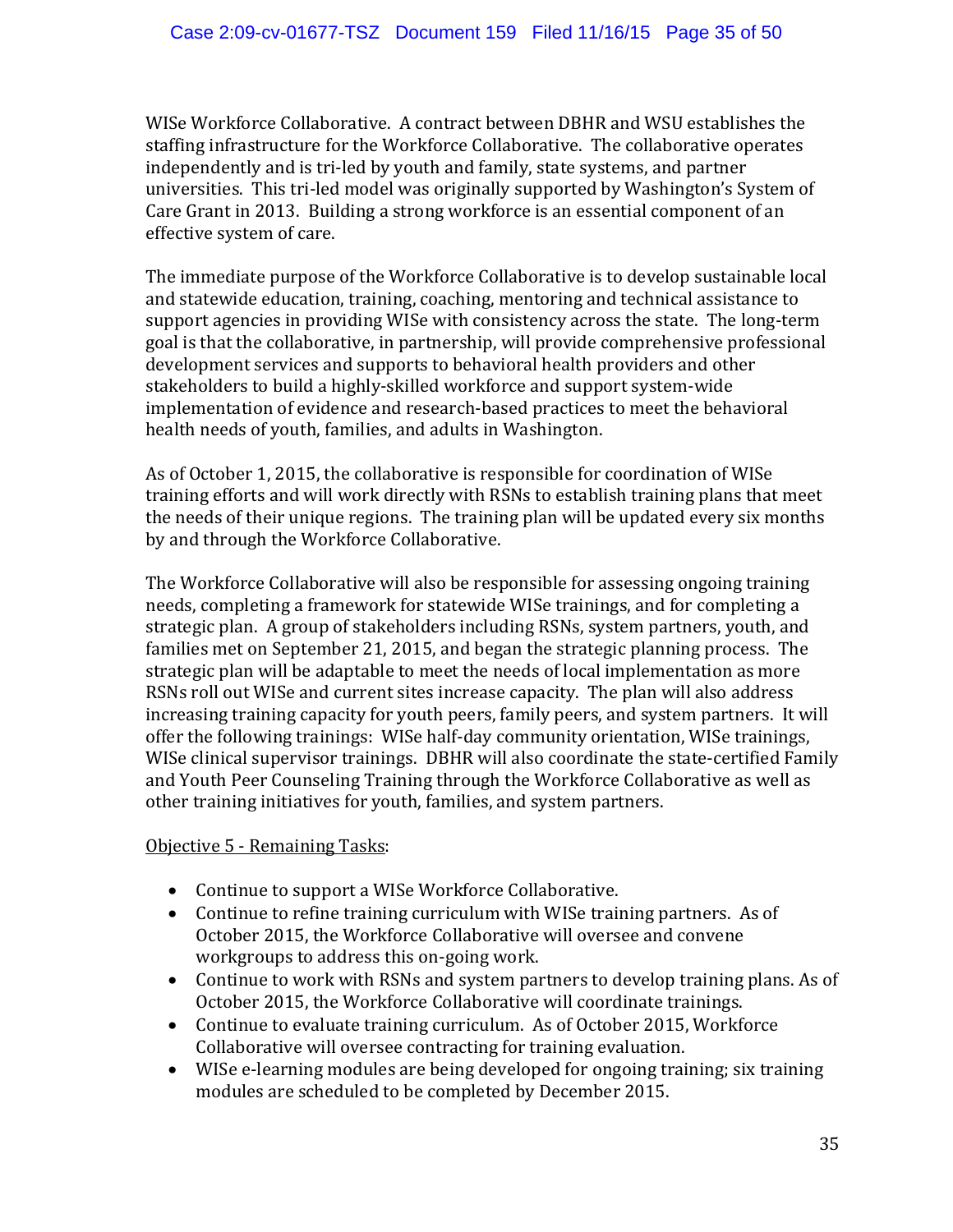WISe Workforce Collaborative. A contract between DBHR and WSU establishes the staffing infrastructure for the Workforce Collaborative. The collaborative operates independently and is tri-led by youth and family, state systems, and partner universities. This tri-led model was originally supported by Washington's System of Care Grant in 2013. Building a strong workforce is an essential component of an effective system of care.

The immediate purpose of the Workforce Collaborative is to develop sustainable local and statewide education, training, coaching, mentoring and technical assistance to support agencies in providing WISe with consistency across the state. The long-term goal is that the collaborative, in partnership, will provide comprehensive professional development services and supports to behavioral health providers and other stakeholders to build a highly-skilled workforce and support system-wide implementation of evidence and research-based practices to meet the behavioral health needs of youth, families, and adults in Washington.

As of October 1, 2015, the collaborative is responsible for coordination of WISe training efforts and will work directly with RSNs to establish training plans that meet the needs of their unique regions. The training plan will be updated every six months by and through the Workforce Collaborative.

The Workforce Collaborative will also be responsible for assessing ongoing training needs, completing a framework for statewide WISe trainings, and for completing a strategic plan. A group of stakeholders including RSNs, system partners, youth, and families met on September 21, 2015, and began the strategic planning process. The strategic plan will be adaptable to meet the needs of local implementation as more RSNs roll out WISe and current sites increase capacity. The plan will also address increasing training capacity for youth peers, family peers, and system partners. It will offer the following trainings: WISe half-day community orientation, WISe trainings, WISe clinical supervisor trainings. DBHR will also coordinate the state-certified Family and Youth Peer Counseling Training through the Workforce Collaborative as well as other training initiatives for youth, families, and system partners.

<u>Objective 5 - Remaining Tasks</u>:

- Continue to support a WISe Workforce Collaborative.
- Continue to refine training curriculum with WISe training partners. As of October 2015, the Workforce Collaborative will oversee and convene workgroups to address this on-going work.
- Continue to work with RSNs and system partners to develop training plans. As of October 2015, the Workforce Collaborative will coordinate trainings.
- Continue to evaluate training curriculum. As of October 2015, Workforce Collaborative will oversee contracting for training evaluation.
- WISe e-learning modules are being developed for ongoing training; six training modules are scheduled to be completed by December 2015.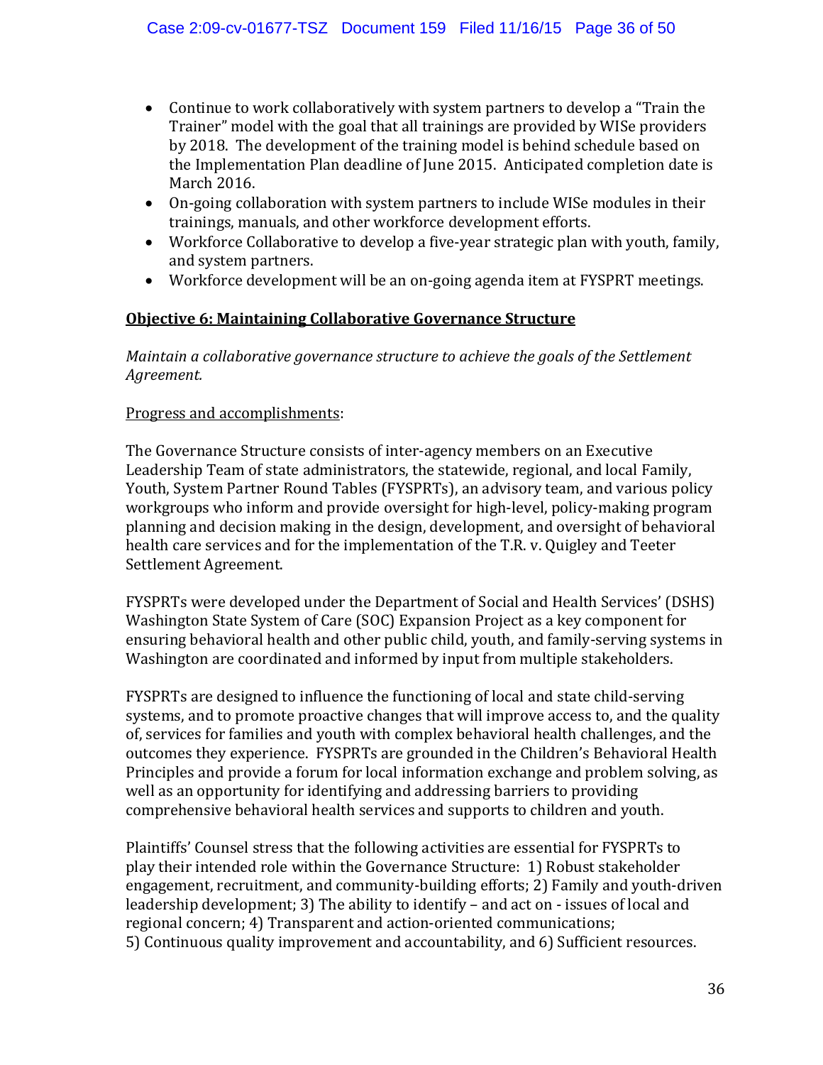- Continue to work collaboratively with system partners to develop a "Train the Trainer" model with the goal that all trainings are provided by WISe providers by 2018. The development of the training model is behind schedule based on the Implementation Plan deadline of June 2015. Anticipated completion date is March 2016.
- On-going collaboration with system partners to include WISe modules in their trainings, manuals, and other workforce development efforts.
- Workforce Collaborative to develop a five-year strategic plan with youth, family, and system partners.
- Workforce development will be an on-going agenda item at FYSPRT meetings.

**Objective 6: Maintaining Collaborative Governance Structure**

*Maintain a collaborative governance structure to achieve the goals of the Settlement Agreement.*

Progress and accomplishments:

The Governance Structure consists of inter-agency members on an Executive Leadership Team of state administrators, the statewide, regional, and local Family, Youth, System Partner Round Tables (FYSPRTs), an advisory team, and various policy workgroups who inform and provide oversight for high-level, policy-making program planning and decision making in the design, development, and oversight of behavioral health care services and for the implementation of the T.R. v. Quigley and Teeter Settlement Agreement.

FYSPRTs were developed under the Department of Social and Health Services' (DSHS) Washington State System of Care (SOC) Expansion Project as a key component for ensuring behavioral health and other public child, youth, and family-serving systems in Washington are coordinated and informed by input from multiple stakeholders.

FYSPRTs are designed to influence the functioning of local and state child-serving systems, and to promote proactive changes that will improve access to, and the quality of, services for families and youth with complex behavioral health challenges, and the outcomes they experience. FYSPRTs are grounded in the Children's Behavioral Health Principles and provide a forum for local information exchange and problem solving, as well as an opportunity for identifying and addressing barriers to providing comprehensive behavioral health services and supports to children and youth.

Plaintiffs' Counsel stress that the following activities are essential for FYSPRTs to play their intended role within the Governance Structure: 1) Robust stakeholder engagement, recruitment, and community-building efforts; 2) Family and youth-driven leadership development; 3) The ability to identify – and act on - issues of local and regional concern; 4) Transparent and action-oriented communications; 5) Continuous quality improvement and accountability, and 6) Sufficient resources.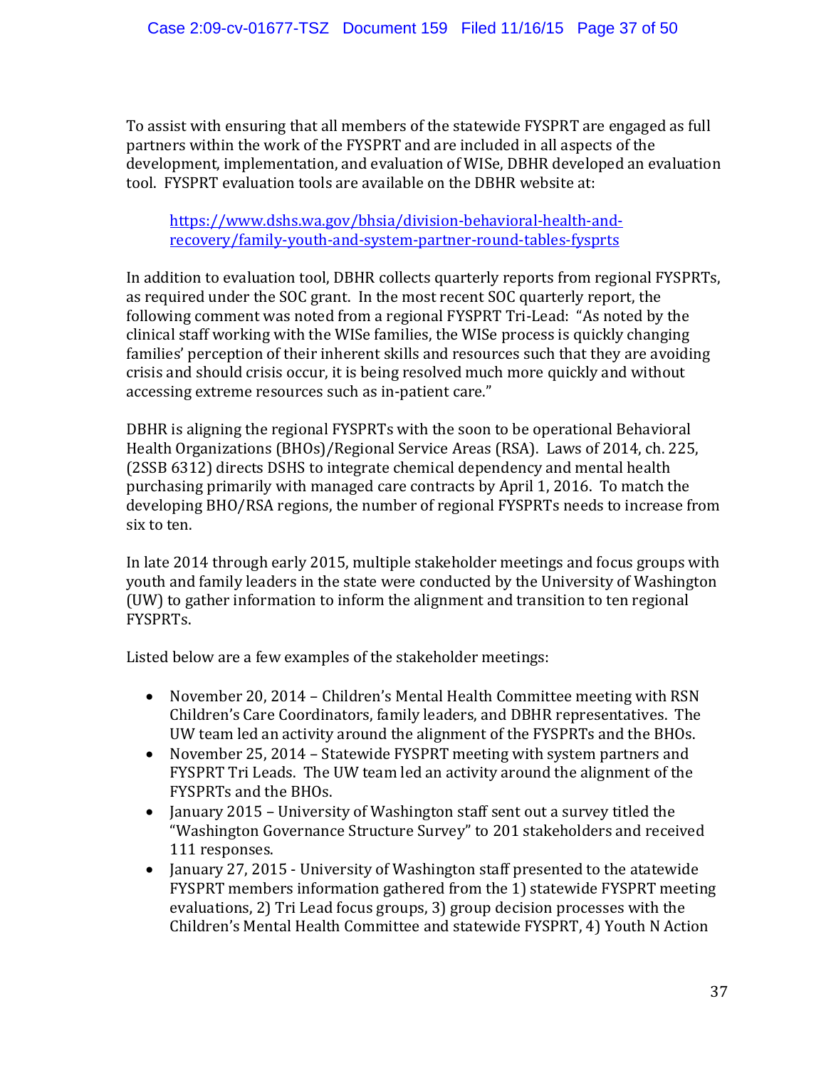To assist with ensuring that all members of the statewide FYSPRT are engaged as full partners within the work of the FYSPRT and are included in all aspects of the development, implementation, and evaluation of WISe, DBHR developed an evaluation tool. FYSPRT evaluation tools are available on the DBHR website at:

> [https://www.dshs.wa.gov/bhsia/division-behavioral-health-and-recovery/family-youth-and-system-partner-round-tables-fysprts](https://www.dshs.wa.gov/bhsia/division-behavioral-health-and-recovery/family-youth-and-system-partner-round-tables-fysprts)

In addition to evaluation tool, DBHR collects quarterly reports from regional FYSPRTs, as required under the SOC grant. In the most recent SOC quarterly report, the following comment was noted from a regional FYSPRT Tri-Lead: "As noted by the clinical staff working with the WISe families, the WISe process is quickly changing families' perception of their inherent skills and resources such that they are avoiding crisis and should crisis occur, it is being resolved much more quickly and without accessing extreme resources such as in-patient care."

DBHR is aligning the regional FYSPRTs with the soon to be operational Behavioral Health Organizations (BHOs)/Regional Service Areas (RSA). Laws of 2014, ch. 225, (2SSB 6312) directs DSHS to integrate chemical dependency and mental health purchasing primarily with managed care contracts by April 1, 2016. To match the developing BHO/RSA regions, the number of regional FYSPRTs needs to increase from six to ten.

In late 2014 through early 2015, multiple stakeholder meetings and focus groups with youth and family leaders in the state were conducted by the University of Washington (UW) to gather information to inform the alignment and transition to ten regional FYSPRTs.

Listed below are a few examples of the stakeholder meetings:

- November 20, 2014 – Children's Mental Health Committee meeting with RSN Children's Care Coordinators, family leaders, and DBHR representatives. The UW team led an activity around the alignment of the FYSPRTs and the BHOs.
- November 25, 2014 – Statewide FYSPRT meeting with system partners and FYSPRT Tri Leads. The UW team led an activity around the alignment of the FYSPRTs and the BHOs.
- January 2015 – University of Washington staff sent out a survey titled the "Washington Governance Structure Survey" to 201 stakeholders and received 111 responses.
- January 27, 2015 - University of Washington staff presented to the atatewide FYSPRT members information gathered from the 1) statewide FYSPRT meeting evaluations, 2) Tri Lead focus groups, 3) group decision processes with the Children's Mental Health Committee and statewide FYSPRT, 4) Youth N Action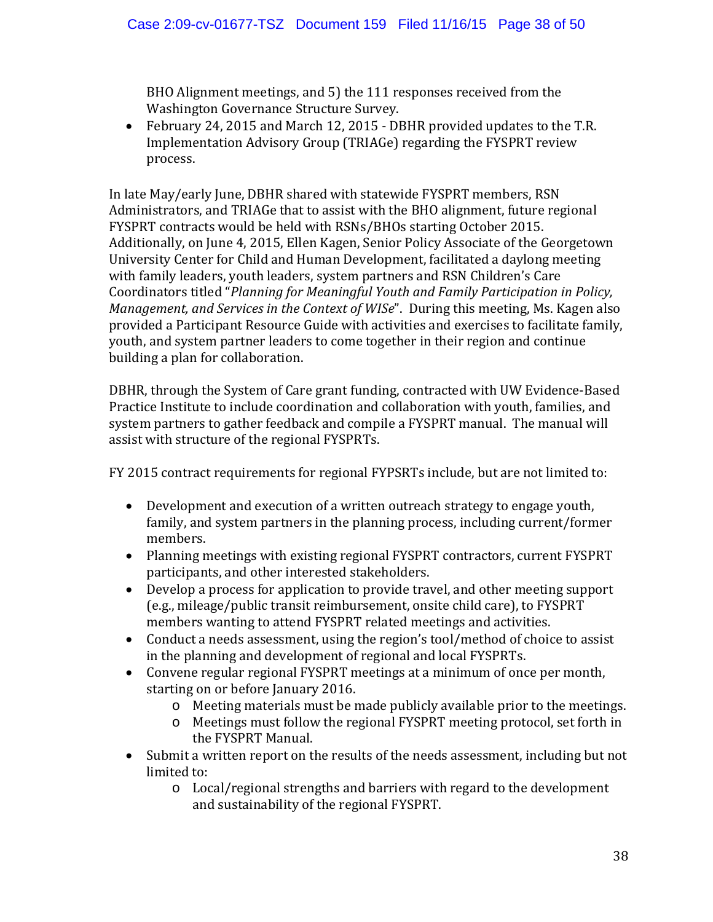BHO Alignment meetings, and 5) the 111 responses received from the Washington Governance Structure Survey.

- February 24, 2015 and March 12, 2015 - DBHR provided updates to the T.R. Implementation Advisory Group (TRIAGe) regarding the FYSPRT review process.

In late May/early June, DBHR shared with statewide FYSPRT members, RSN Administrators, and TRIAGe that to assist with the BHO alignment, future regional FYSPRT contracts would be held with RSNs/BHOs starting October 2015. Additionally, on June 4, 2015, Ellen Kagen, Senior Policy Associate of the Georgetown University Center for Child and Human Development, facilitated a daylong meeting with family leaders, youth leaders, system partners and RSN Children's Care Coordinators titled "*Planning for Meaningful Youth and Family Participation in Policy, Management, and Services in the Context of WISe*". During this meeting, Ms. Kagen also provided a Participant Resource Guide with activities and exercises to facilitate family, youth, and system partner leaders to come together in their region and continue building a plan for collaboration.

DBHR, through the System of Care grant funding, contracted with UW Evidence-Based Practice Institute to include coordination and collaboration with youth, families, and system partners to gather feedback and compile a FYSPRT manual. The manual will assist with structure of the regional FYSPRTs.

FY 2015 contract requirements for regional FYPSRTs include, but are not limited to:

- Development and execution of a written outreach strategy to engage youth, family, and system partners in the planning process, including current/former members.
- Planning meetings with existing regional FYSPRT contractors, current FYSPRT participants, and other interested stakeholders.
- Develop a process for application to provide travel, and other meeting support (e.g., mileage/public transit reimbursement, onsite child care), to FYSPRT members wanting to attend FYSPRT related meetings and activities.
- Conduct a needs assessment, using the region's tool/method of choice to assist in the planning and development of regional and local FYSPRTs.
- Convene regular regional FYSPRT meetings at a minimum of once per month, starting on or before January 2016.
  - Meeting materials must be made publicly available prior to the meetings.
  - Meetings must follow the regional FYSPRT meeting protocol, set forth in the FYSPRT Manual.
- Submit a written report on the results of the needs assessment, including but not limited to:
  - Local/regional strengths and barriers with regard to the development and sustainability of the regional FYSPRT.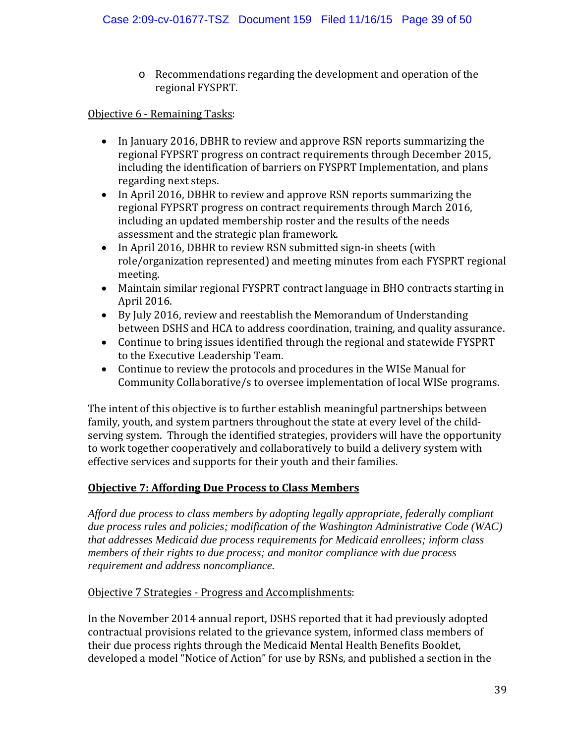- Recommendations regarding the development and operation of the regional FYSPRT.

Objective 6 - Remaining Tasks:

- In January 2016, DBHR to review and approve RSN reports summarizing the regional FYPSRT progress on contract requirements through December 2015, including the identification of barriers on FYSPRT Implementation, and plans regarding next steps.
- In April 2016, DBHR to review and approve RSN reports summarizing the regional FYPSRT progress on contract requirements through March 2016, including an updated membership roster and the results of the needs assessment and the strategic plan framework.
- In April 2016, DBHR to review RSN submitted sign-in sheets (with role/organization represented) and meeting minutes from each FYSPRT regional meeting.
- Maintain similar regional FYSPRT contract language in BHO contracts starting in April 2016.
- By July 2016, review and reestablish the Memorandum of Understanding between DSHS and HCA to address coordination, training, and quality assurance.
- Continue to bring issues identified through the regional and statewide FYSPRT to the Executive Leadership Team.
- Continue to review the protocols and procedures in the WISe Manual for Community Collaborative/s to oversee implementation of local WISe programs.

The intent of this objective is to further establish meaningful partnerships between family, youth, and system partners throughout the state at every level of the child-serving system. Through the identified strategies, providers will have the opportunity to work together cooperatively and collaboratively to build a delivery system with effective services and supports for their youth and their families.

## Objective 7: Affording Due Process to Class Members

*Afford due process to class members by adopting legally appropriate, federally compliant due process rules and policies; modification of the Washington Administrative Code (WAC) that addresses Medicaid due process requirements for Medicaid enrollees; inform class members of their rights to due process; and monitor compliance with due process requirement and address noncompliance.*

Objective 7 Strategies - Progress and Accomplishments:

In the November 2014 annual report, DSHS reported that it had previously adopted contractual provisions related to the grievance system, informed class members of their due process rights through the Medicaid Mental Health Benefits Booklet, developed a model "Notice of Action" for use by RSNs, and published a section in the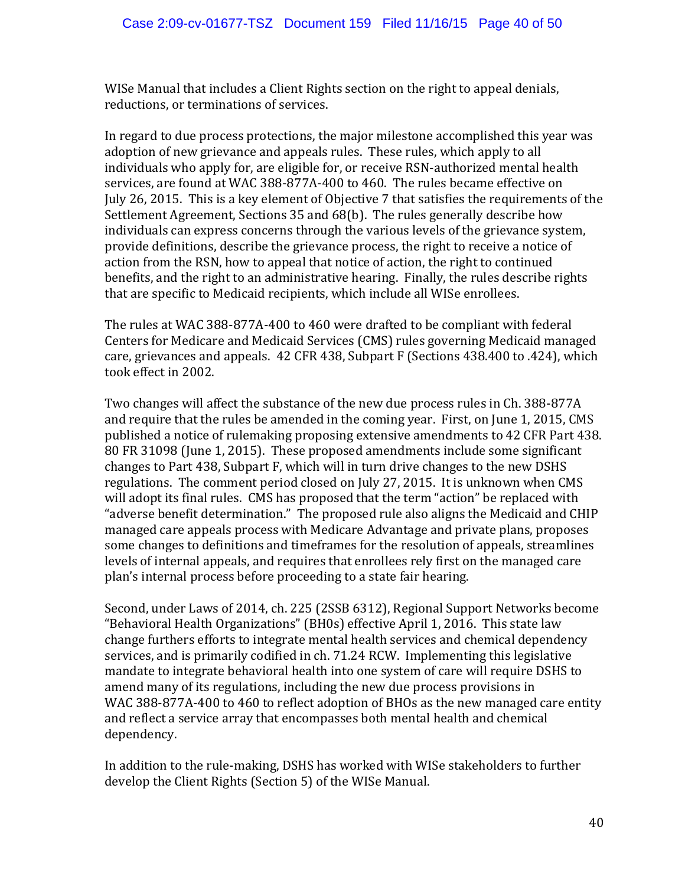WISe Manual that includes a Client Rights section on the right to appeal denials, reductions, or terminations of services.

In regard to due process protections, the major milestone accomplished this year was adoption of new grievance and appeals rules. These rules, which apply to all individuals who apply for, are eligible for, or receive RSN-authorized mental health services, are found at WAC 388-877A-400 to 460. The rules became effective on July 26, 2015. This is a key element of Objective 7 that satisfies the requirements of the Settlement Agreement, Sections 35 and 68(b). The rules generally describe how individuals can express concerns through the various levels of the grievance system, provide definitions, describe the grievance process, the right to receive a notice of action from the RSN, how to appeal that notice of action, the right to continued benefits, and the right to an administrative hearing. Finally, the rules describe rights that are specific to Medicaid recipients, which include all WISe enrollees.

The rules at WAC 388-877A-400 to 460 were drafted to be compliant with federal Centers for Medicare and Medicaid Services (CMS) rules governing Medicaid managed care, grievances and appeals. 42 CFR 438, Subpart F (Sections 438.400 to .424), which took effect in 2002.

Two changes will affect the substance of the new due process rules in Ch. 388-877A and require that the rules be amended in the coming year. First, on June 1, 2015, CMS published a notice of rulemaking proposing extensive amendments to 42 CFR Part 438. 80 FR 31098 (June 1, 2015). These proposed amendments include some significant changes to Part 438, Subpart F, which will in turn drive changes to the new DSHS regulations. The comment period closed on July 27, 2015. It is unknown when CMS will adopt its final rules. CMS has proposed that the term "action" be replaced with "adverse benefit determination." The proposed rule also aligns the Medicaid and CHIP managed care appeals process with Medicare Advantage and private plans, proposes some changes to definitions and timeframes for the resolution of appeals, streamlines levels of internal appeals, and requires that enrollees rely first on the managed care plan's internal process before proceeding to a state fair hearing.

Second, under Laws of 2014, ch. 225 (2SSB 6312), Regional Support Networks become "Behavioral Health Organizations" (BHOs) effective April 1, 2016. This state law change furthers efforts to integrate mental health services and chemical dependency services, and is primarily codified in ch. 71.24 RCW. Implementing this legislative mandate to integrate behavioral health into one system of care will require DSHS to amend many of its regulations, including the new due process provisions in WAC 388-877A-400 to 460 to reflect adoption of BHOs as the new managed care entity and reflect a service array that encompasses both mental health and chemical dependency.

In addition to the rule-making, DSHS has worked with WISe stakeholders to further develop the Client Rights (Section 5) of the WISe Manual.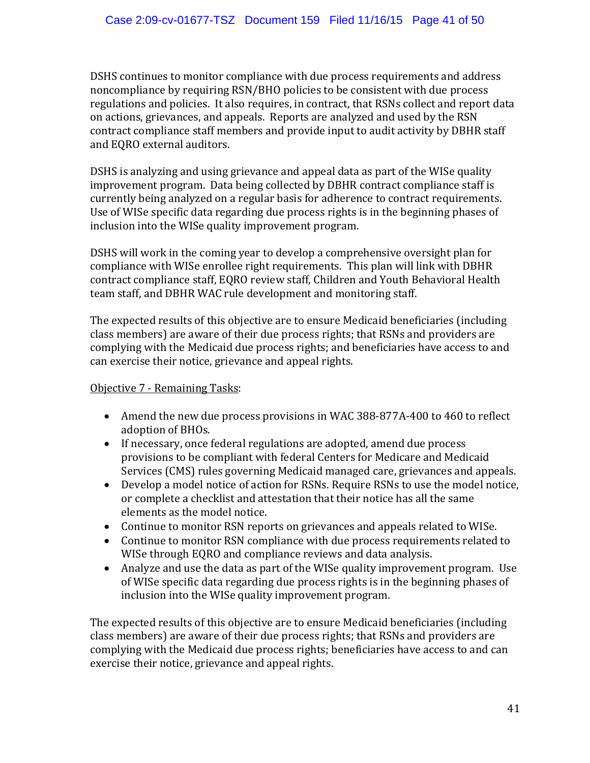DSHS continues to monitor compliance with due process requirements and address noncompliance by requiring RSN/BHO policies to be consistent with due process regulations and policies. It also requires, in contract, that RSNs collect and report data on actions, grievances, and appeals. Reports are analyzed and used by the RSN contract compliance staff members and provide input to audit activity by DBHR staff and EQRO external auditors.

DSHS is analyzing and using grievance and appeal data as part of the WISe quality improvement program. Data being collected by DBHR contract compliance staff is currently being analyzed on a regular basis for adherence to contract requirements. Use of WISe specific data regarding due process rights is in the beginning phases of inclusion into the WISe quality improvement program.

DSHS will work in the coming year to develop a comprehensive oversight plan for compliance with WISe enrollee right requirements. This plan will link with DBHR contract compliance staff, EQRO review staff, Children and Youth Behavioral Health team staff, and DBHR WAC rule development and monitoring staff.

The expected results of this objective are to ensure Medicaid beneficiaries (including class members) are aware of their due process rights; that RSNs and providers are complying with the Medicaid due process rights; and beneficiaries have access to and can exercise their notice, grievance and appeal rights.

<u>Objective 7 - Remaining Tasks</u>:

- Amend the new due process provisions in WAC 388-877A-400 to 460 to reflect adoption of BHOs.
- If necessary, once federal regulations are adopted, amend due process provisions to be compliant with federal Centers for Medicare and Medicaid Services (CMS) rules governing Medicaid managed care, grievances and appeals.
- Develop a model notice of action for RSNs. Require RSNs to use the model notice, or complete a checklist and attestation that their notice has all the same elements as the model notice.
- Continue to monitor RSN reports on grievances and appeals related to WISe.
- Continue to monitor RSN compliance with due process requirements related to WISe through EQRO and compliance reviews and data analysis.
- Analyze and use the data as part of the WISe quality improvement program. Use of WISe specific data regarding due process rights is in the beginning phases of inclusion into the WISe quality improvement program.

The expected results of this objective are to ensure Medicaid beneficiaries (including class members) are aware of their due process rights; that RSNs and providers are complying with the Medicaid due process rights; beneficiaries have access to and can exercise their notice, grievance and appeal rights.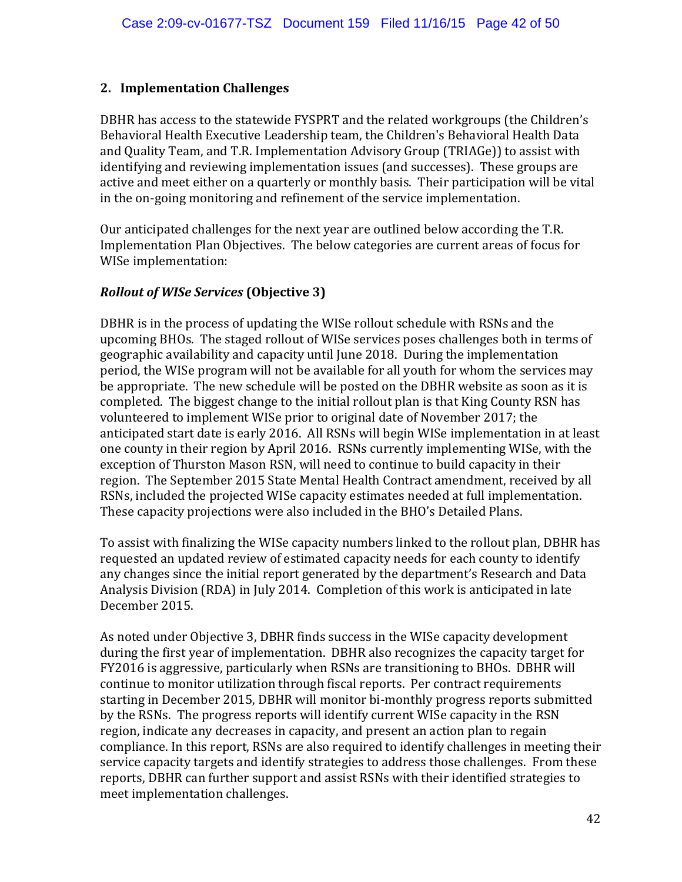## 2. Implementation Challenges

DBHR has access to the statewide FYSPRT and the related workgroups (the Children's Behavioral Health Executive Leadership team, the Children's Behavioral Health Data and Quality Team, and T.R. Implementation Advisory Group (TRIAGe)) to assist with identifying and reviewing implementation issues (and successes). These groups are active and meet either on a quarterly or monthly basis. Their participation will be vital in the on-going monitoring and refinement of the service implementation.

Our anticipated challenges for the next year are outlined below according the T.R. Implementation Plan Objectives. The below categories are current areas of focus for WISe implementation:

***Rollout of WISe Services*** **(Objective 3)**

DBHR is in the process of updating the WISe rollout schedule with RSNs and the upcoming BHOs. The staged rollout of WISe services poses challenges both in terms of geographic availability and capacity until June 2018. During the implementation period, the WISe program will not be available for all youth for whom the services may be appropriate. The new schedule will be posted on the DBHR website as soon as it is completed. The biggest change to the initial rollout plan is that King County RSN has volunteered to implement WISe prior to original date of November 2017; the anticipated start date is early 2016. All RSNs will begin WISe implementation in at least one county in their region by April 2016. RSNs currently implementing WISe, with the exception of Thurston Mason RSN, will need to continue to build capacity in their region. The September 2015 State Mental Health Contract amendment, received by all RSNs, included the projected WISe capacity estimates needed at full implementation. These capacity projections were also included in the BHO's Detailed Plans.

To assist with finalizing the WISe capacity numbers linked to the rollout plan, DBHR has requested an updated review of estimated capacity needs for each county to identify any changes since the initial report generated by the department's Research and Data Analysis Division (RDA) in July 2014. Completion of this work is anticipated in late December 2015.

As noted under Objective 3, DBHR finds success in the WISe capacity development during the first year of implementation. DBHR also recognizes the capacity target for FY2016 is aggressive, particularly when RSNs are transitioning to BHOs. DBHR will continue to monitor utilization through fiscal reports. Per contract requirements starting in December 2015, DBHR will monitor bi-monthly progress reports submitted by the RSNs. The progress reports will identify current WISe capacity in the RSN region, indicate any decreases in capacity, and present an action plan to regain compliance. In this report, RSNs are also required to identify challenges in meeting their service capacity targets and identify strategies to address those challenges. From these reports, DBHR can further support and assist RSNs with their identified strategies to meet implementation challenges.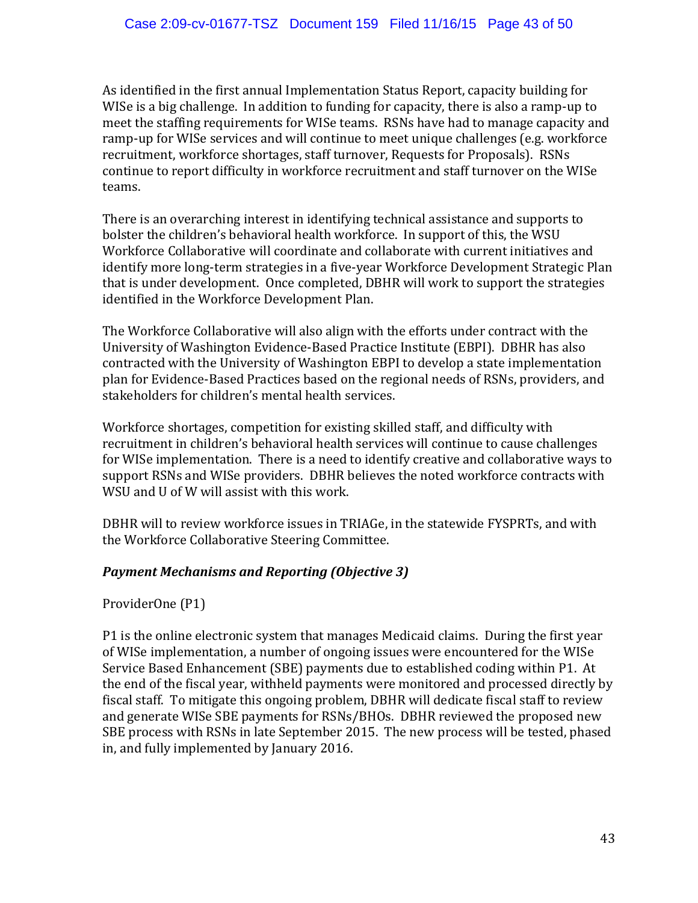As identified in the first annual Implementation Status Report, capacity building for WISe is a big challenge. In addition to funding for capacity, there is also a ramp-up to meet the staffing requirements for WISe teams. RSNs have had to manage capacity and ramp-up for WISe services and will continue to meet unique challenges (e.g. workforce recruitment, workforce shortages, staff turnover, Requests for Proposals). RSNs continue to report difficulty in workforce recruitment and staff turnover on the WISe teams.

There is an overarching interest in identifying technical assistance and supports to bolster the children's behavioral health workforce. In support of this, the WSU Workforce Collaborative will coordinate and collaborate with current initiatives and identify more long-term strategies in a five-year Workforce Development Strategic Plan that is under development. Once completed, DBHR will work to support the strategies identified in the Workforce Development Plan.

The Workforce Collaborative will also align with the efforts under contract with the University of Washington Evidence-Based Practice Institute (EBPI). DBHR has also contracted with the University of Washington EBPI to develop a state implementation plan for Evidence-Based Practices based on the regional needs of RSNs, providers, and stakeholders for children's mental health services.

Workforce shortages, competition for existing skilled staff, and difficulty with recruitment in children's behavioral health services will continue to cause challenges for WISe implementation. There is a need to identify creative and collaborative ways to support RSNs and WISe providers. DBHR believes the noted workforce contracts with WSU and U of W will assist with this work.

DBHR will to review workforce issues in TRIAGe, in the statewide FYSPRTs, and with the Workforce Collaborative Steering Committee.

***Payment Mechanisms and Reporting (Objective 3)***

ProviderOne (P1)

P1 is the online electronic system that manages Medicaid claims. During the first year of WISe implementation, a number of ongoing issues were encountered for the WISe Service Based Enhancement (SBE) payments due to established coding within P1. At the end of the fiscal year, withheld payments were monitored and processed directly by fiscal staff. To mitigate this ongoing problem, DBHR will dedicate fiscal staff to review and generate WISe SBE payments for RSNs/BHOs. DBHR reviewed the proposed new SBE process with RSNs in late September 2015. The new process will be tested, phased in, and fully implemented by January 2016.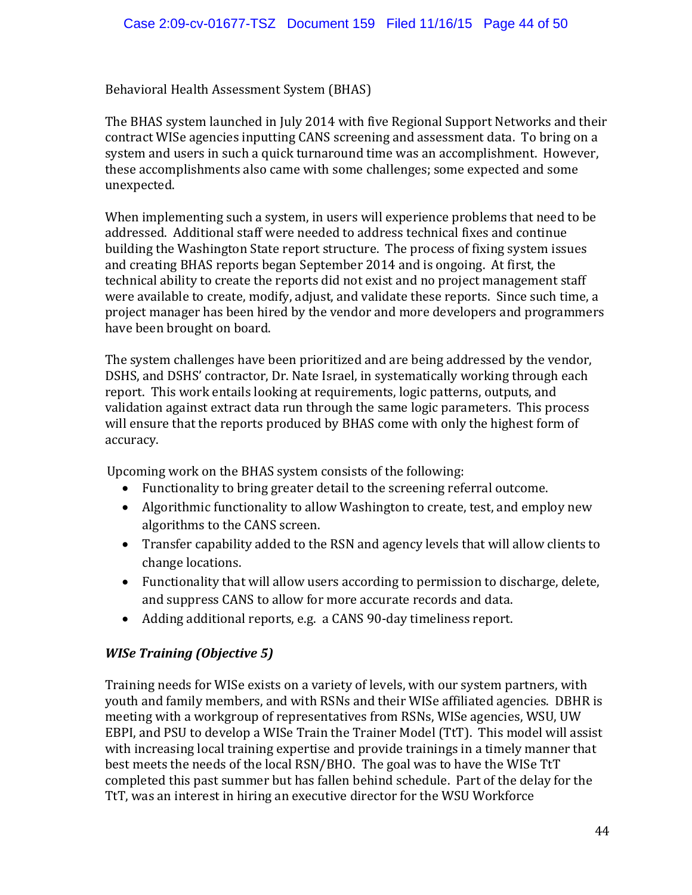Behavioral Health Assessment System (BHAS)

The BHAS system launched in July 2014 with five Regional Support Networks and their contract WISe agencies inputting CANS screening and assessment data. To bring on a system and users in such a quick turnaround time was an accomplishment. However, these accomplishments also came with some challenges; some expected and some unexpected.

When implementing such a system, in users will experience problems that need to be addressed. Additional staff were needed to address technical fixes and continue building the Washington State report structure. The process of fixing system issues and creating BHAS reports began September 2014 and is ongoing. At first, the technical ability to create the reports did not exist and no project management staff were available to create, modify, adjust, and validate these reports. Since such time, a project manager has been hired by the vendor and more developers and programmers have been brought on board.

The system challenges have been prioritized and are being addressed by the vendor, DSHS, and DSHS' contractor, Dr. Nate Israel, in systematically working through each report. This work entails looking at requirements, logic patterns, outputs, and validation against extract data run through the same logic parameters. This process will ensure that the reports produced by BHAS come with only the highest form of accuracy.

Upcoming work on the BHAS system consists of the following:

- Functionality to bring greater detail to the screening referral outcome.
- Algorithmic functionality to allow Washington to create, test, and employ new algorithms to the CANS screen.
- Transfer capability added to the RSN and agency levels that will allow clients to change locations.
- Functionality that will allow users according to permission to discharge, delete, and suppress CANS to allow for more accurate records and data.
- Adding additional reports, e.g. a CANS 90-day timeliness report.

***WISe Training (Objective 5)***

Training needs for WISe exists on a variety of levels, with our system partners, with youth and family members, and with RSNs and their WISe affiliated agencies. DBHR is meeting with a workgroup of representatives from RSNs, WISe agencies, WSU, UW EBPI, and PSU to develop a WISe Train the Trainer Model (TtT). This model will assist with increasing local training expertise and provide trainings in a timely manner that best meets the needs of the local RSN/BHO. The goal was to have the WISe TtT completed this past summer but has fallen behind schedule. Part of the delay for the TtT, was an interest in hiring an executive director for the WSU Workforce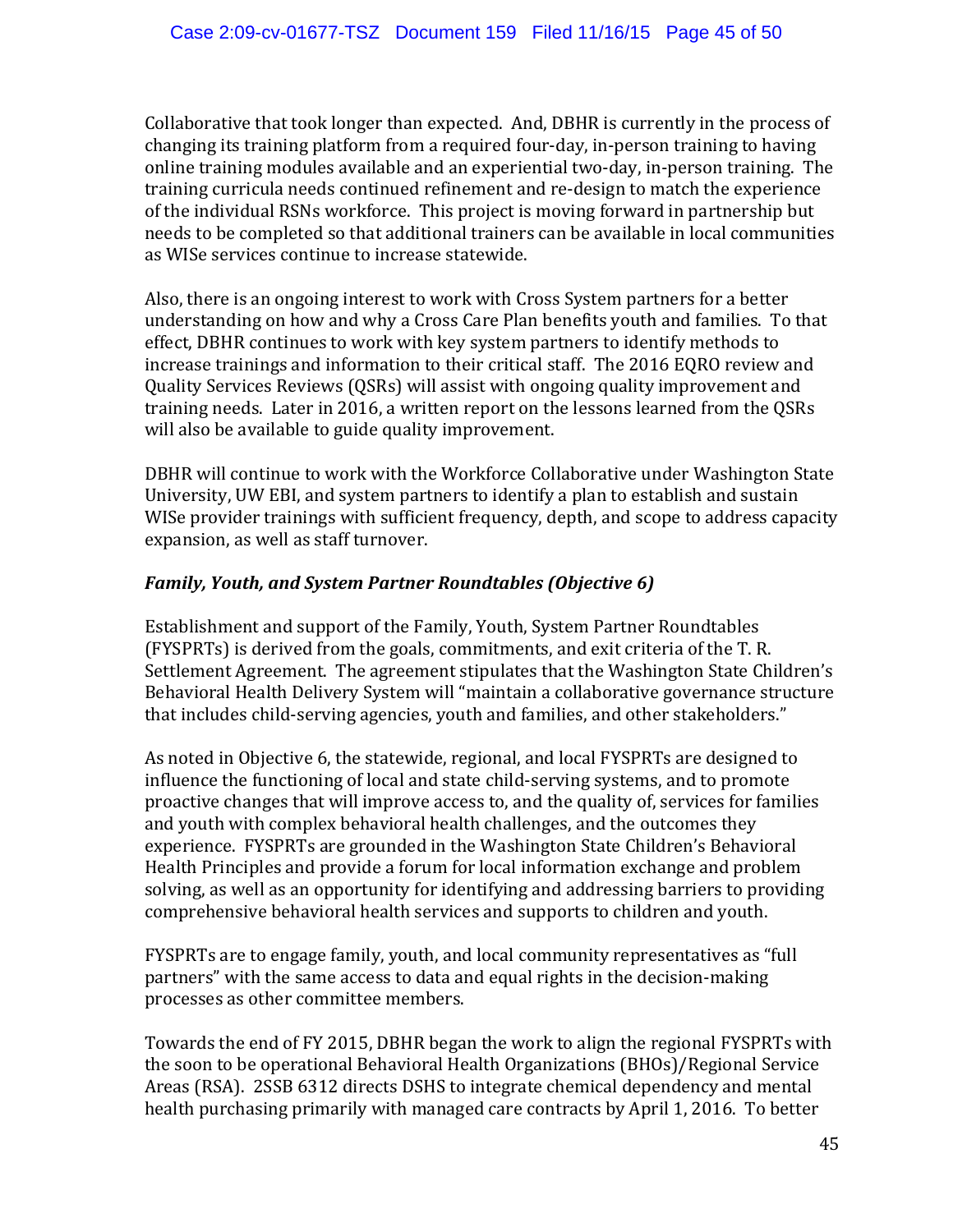Collaborative that took longer than expected. And, DBHR is currently in the process of changing its training platform from a required four-day, in-person training to having online training modules available and an experiential two-day, in-person training. The training curricula needs continued refinement and re-design to match the experience of the individual RSNs workforce. This project is moving forward in partnership but needs to be completed so that additional trainers can be available in local communities as WISe services continue to increase statewide.

Also, there is an ongoing interest to work with Cross System partners for a better understanding on how and why a Cross Care Plan benefits youth and families. To that effect, DBHR continues to work with key system partners to identify methods to increase trainings and information to their critical staff. The 2016 EQRO review and Quality Services Reviews (QSRs) will assist with ongoing quality improvement and training needs. Later in 2016, a written report on the lessons learned from the QSRs will also be available to guide quality improvement.

DBHR will continue to work with the Workforce Collaborative under Washington State University, UW EBI, and system partners to identify a plan to establish and sustain WISe provider trainings with sufficient frequency, depth, and scope to address capacity expansion, as well as staff turnover.

### *Family, Youth, and System Partner Roundtables (Objective 6)*

Establishment and support of the Family, Youth, System Partner Roundtables (FYSPRTs) is derived from the goals, commitments, and exit criteria of the T. R. Settlement Agreement. The agreement stipulates that the Washington State Children's Behavioral Health Delivery System will "maintain a collaborative governance structure that includes child-serving agencies, youth and families, and other stakeholders."

As noted in Objective 6, the statewide, regional, and local FYSPRTs are designed to influence the functioning of local and state child-serving systems, and to promote proactive changes that will improve access to, and the quality of, services for families and youth with complex behavioral health challenges, and the outcomes they experience. FYSPRTs are grounded in the Washington State Children's Behavioral Health Principles and provide a forum for local information exchange and problem solving, as well as an opportunity for identifying and addressing barriers to providing comprehensive behavioral health services and supports to children and youth.

FYSPRTs are to engage family, youth, and local community representatives as "full partners" with the same access to data and equal rights in the decision-making processes as other committee members.

Towards the end of FY 2015, DBHR began the work to align the regional FYSPRTs with the soon to be operational Behavioral Health Organizations (BHOs)/Regional Service Areas (RSA). 2SSB 6312 directs DSHS to integrate chemical dependency and mental health purchasing primarily with managed care contracts by April 1, 2016. To better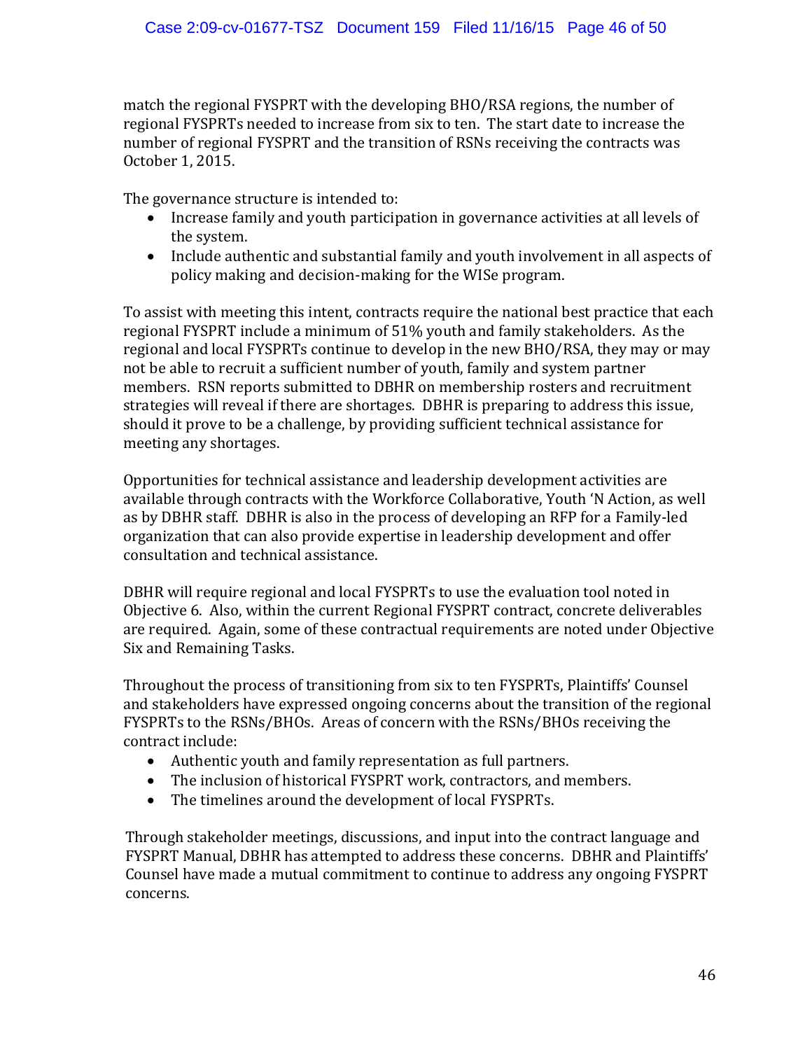match the regional FYSPRT with the developing BHO/RSA regions, the number of regional FYSPRTs needed to increase from six to ten. The start date to increase the number of regional FYSPRT and the transition of RSNs receiving the contracts was October 1, 2015.

The governance structure is intended to:

- Increase family and youth participation in governance activities at all levels of the system.
- Include authentic and substantial family and youth involvement in all aspects of policy making and decision-making for the WISe program.

To assist with meeting this intent, contracts require the national best practice that each regional FYSPRT include a minimum of 51% youth and family stakeholders. As the regional and local FYSPRTs continue to develop in the new BHO/RSA, they may or may not be able to recruit a sufficient number of youth, family and system partner members. RSN reports submitted to DBHR on membership rosters and recruitment strategies will reveal if there are shortages. DBHR is preparing to address this issue, should it prove to be a challenge, by providing sufficient technical assistance for meeting any shortages.

Opportunities for technical assistance and leadership development activities are available through contracts with the Workforce Collaborative, Youth 'N Action, as well as by DBHR staff. DBHR is also in the process of developing an RFP for a Family-led organization that can also provide expertise in leadership development and offer consultation and technical assistance.

DBHR will require regional and local FYSPRTs to use the evaluation tool noted in Objective 6. Also, within the current Regional FYSPRT contract, concrete deliverables are required. Again, some of these contractual requirements are noted under Objective Six and Remaining Tasks.

Throughout the process of transitioning from six to ten FYSPRTs, Plaintiffs' Counsel and stakeholders have expressed ongoing concerns about the transition of the regional FYSPRTs to the RSNs/BHOs. Areas of concern with the RSNs/BHOs receiving the contract include:

- Authentic youth and family representation as full partners.
- The inclusion of historical FYSPRT work, contractors, and members.
- The timelines around the development of local FYSPRTs.

Through stakeholder meetings, discussions, and input into the contract language and FYSPRT Manual, DBHR has attempted to address these concerns. DBHR and Plaintiffs' Counsel have made a mutual commitment to continue to address any ongoing FYSPRT concerns.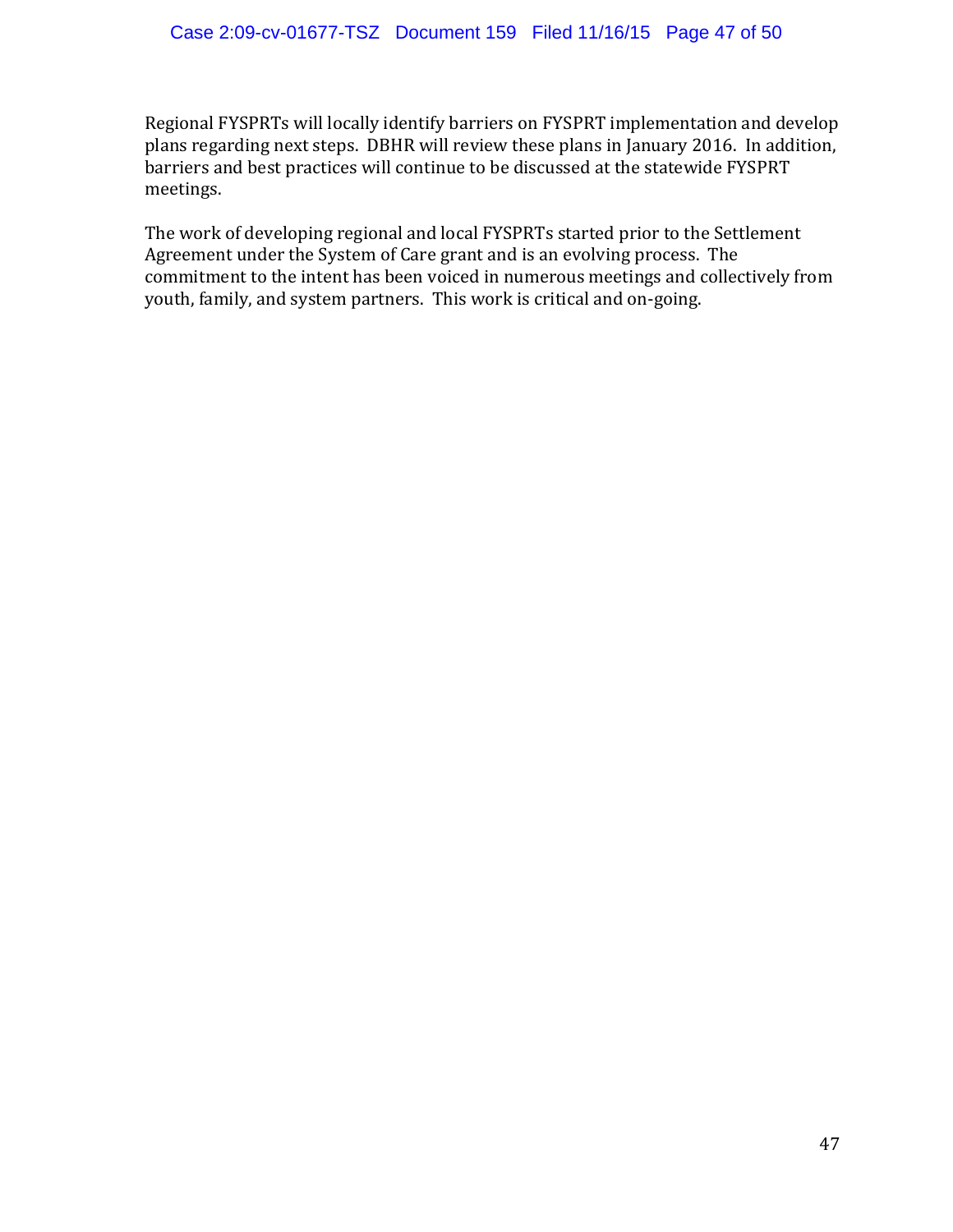Regional FYSPRTs will locally identify barriers on FYSPRT implementation and develop plans regarding next steps. DBHR will review these plans in January 2016. In addition, barriers and best practices will continue to be discussed at the statewide FYSPRT meetings.

The work of developing regional and local FYSPRTs started prior to the Settlement Agreement under the System of Care grant and is an evolving process. The commitment to the intent has been voiced in numerous meetings and collectively from youth, family, and system partners. This work is critical and on-going.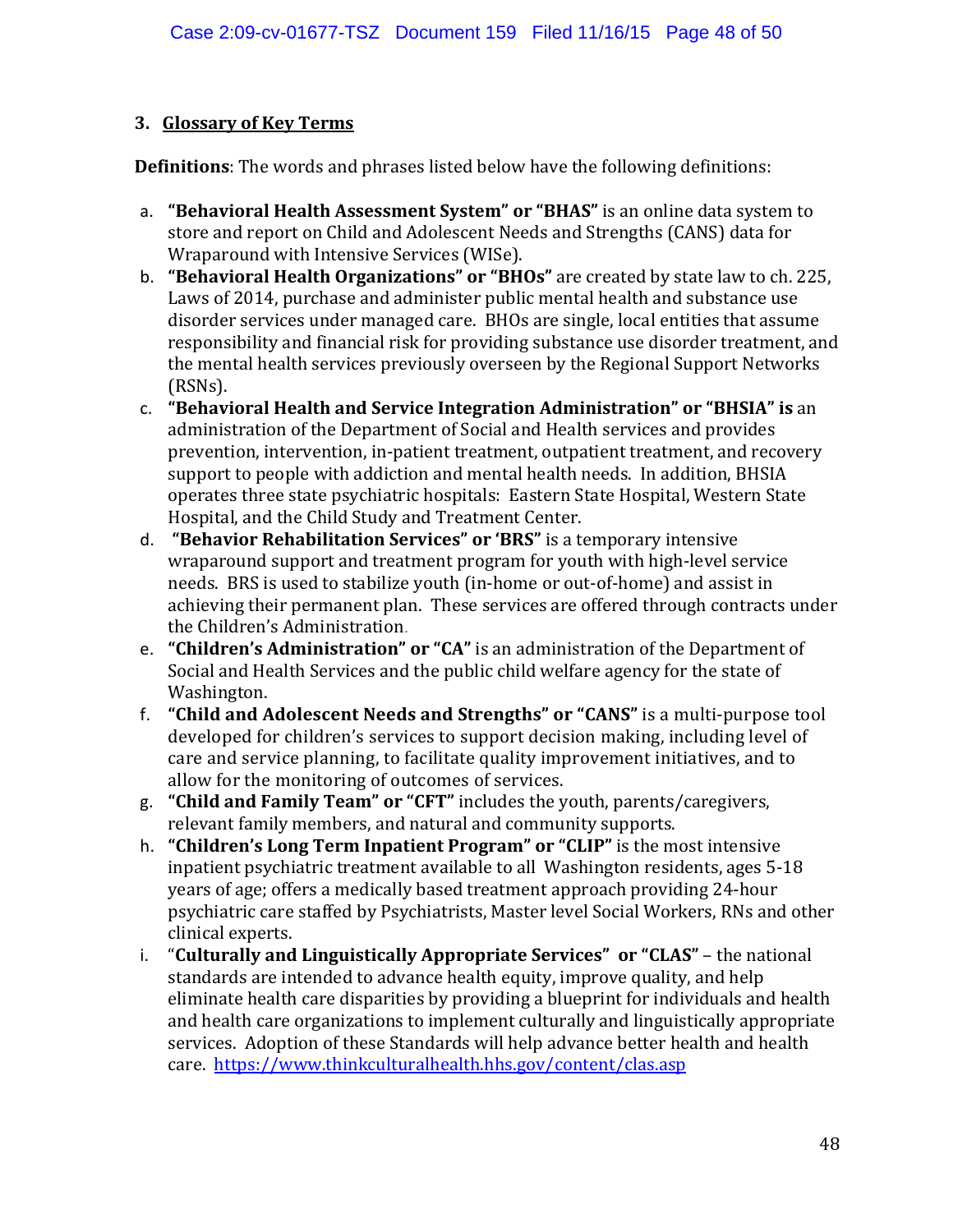### 3. Glossary of Key Terms

**Definitions**: The words and phrases listed below have the following definitions:

a. **"Behavioral Health Assessment System" or "BHAS"** is an online data system to store and report on Child and Adolescent Needs and Strengths (CANS) data for Wraparound with Intensive Services (WISe).

b. **"Behavioral Health Organizations" or "BHOs"** are created by state law to ch. 225, Laws of 2014, purchase and administer public mental health and substance use disorder services under managed care. BHOs are single, local entities that assume responsibility and financial risk for providing substance use disorder treatment, and the mental health services previously overseen by the Regional Support Networks (RSNs).

c. **"Behavioral Health and Service Integration Administration" or "BHSIA" is** an administration of the Department of Social and Health services and provides prevention, intervention, in-patient treatment, outpatient treatment, and recovery support to people with addiction and mental health needs. In addition, BHSIA operates three state psychiatric hospitals: Eastern State Hospital, Western State Hospital, and the Child Study and Treatment Center.

d. **"Behavior Rehabilitation Services" or 'BRS"** is a temporary intensive wraparound support and treatment program for youth with high-level service needs. BRS is used to stabilize youth (in-home or out-of-home) and assist in achieving their permanent plan. These services are offered through contracts under the Children's Administration.

e. **"Children's Administration" or "CA"** is an administration of the Department of Social and Health Services and the public child welfare agency for the state of Washington.

f. **"Child and Adolescent Needs and Strengths" or "CANS"** is a multi-purpose tool developed for children's services to support decision making, including level of care and service planning, to facilitate quality improvement initiatives, and to allow for the monitoring of outcomes of services.

g. **"Child and Family Team" or "CFT"** includes the youth, parents/caregivers, relevant family members, and natural and community supports.

h. **"Children's Long Term Inpatient Program" or "CLIP"** is the most intensive inpatient psychiatric treatment available to all Washington residents, ages 5-18 years of age; offers a medically based treatment approach providing 24-hour psychiatric care staffed by Psychiatrists, Master level Social Workers, RNs and other clinical experts.

i. "**Culturally and Linguistically Appropriate Services" or "CLAS"** – the national standards are intended to advance health equity, improve quality, and help eliminate health care disparities by providing a blueprint for individuals and health and health care organizations to implement culturally and linguistically appropriate services. Adoption of these Standards will help advance better health and health care. https://www.thinkculturalhealth.hhs.gov/content/clas.asp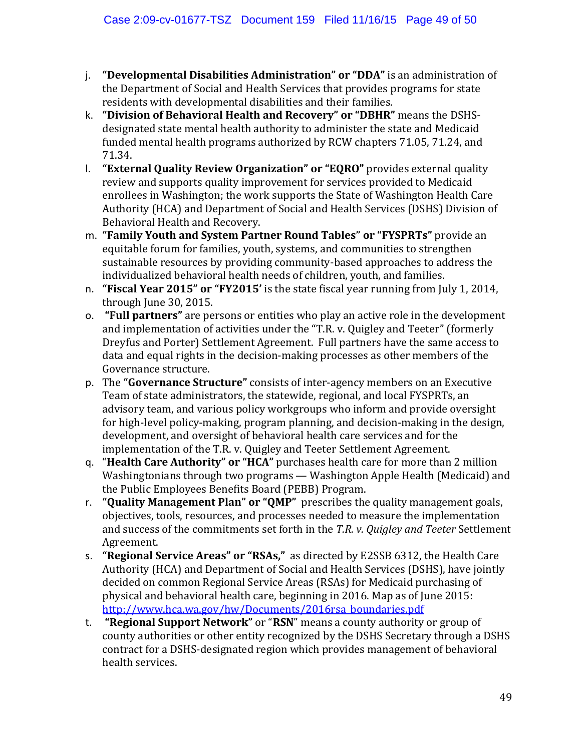j. **"Developmental Disabilities Administration" or "DDA"** is an administration of the Department of Social and Health Services that provides programs for state residents with developmental disabilities and their families.
k. **"Division of Behavioral Health and Recovery" or "DBHR"** means the DSHS-designated state mental health authority to administer the state and Medicaid funded mental health programs authorized by RCW chapters 71.05, 71.24, and 71.34.
l. **"External Quality Review Organization" or "EQRO"** provides external quality review and supports quality improvement for services provided to Medicaid enrollees in Washington; the work supports the State of Washington Health Care Authority (HCA) and Department of Social and Health Services (DSHS) Division of Behavioral Health and Recovery.
m. **"Family Youth and System Partner Round Tables" or "FYSPRTs"** provide an equitable forum for families, youth, systems, and communities to strengthen sustainable resources by providing community-based approaches to address the individualized behavioral health needs of children, youth, and families.
n. **"Fiscal Year 2015" or "FY2015'** is the state fiscal year running from July 1, 2014, through June 30, 2015.
o. **"Full partners"** are persons or entities who play an active role in the development and implementation of activities under the "T.R. v. Quigley and Teeter" (formerly Dreyfus and Porter) Settlement Agreement. Full partners have the same access to data and equal rights in the decision-making processes as other members of the Governance structure.
p. The **"Governance Structure"** consists of inter-agency members on an Executive Team of state administrators, the statewide, regional, and local FYSPRTs, an advisory team, and various policy workgroups who inform and provide oversight for high-level policy-making, program planning, and decision-making in the design, development, and oversight of behavioral health care services and for the implementation of the T.R. v. Quigley and Teeter Settlement Agreement.
q. "**Health Care Authority" or "HCA"** purchases health care for more than 2 million Washingtonians through two programs — Washington Apple Health (Medicaid) and the Public Employees Benefits Board (PEBB) Program.
r. **"Quality Management Plan" or "QMP"** prescribes the quality management goals, objectives, tools, resources, and processes needed to measure the implementation and success of the commitments set forth in the *T.R. v. Quigley and Teeter* Settlement Agreement.
s. **"Regional Service Areas" or "RSAs,"** as directed by E2SSB 6312, the Health Care Authority (HCA) and Department of Social and Health Services (DSHS), have jointly decided on common Regional Service Areas (RSAs) for Medicaid purchasing of physical and behavioral health care, beginning in 2016. Map as of June 2015: [http://www.hca.wa.gov/hw/Documents/2016rsa_boundaries.pdf](http://www.hca.wa.gov/hw/Documents/2016rsa_boundaries.pdf)
t. **"Regional Support Network"** or "**RSN**" means a county authority or group of county authorities or other entity recognized by the DSHS Secretary through a DSHS contract for a DSHS-designated region which provides management of behavioral health services.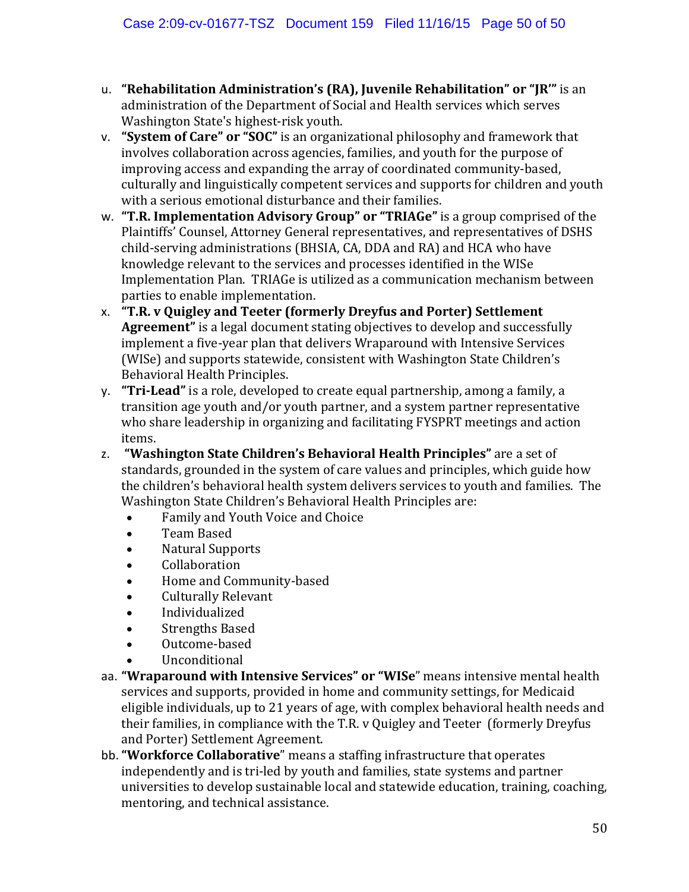u. **"Rehabilitation Administration's (RA), Juvenile Rehabilitation" or "JR'"** is an administration of the Department of Social and Health services which serves Washington State's highest-risk youth.

v. **"System of Care" or "SOC"** is an organizational philosophy and framework that involves collaboration across agencies, families, and youth for the purpose of improving access and expanding the array of coordinated community-based, culturally and linguistically competent services and supports for children and youth with a serious emotional disturbance and their families.

w. **"T.R. Implementation Advisory Group" or "TRIAGe"** is a group comprised of the Plaintiffs' Counsel, Attorney General representatives, and representatives of DSHS child-serving administrations (BHSIA, CA, DDA and RA) and HCA who have knowledge relevant to the services and processes identified in the WISe Implementation Plan. TRIAGe is utilized as a communication mechanism between parties to enable implementation.

x. **"T.R. v Quigley and Teeter (formerly Dreyfus and Porter) Settlement Agreement"** is a legal document stating objectives to develop and successfully implement a five-year plan that delivers Wraparound with Intensive Services (WISe) and supports statewide, consistent with Washington State Children's Behavioral Health Principles.

y. **"Tri-Lead"** is a role, developed to create equal partnership, among a family, a transition age youth and/or youth partner, and a system partner representative who share leadership in organizing and facilitating FYSPRT meetings and action items.

z. **"Washington State Children's Behavioral Health Principles"** are a set of standards, grounded in the system of care values and principles, which guide how the children's behavioral health system delivers services to youth and families. The Washington State Children's Behavioral Health Principles are:
   - Family and Youth Voice and Choice
   - Team Based
   - Natural Supports
   - Collaboration
   - Home and Community-based
   - Culturally Relevant
   - Individualized
   - Strengths Based
   - Outcome-based
   - Unconditional

aa. **"Wraparound with Intensive Services" or "WISe"** means intensive mental health services and supports, provided in home and community settings, for Medicaid eligible individuals, up to 21 years of age, with complex behavioral health needs and their families, in compliance with the T.R. v Quigley and Teeter (formerly Dreyfus and Porter) Settlement Agreement.

bb. **"Workforce Collaborative"** means a staffing infrastructure that operates independently and is tri-led by youth and families, state systems and partner universities to develop sustainable local and statewide education, training, coaching, mentoring, and technical assistance.